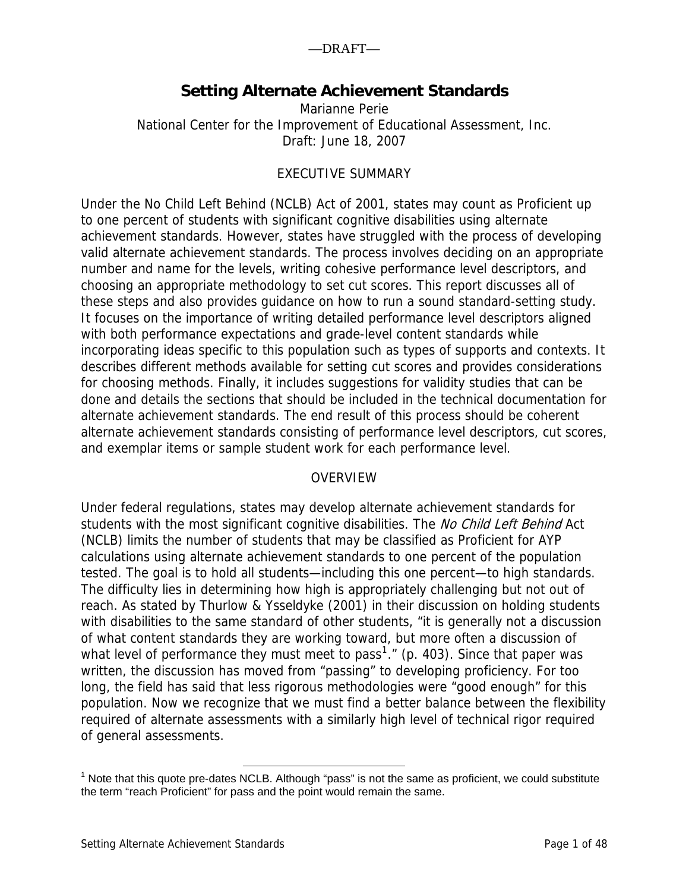—DRAFT—

# Setting Alternate Achievement Standards

Marianne Perie
National Center for the Improvement of Educational Assessment, Inc.
Draft: June 18, 2007

## EXECUTIVE SUMMARY

Under the No Child Left Behind (NCLB) Act of 2001, states may count as Proficient up to one percent of students with significant cognitive disabilities using alternate achievement standards. However, states have struggled with the process of developing valid alternate achievement standards. The process involves deciding on an appropriate number and name for the levels, writing cohesive performance level descriptors, and choosing an appropriate methodology to set cut scores. This report discusses all of these steps and also provides guidance on how to run a sound standard-setting study. It focuses on the importance of writing detailed performance level descriptors aligned with both performance expectations and grade-level content standards while incorporating ideas specific to this population such as types of supports and contexts. It describes different methods available for setting cut scores and provides considerations for choosing methods. Finally, it includes suggestions for validity studies that can be done and details the sections that should be included in the technical documentation for alternate achievement standards. The end result of this process should be coherent alternate achievement standards consisting of performance level descriptors, cut scores, and exemplar items or sample student work for each performance level.

## OVERVIEW

Under federal regulations, states may develop alternate achievement standards for students with the most significant cognitive disabilities. The *No Child Left Behind* Act (NCLB) limits the number of students that may be classified as Proficient for AYP calculations using alternate achievement standards to one percent of the population tested. The goal is to hold all students—including this one percent—to high standards. The difficulty lies in determining how high is appropriately challenging but not out of reach. As stated by Thurlow & Ysseldyke (2001) in their discussion on holding students with disabilities to the same standard of other students, "it is generally not a discussion of what content standards they are working toward, but more often a discussion of what level of performance they must meet to pass[1]." (p. 403). Since that paper was written, the discussion has moved from "passing" to developing proficiency. For too long, the field has said that less rigorous methodologies were "good enough" for this population. Now we recognize that we must find a better balance between the flexibility required of alternate assessments with a similarly high level of technical rigor required of general assessments.

[1] Note that this quote pre-dates NCLB. Although "pass" is not the same as proficient, we could substitute the term "reach Proficient" for pass and the point would remain the same.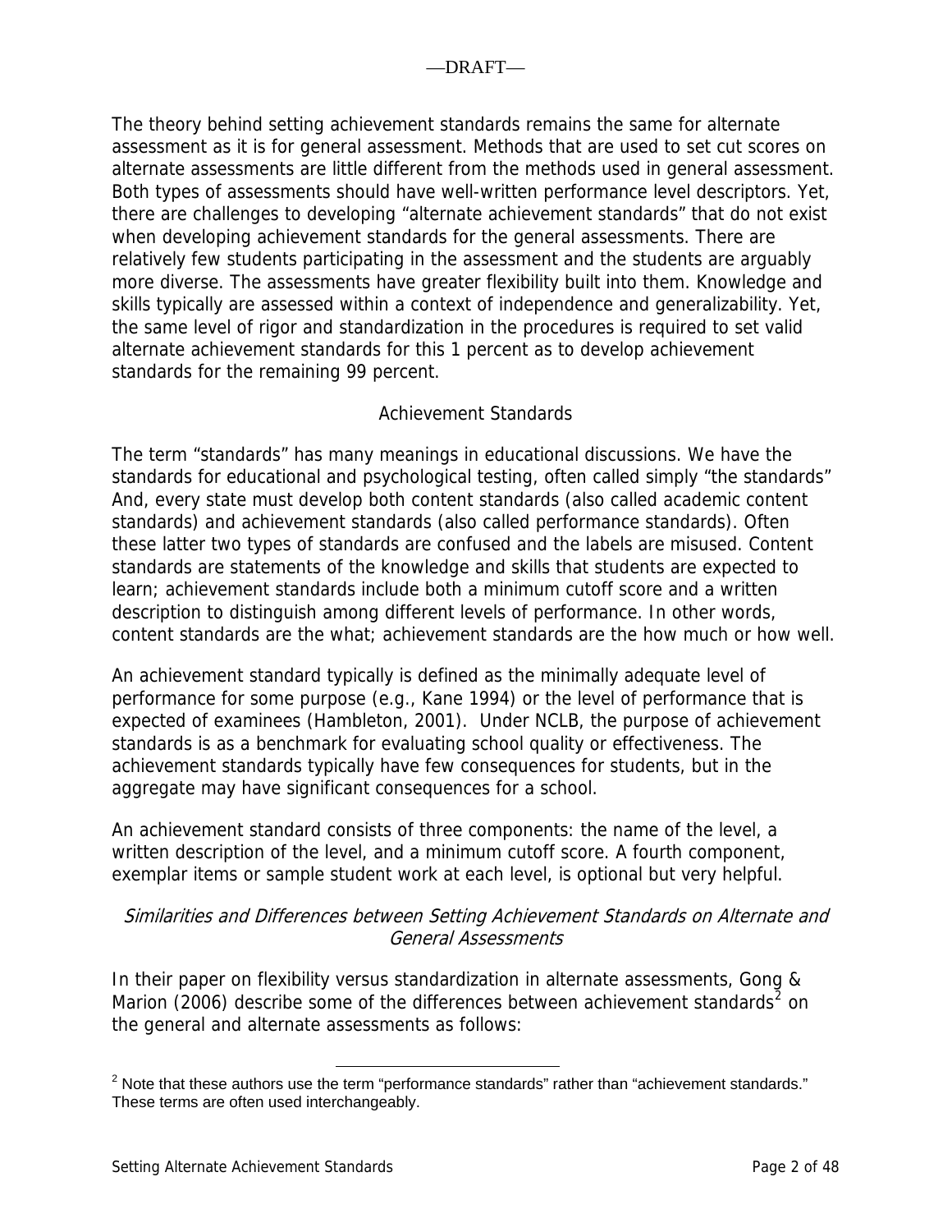The theory behind setting achievement standards remains the same for alternate assessment as it is for general assessment. Methods that are used to set cut scores on alternate assessments are little different from the methods used in general assessment. Both types of assessments should have well-written performance level descriptors. Yet, there are challenges to developing "alternate achievement standards" that do not exist when developing achievement standards for the general assessments. There are relatively few students participating in the assessment and the students are arguably more diverse. The assessments have greater flexibility built into them. Knowledge and skills typically are assessed within a context of independence and generalizability. Yet, the same level of rigor and standardization in the procedures is required to set valid alternate achievement standards for this 1 percent as to develop achievement standards for the remaining 99 percent.

## Achievement Standards

The term "standards" has many meanings in educational discussions. We have the standards for educational and psychological testing, often called simply "the standards" And, every state must develop both content standards (also called academic content standards) and achievement standards (also called performance standards). Often these latter two types of standards are confused and the labels are misused. Content standards are statements of the knowledge and skills that students are expected to learn; achievement standards include both a minimum cutoff score and a written description to distinguish among different levels of performance. In other words, content standards are the what; achievement standards are the how much or how well.

An achievement standard typically is defined as the minimally adequate level of performance for some purpose (e.g., Kane 1994) or the level of performance that is expected of examinees (Hambleton, 2001). Under NCLB, the purpose of achievement standards is as a benchmark for evaluating school quality or effectiveness. The achievement standards typically have few consequences for students, but in the aggregate may have significant consequences for a school.

An achievement standard consists of three components: the name of the level, a written description of the level, and a minimum cutoff score. A fourth component, exemplar items or sample student work at each level, is optional but very helpful.

### *Similarities and Differences between Setting Achievement Standards on Alternate and General Assessments*

In their paper on flexibility versus standardization in alternate assessments, Gong & Marion (2006) describe some of the differences between achievement standards[2] on the general and alternate assessments as follows:

[2] Note that these authors use the term "performance standards" rather than "achievement standards." These terms are often used interchangeably.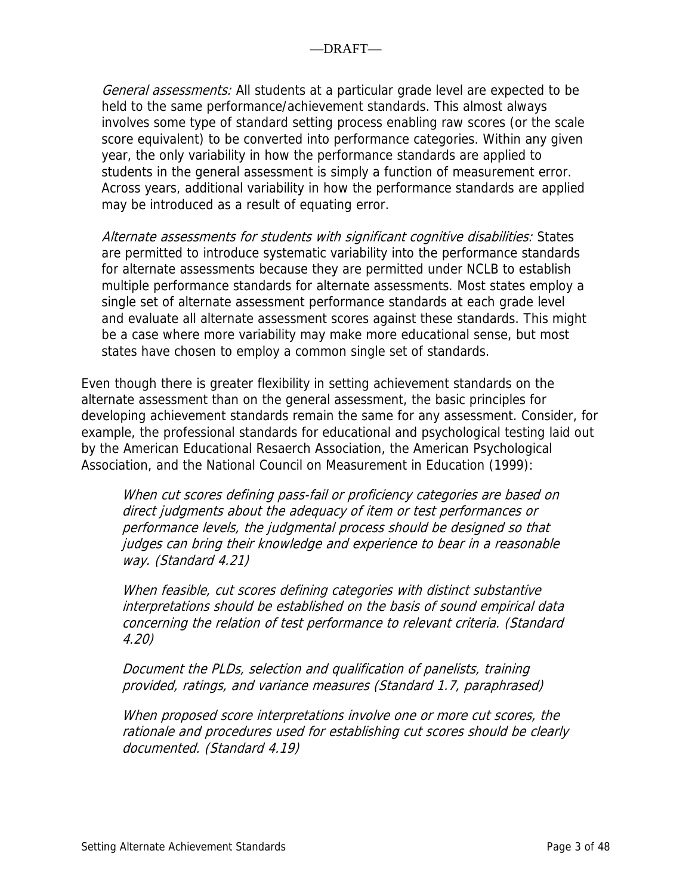*General assessments:* All students at a particular grade level are expected to be held to the same performance/achievement standards. This almost always involves some type of standard setting process enabling raw scores (or the scale score equivalent) to be converted into performance categories. Within any given year, the only variability in how the performance standards are applied to students in the general assessment is simply a function of measurement error. Across years, additional variability in how the performance standards are applied may be introduced as a result of equating error.

*Alternate assessments for students with significant cognitive disabilities:* States are permitted to introduce systematic variability into the performance standards for alternate assessments because they are permitted under NCLB to establish multiple performance standards for alternate assessments. Most states employ a single set of alternate assessment performance standards at each grade level and evaluate all alternate assessment scores against these standards. This might be a case where more variability may make more educational sense, but most states have chosen to employ a common single set of standards.

Even though there is greater flexibility in setting achievement standards on the alternate assessment than on the general assessment, the basic principles for developing achievement standards remain the same for any assessment. Consider, for example, the professional standards for educational and psychological testing laid out by the American Educational Resaerch Association, the American Psychological Association, and the National Council on Measurement in Education (1999):

> *When cut scores defining pass-fail or proficiency categories are based on direct judgments about the adequacy of item or test performances or performance levels, the judgmental process should be designed so that judges can bring their knowledge and experience to bear in a reasonable way. (Standard 4.21)*
>
> *When feasible, cut scores defining categories with distinct substantive interpretations should be established on the basis of sound empirical data concerning the relation of test performance to relevant criteria. (Standard 4.20)*
>
> *Document the PLDs, selection and qualification of panelists, training provided, ratings, and variance measures (Standard 1.7, paraphrased)*
>
> *When proposed score interpretations involve one or more cut scores, the rationale and procedures used for establishing cut scores should be clearly documented. (Standard 4.19)*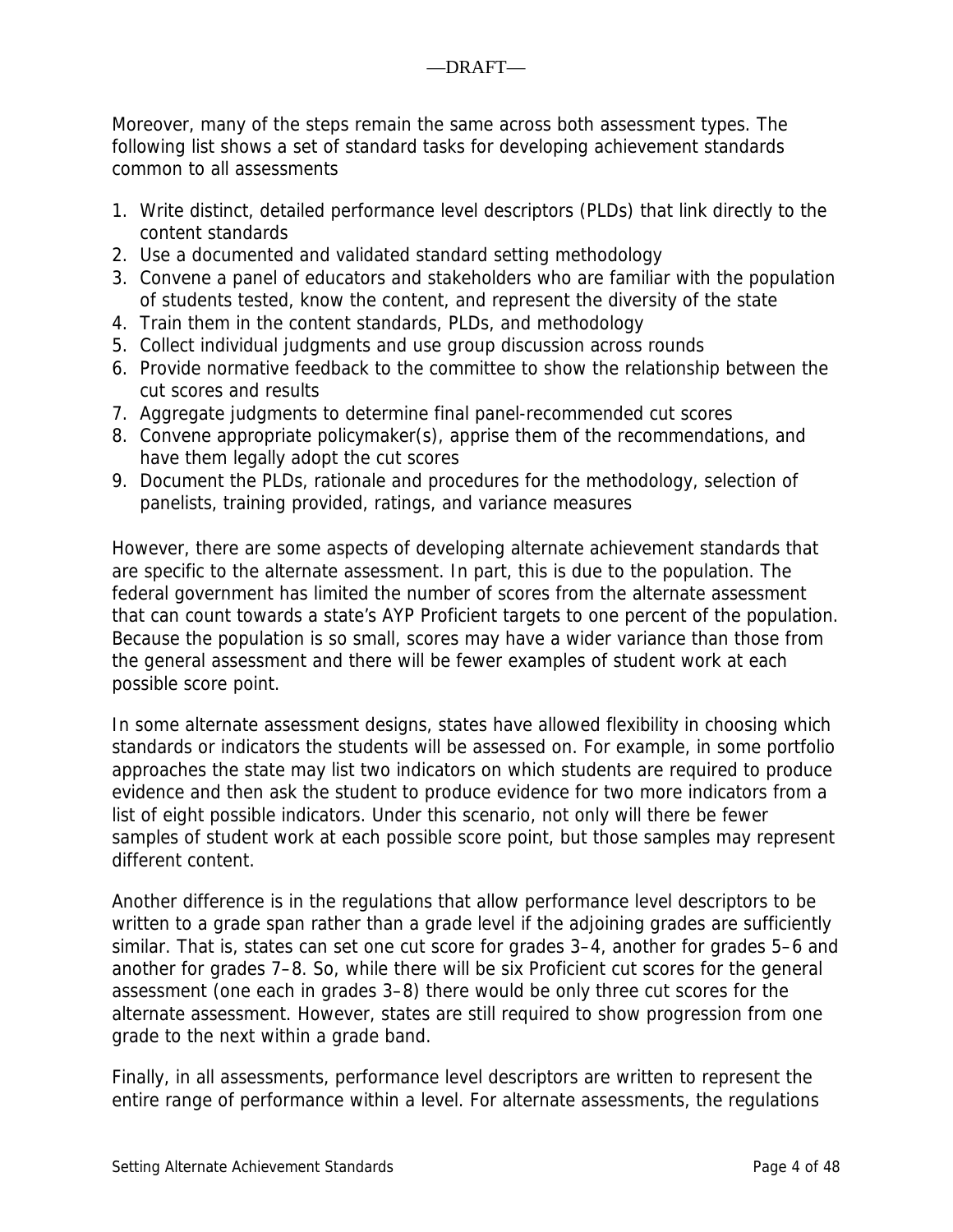Moreover, many of the steps remain the same across both assessment types. The following list shows a set of standard tasks for developing achievement standards common to all assessments

1. Write distinct, detailed performance level descriptors (PLDs) that link directly to the content standards
2. Use a documented and validated standard setting methodology
3. Convene a panel of educators and stakeholders who are familiar with the population of students tested, know the content, and represent the diversity of the state
4. Train them in the content standards, PLDs, and methodology
5. Collect individual judgments and use group discussion across rounds
6. Provide normative feedback to the committee to show the relationship between the cut scores and results
7. Aggregate judgments to determine final panel-recommended cut scores
8. Convene appropriate policymaker(s), apprise them of the recommendations, and have them legally adopt the cut scores
9. Document the PLDs, rationale and procedures for the methodology, selection of panelists, training provided, ratings, and variance measures

However, there are some aspects of developing alternate achievement standards that are specific to the alternate assessment. In part, this is due to the population. The federal government has limited the number of scores from the alternate assessment that can count towards a state's AYP Proficient targets to one percent of the population. Because the population is so small, scores may have a wider variance than those from the general assessment and there will be fewer examples of student work at each possible score point.

In some alternate assessment designs, states have allowed flexibility in choosing which standards or indicators the students will be assessed on. For example, in some portfolio approaches the state may list two indicators on which students are required to produce evidence and then ask the student to produce evidence for two more indicators from a list of eight possible indicators. Under this scenario, not only will there be fewer samples of student work at each possible score point, but those samples may represent different content.

Another difference is in the regulations that allow performance level descriptors to be written to a grade span rather than a grade level if the adjoining grades are sufficiently similar. That is, states can set one cut score for grades 3–4, another for grades 5–6 and another for grades 7–8. So, while there will be six Proficient cut scores for the general assessment (one each in grades 3–8) there would be only three cut scores for the alternate assessment. However, states are still required to show progression from one grade to the next within a grade band.

Finally, in all assessments, performance level descriptors are written to represent the entire range of performance within a level. For alternate assessments, the regulations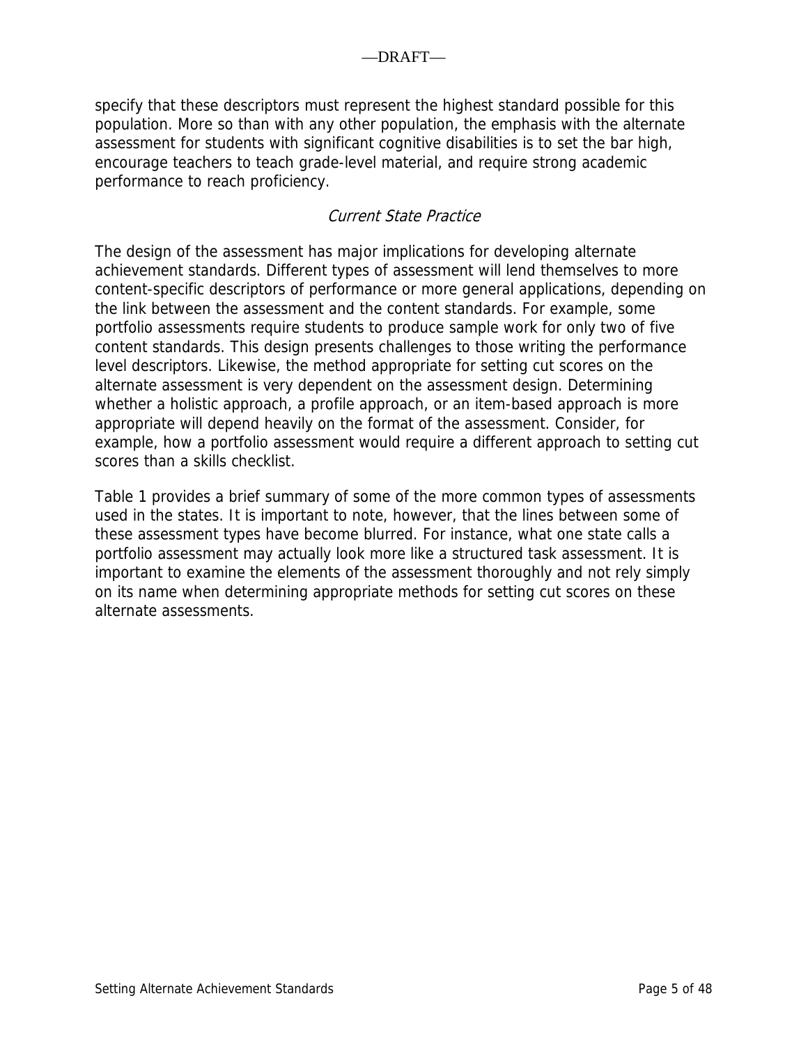specify that these descriptors must represent the highest standard possible for this population. More so than with any other population, the emphasis with the alternate assessment for students with significant cognitive disabilities is to set the bar high, encourage teachers to teach grade-level material, and require strong academic performance to reach proficiency.

### *Current State Practice*

The design of the assessment has major implications for developing alternate achievement standards. Different types of assessment will lend themselves to more content-specific descriptors of performance or more general applications, depending on the link between the assessment and the content standards. For example, some portfolio assessments require students to produce sample work for only two of five content standards. This design presents challenges to those writing the performance level descriptors. Likewise, the method appropriate for setting cut scores on the alternate assessment is very dependent on the assessment design. Determining whether a holistic approach, a profile approach, or an item-based approach is more appropriate will depend heavily on the format of the assessment. Consider, for example, how a portfolio assessment would require a different approach to setting cut scores than a skills checklist.

Table 1 provides a brief summary of some of the more common types of assessments used in the states. It is important to note, however, that the lines between some of these assessment types have become blurred. For instance, what one state calls a portfolio assessment may actually look more like a structured task assessment. It is important to examine the elements of the assessment thoroughly and not rely simply on its name when determining appropriate methods for setting cut scores on these alternate assessments.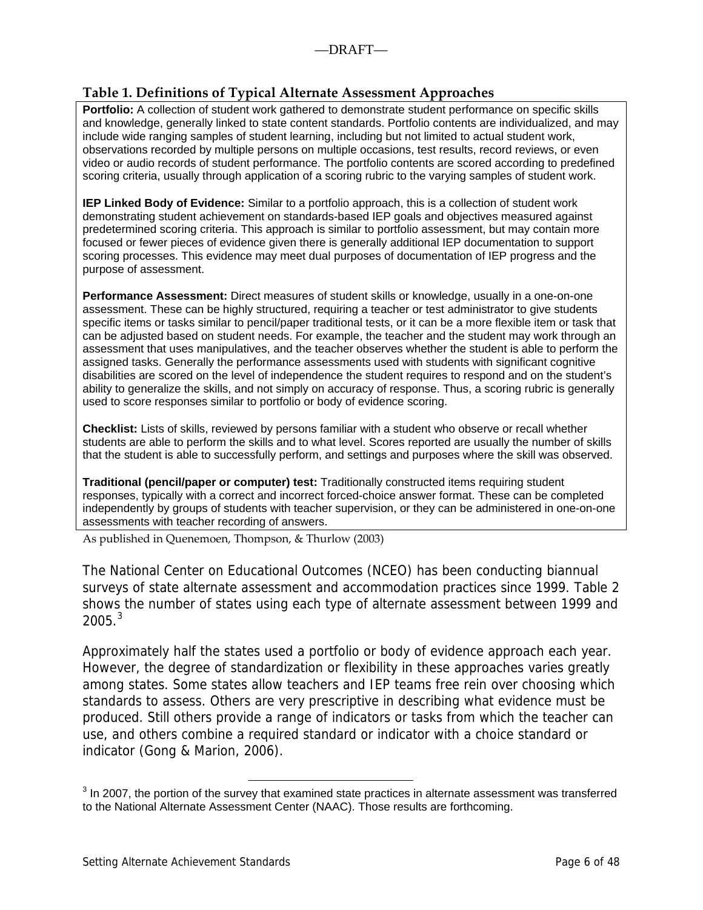—DRAFT—

### Table 1. Definitions of Typical Alternate Assessment Approaches

**Portfolio:** A collection of student work gathered to demonstrate student performance on specific skills and knowledge, generally linked to state content standards. Portfolio contents are individualized, and may include wide ranging samples of student learning, including but not limited to actual student work, observations recorded by multiple persons on multiple occasions, test results, record reviews, or even video or audio records of student performance. The portfolio contents are scored according to predefined scoring criteria, usually through application of a scoring rubric to the varying samples of student work.

**IEP Linked Body of Evidence:** Similar to a portfolio approach, this is a collection of student work demonstrating student achievement on standards-based IEP goals and objectives measured against predetermined scoring criteria. This approach is similar to portfolio assessment, but may contain more focused or fewer pieces of evidence given there is generally additional IEP documentation to support scoring processes. This evidence may meet dual purposes of documentation of IEP progress and the purpose of assessment.

**Performance Assessment:** Direct measures of student skills or knowledge, usually in a one-on-one assessment. These can be highly structured, requiring a teacher or test administrator to give students specific items or tasks similar to pencil/paper traditional tests, or it can be a more flexible item or task that can be adjusted based on student needs. For example, the teacher and the student may work through an assessment that uses manipulatives, and the teacher observes whether the student is able to perform the assigned tasks. Generally the performance assessments used with students with significant cognitive disabilities are scored on the level of independence the student requires to respond and on the student's ability to generalize the skills, and not simply on accuracy of response. Thus, a scoring rubric is generally used to score responses similar to portfolio or body of evidence scoring.

**Checklist:** Lists of skills, reviewed by persons familiar with a student who observe or recall whether students are able to perform the skills and to what level. Scores reported are usually the number of skills that the student is able to successfully perform, and settings and purposes where the skill was observed.

**Traditional (pencil/paper or computer) test:** Traditionally constructed items requiring student responses, typically with a correct and incorrect forced-choice answer format. These can be completed independently by groups of students with teacher supervision, or they can be administered in one-on-one assessments with teacher recording of answers.

As published in Quenemoen, Thompson, & Thurlow (2003)

The National Center on Educational Outcomes (NCEO) has been conducting biannual surveys of state alternate assessment and accommodation practices since 1999. Table 2 shows the number of states using each type of alternate assessment between 1999 and 2005.[3]

Approximately half the states used a portfolio or body of evidence approach each year. However, the degree of standardization or flexibility in these approaches varies greatly among states. Some states allow teachers and IEP teams free rein over choosing which standards to assess. Others are very prescriptive in describing what evidence must be produced. Still others provide a range of indicators or tasks from which the teacher can use, and others combine a required standard or indicator with a choice standard or indicator (Gong & Marion, 2006).

---

[3] In 2007, the portion of the survey that examined state practices in alternate assessment was transferred to the National Alternate Assessment Center (NAAC). Those results are forthcoming.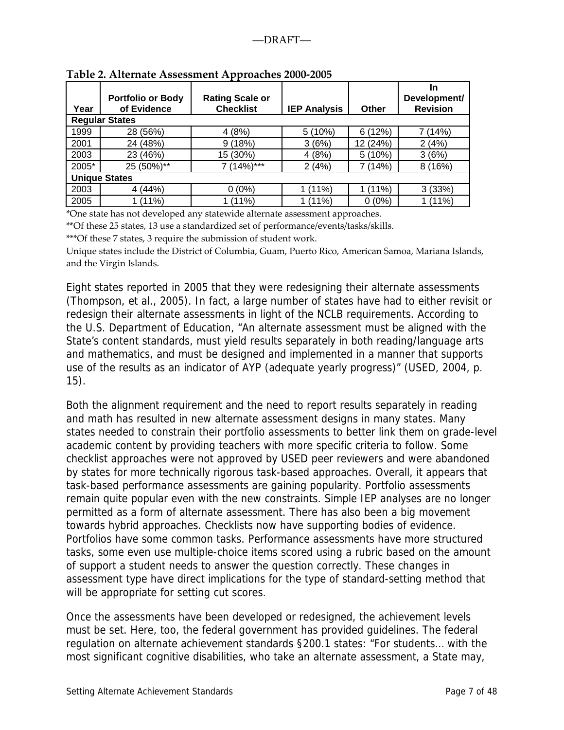**Table 2. Alternate Assessment Approaches 2000-2005**

| Year | Portfolio or Body of Evidence | Rating Scale or Checklist | IEP Analysis | Other | In Development/ Revision |
|---|---|---|---|---|---|
| **Regular States** | | | | | |
| 1999 | 28 (56%) | 4 (8%) | 5 (10%) | 6 (12%) | 7 (14%) |
| 2001 | 24 (48%) | 9 (18%) | 3 (6%) | 12 (24%) | 2 (4%) |
| 2003 | 23 (46%) | 15 (30%) | 4 (8%) | 5 (10%) | 3 (6%) |
| 2005* | 25 (50%)** | 7 (14%)*** | 2 (4%) | 7 (14%) | 8 (16%) |
| **Unique States** | | | | | |
| 2003 | 4 (44%) | 0 (0%) | 1 (11%) | 1 (11%) | 3 (33%) |
| 2005 | 1 (11%) | 1 (11%) | 1 (11%) | 0 (0%) | 1 (11%) |

*One state has not developed any statewide alternate assessment approaches.

**Of these 25 states, 13 use a standardized set of performance/events/tasks/skills.

***Of these 7 states, 3 require the submission of student work.

Unique states include the District of Columbia, Guam, Puerto Rico, American Samoa, Mariana Islands, and the Virgin Islands.

Eight states reported in 2005 that they were redesigning their alternate assessments (Thompson, et al., 2005). In fact, a large number of states have had to either revisit or redesign their alternate assessments in light of the NCLB requirements. According to the U.S. Department of Education, "An alternate assessment must be aligned with the State's content standards, must yield results separately in both reading/language arts and mathematics, and must be designed and implemented in a manner that supports use of the results as an indicator of AYP (adequate yearly progress)" (USED, 2004, p. 15).

Both the alignment requirement and the need to report results separately in reading and math has resulted in new alternate assessment designs in many states. Many states needed to constrain their portfolio assessments to better link them on grade-level academic content by providing teachers with more specific criteria to follow. Some checklist approaches were not approved by USED peer reviewers and were abandoned by states for more technically rigorous task-based approaches. Overall, it appears that task-based performance assessments are gaining popularity. Portfolio assessments remain quite popular even with the new constraints. Simple IEP analyses are no longer permitted as a form of alternate assessment. There has also been a big movement towards hybrid approaches. Checklists now have supporting bodies of evidence. Portfolios have some common tasks. Performance assessments have more structured tasks, some even use multiple-choice items scored using a rubric based on the amount of support a student needs to answer the question correctly. These changes in assessment type have direct implications for the type of standard-setting method that will be appropriate for setting cut scores.

Once the assessments have been developed or redesigned, the achievement levels must be set. Here, too, the federal government has provided guidelines. The federal regulation on alternate achievement standards §200.1 states: "For students… with the most significant cognitive disabilities, who take an alternate assessment, a State may,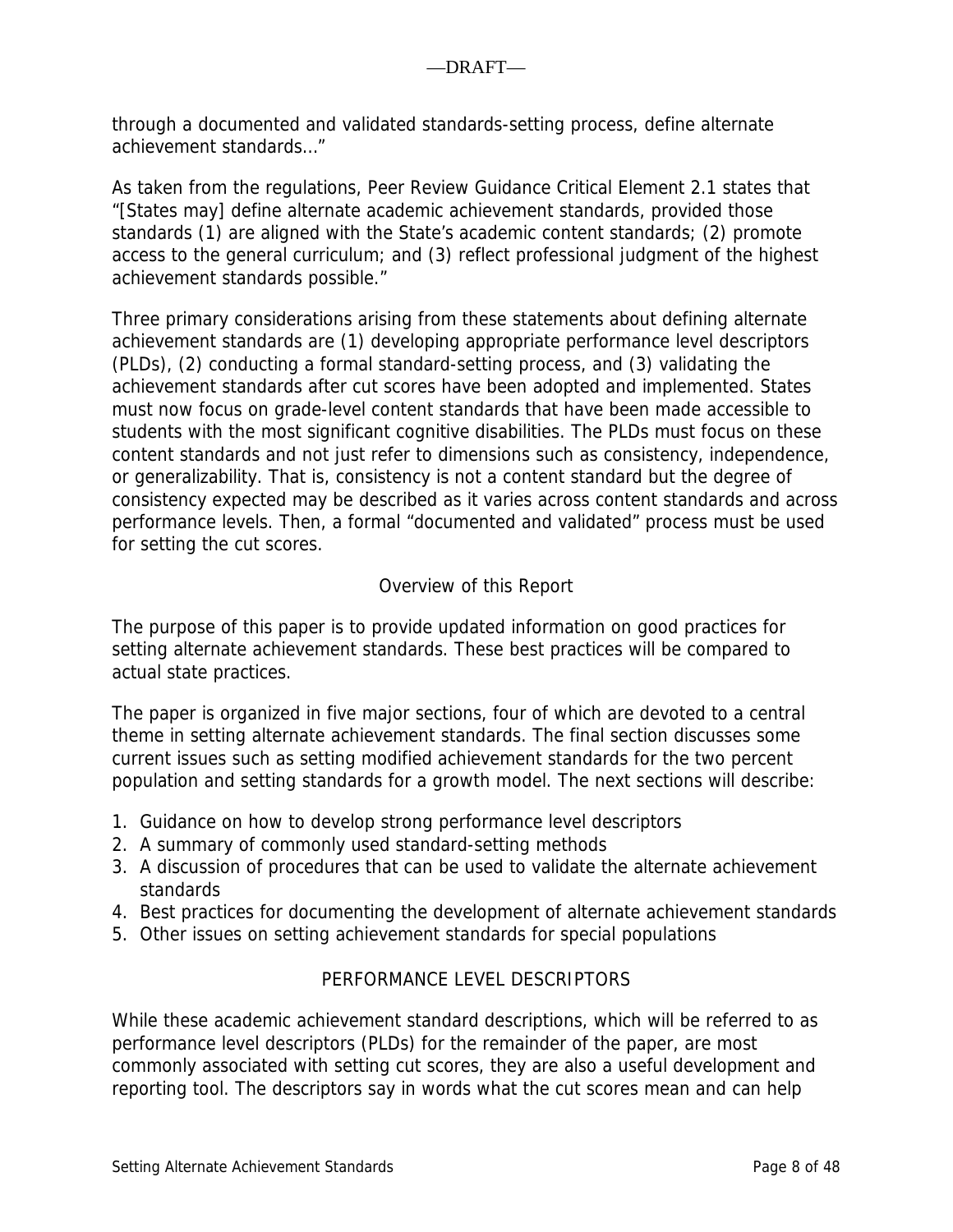through a documented and validated standards-setting process, define alternate achievement standards…"

As taken from the regulations, Peer Review Guidance Critical Element 2.1 states that "[States may] define alternate academic achievement standards, provided those standards (1) are aligned with the State's academic content standards; (2) promote access to the general curriculum; and (3) reflect professional judgment of the highest achievement standards possible."

Three primary considerations arising from these statements about defining alternate achievement standards are (1) developing appropriate performance level descriptors (PLDs), (2) conducting a formal standard-setting process, and (3) validating the achievement standards after cut scores have been adopted and implemented. States must now focus on grade-level content standards that have been made accessible to students with the most significant cognitive disabilities. The PLDs must focus on these content standards and not just refer to dimensions such as consistency, independence, or generalizability. That is, consistency is not a content standard but the degree of consistency expected may be described as it varies across content standards and across performance levels. Then, a formal "documented and validated" process must be used for setting the cut scores.

## Overview of this Report

The purpose of this paper is to provide updated information on good practices for setting alternate achievement standards. These best practices will be compared to actual state practices.

The paper is organized in five major sections, four of which are devoted to a central theme in setting alternate achievement standards. The final section discusses some current issues such as setting modified achievement standards for the two percent population and setting standards for a growth model. The next sections will describe:

1. Guidance on how to develop strong performance level descriptors
2. A summary of commonly used standard-setting methods
3. A discussion of procedures that can be used to validate the alternate achievement standards
4. Best practices for documenting the development of alternate achievement standards
5. Other issues on setting achievement standards for special populations

## PERFORMANCE LEVEL DESCRIPTORS

While these academic achievement standard descriptions, which will be referred to as performance level descriptors (PLDs) for the remainder of the paper, are most commonly associated with setting cut scores, they are also a useful development and reporting tool. The descriptors say in words what the cut scores mean and can help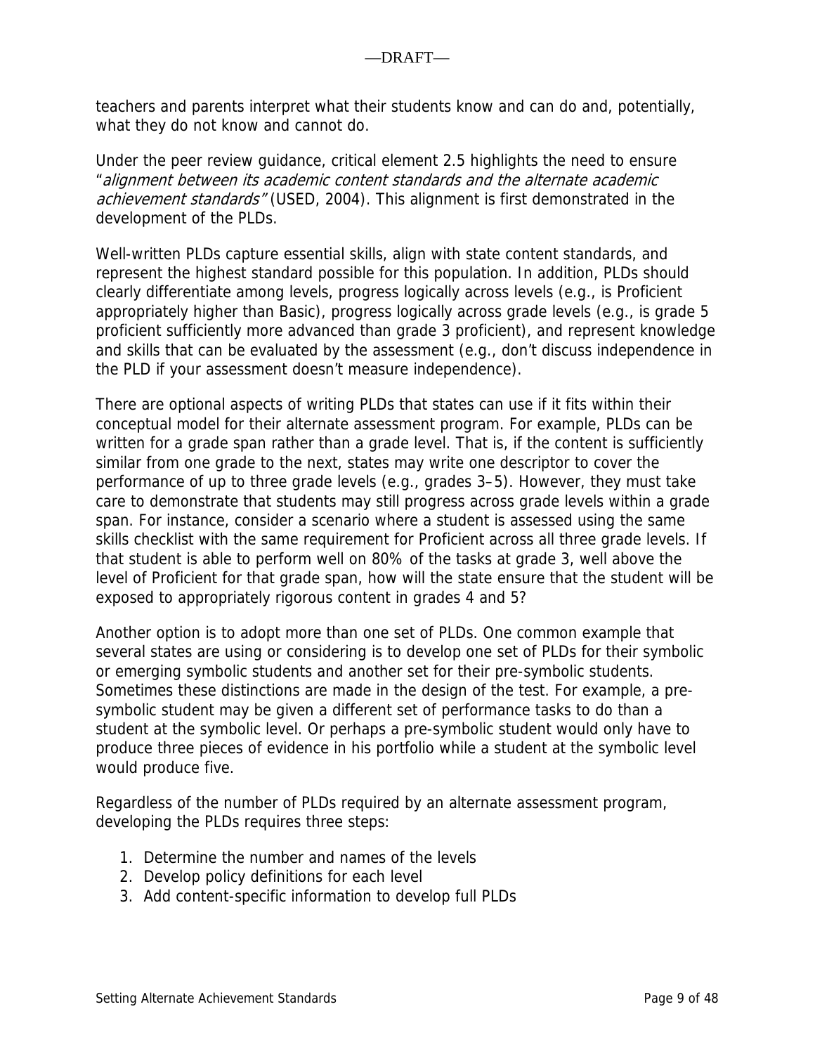teachers and parents interpret what their students know and can do and, potentially, what they do not know and cannot do.

Under the peer review guidance, critical element 2.5 highlights the need to ensure "*alignment between its academic content standards and the alternate academic achievement standards"* (USED, 2004). This alignment is first demonstrated in the development of the PLDs.

Well-written PLDs capture essential skills, align with state content standards, and represent the highest standard possible for this population. In addition, PLDs should clearly differentiate among levels, progress logically across levels (e.g., is Proficient appropriately higher than Basic), progress logically across grade levels (e.g., is grade 5 proficient sufficiently more advanced than grade 3 proficient), and represent knowledge and skills that can be evaluated by the assessment (e.g., don't discuss independence in the PLD if your assessment doesn't measure independence).

There are optional aspects of writing PLDs that states can use if it fits within their conceptual model for their alternate assessment program. For example, PLDs can be written for a grade span rather than a grade level. That is, if the content is sufficiently similar from one grade to the next, states may write one descriptor to cover the performance of up to three grade levels (e.g., grades 3–5). However, they must take care to demonstrate that students may still progress across grade levels within a grade span. For instance, consider a scenario where a student is assessed using the same skills checklist with the same requirement for Proficient across all three grade levels. If that student is able to perform well on 80% of the tasks at grade 3, well above the level of Proficient for that grade span, how will the state ensure that the student will be exposed to appropriately rigorous content in grades 4 and 5?

Another option is to adopt more than one set of PLDs. One common example that several states are using or considering is to develop one set of PLDs for their symbolic or emerging symbolic students and another set for their pre-symbolic students. Sometimes these distinctions are made in the design of the test. For example, a pre-symbolic student may be given a different set of performance tasks to do than a student at the symbolic level. Or perhaps a pre-symbolic student would only have to produce three pieces of evidence in his portfolio while a student at the symbolic level would produce five.

Regardless of the number of PLDs required by an alternate assessment program, developing the PLDs requires three steps:

1. Determine the number and names of the levels
2. Develop policy definitions for each level
3. Add content-specific information to develop full PLDs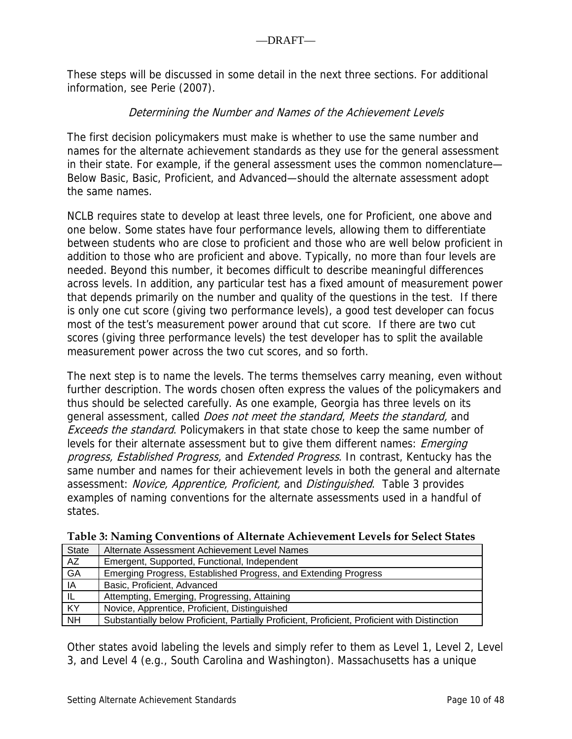These steps will be discussed in some detail in the next three sections. For additional information, see Perie (2007).

### *Determining the Number and Names of the Achievement Levels*

The first decision policymakers must make is whether to use the same number and names for the alternate achievement standards as they use for the general assessment in their state. For example, if the general assessment uses the common nomenclature—Below Basic, Basic, Proficient, and Advanced—should the alternate assessment adopt the same names.

NCLB requires state to develop at least three levels, one for Proficient, one above and one below. Some states have four performance levels, allowing them to differentiate between students who are close to proficient and those who are well below proficient in addition to those who are proficient and above. Typically, no more than four levels are needed. Beyond this number, it becomes difficult to describe meaningful differences across levels. In addition, any particular test has a fixed amount of measurement power that depends primarily on the number and quality of the questions in the test. If there is only one cut score (giving two performance levels), a good test developer can focus most of the test's measurement power around that cut score. If there are two cut scores (giving three performance levels) the test developer has to split the available measurement power across the two cut scores, and so forth.

The next step is to name the levels. The terms themselves carry meaning, even without further description. The words chosen often express the values of the policymakers and thus should be selected carefully. As one example, Georgia has three levels on its general assessment, called *Does not meet the standard*, *Meets the standard,* and *Exceeds the standard*. Policymakers in that state chose to keep the same number of levels for their alternate assessment but to give them different names: *Emerging progress, Established Progress,* and *Extended Progress*. In contrast, Kentucky has the same number and names for their achievement levels in both the general and alternate assessment: *Novice, Apprentice, Proficient,* and *Distinguished*. Table 3 provides examples of naming conventions for the alternate assessments used in a handful of states.

**Table 3: Naming Conventions of Alternate Achievement Levels for Select States**

| State | Alternate Assessment Achievement Level Names |
|---|---|
| AZ | Emergent, Supported, Functional, Independent |
| GA | Emerging Progress, Established Progress, and Extending Progress |
| IA | Basic, Proficient, Advanced |
| IL | Attempting, Emerging, Progressing, Attaining |
| KY | Novice, Apprentice, Proficient, Distinguished |
| NH | Substantially below Proficient, Partially Proficient, Proficient, Proficient with Distinction |

Other states avoid labeling the levels and simply refer to them as Level 1, Level 2, Level 3, and Level 4 (e.g., South Carolina and Washington). Massachusetts has a unique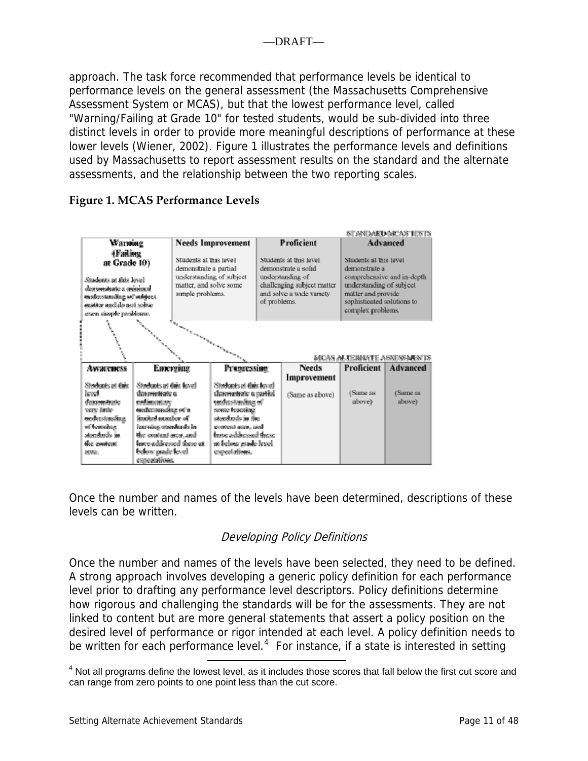approach. The task force recommended that performance levels be identical to performance levels on the general assessment (the Massachusetts Comprehensive Assessment System or MCAS), but that the lowest performance level, called "Warning/Failing at Grade 10" for tested students, would be sub-divided into three distinct levels in order to provide more meaningful descriptions of performance at these lower levels (Wiener, 2002). Figure 1 illustrates the performance levels and definitions used by Massachusetts to report assessment results on the standard and the alternate assessments, and the relationship between the two reporting scales.

**Figure 1. MCAS Performance Levels**

STANDARD MCAS TESTS

| Warning (Failing at Grade 10) | Needs Improvement | Proficient | Advanced |
|---|---|---|---|
| Students at this level demonstrate a minimal understanding of subject matter and do not solve even simple problems. | Students at this level demonstrate a partial understanding of subject matter, and solve some simple problems. | Students at this level demonstrate a solid understanding of challenging subject matter and solve a wide variety of problems. | Students at this level demonstrate a comprehensive and in-depth understanding of subject matter and provide sophisticated solutions to complex problems. |

MCAS ALTERNATE ASSESSMENTS

| Awareness | Emerging | Progressing | Needs Improvement | Proficient | Advanced |
|---|---|---|---|---|---|
| Students at this level demonstrate very little understanding of learning standards in the content area. | Students at this level demonstrate a rudimentary understanding of a limited number of learning standards in the content area, and have addressed these at below grade level expectations. | Students at this level demonstrate a partial understanding of some learning standards in the content area, and have addressed these at below grade level expectations. | (Same as above) | (Same as above) | (Same as above) |

Once the number and names of the levels have been determined, descriptions of these levels can be written.

### *Developing Policy Definitions*

Once the number and names of the levels have been selected, they need to be defined. A strong approach involves developing a generic policy definition for each performance level prior to drafting any performance level descriptors. Policy definitions determine how rigorous and challenging the standards will be for the assessments. They are not linked to content but are more general statements that assert a policy position on the desired level of performance or rigor intended at each level. A policy definition needs to be written for each performance level.[4] For instance, if a state is interested in setting

[4] Not all programs define the lowest level, as it includes those scores that fall below the first cut score and can range from zero points to one point less than the cut score.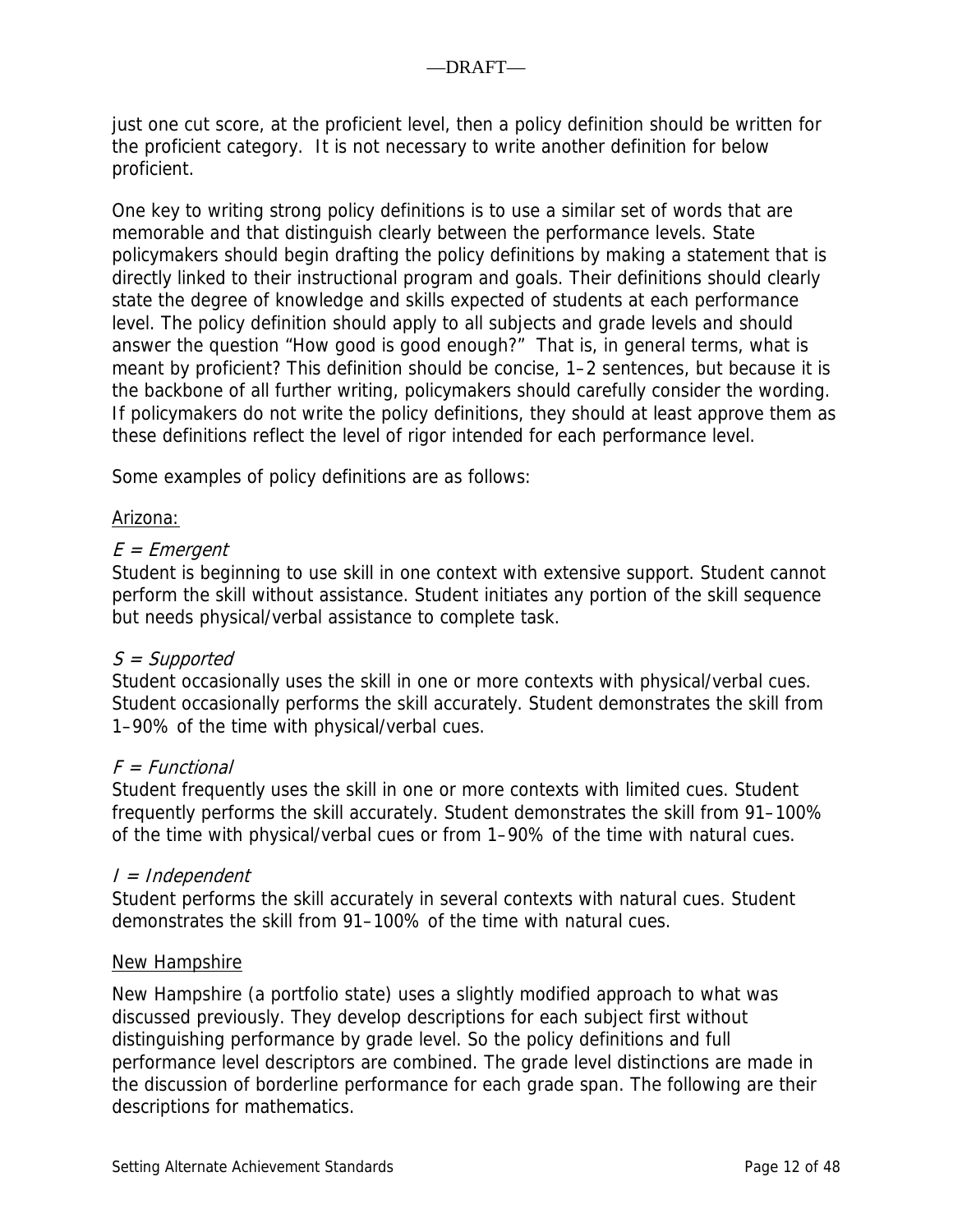just one cut score, at the proficient level, then a policy definition should be written for the proficient category. It is not necessary to write another definition for below proficient.

One key to writing strong policy definitions is to use a similar set of words that are memorable and that distinguish clearly between the performance levels. State policymakers should begin drafting the policy definitions by making a statement that is directly linked to their instructional program and goals. Their definitions should clearly state the degree of knowledge and skills expected of students at each performance level. The policy definition should apply to all subjects and grade levels and should answer the question "How good is good enough?" That is, in general terms, what is meant by proficient? This definition should be concise, 1–2 sentences, but because it is the backbone of all further writing, policymakers should carefully consider the wording. If policymakers do not write the policy definitions, they should at least approve them as these definitions reflect the level of rigor intended for each performance level.

Some examples of policy definitions are as follows:

Arizona:

*E = Emergent*
Student is beginning to use skill in one context with extensive support. Student cannot perform the skill without assistance. Student initiates any portion of the skill sequence but needs physical/verbal assistance to complete task.

*S = Supported*
Student occasionally uses the skill in one or more contexts with physical/verbal cues. Student occasionally performs the skill accurately. Student demonstrates the skill from 1–90% of the time with physical/verbal cues.

*F = Functional*
Student frequently uses the skill in one or more contexts with limited cues. Student frequently performs the skill accurately. Student demonstrates the skill from 91–100% of the time with physical/verbal cues or from 1–90% of the time with natural cues.

*I = Independent*
Student performs the skill accurately in several contexts with natural cues. Student demonstrates the skill from 91–100% of the time with natural cues.

New Hampshire

New Hampshire (a portfolio state) uses a slightly modified approach to what was discussed previously. They develop descriptions for each subject first without distinguishing performance by grade level. So the policy definitions and full performance level descriptors are combined. The grade level distinctions are made in the discussion of borderline performance for each grade span. The following are their descriptions for mathematics.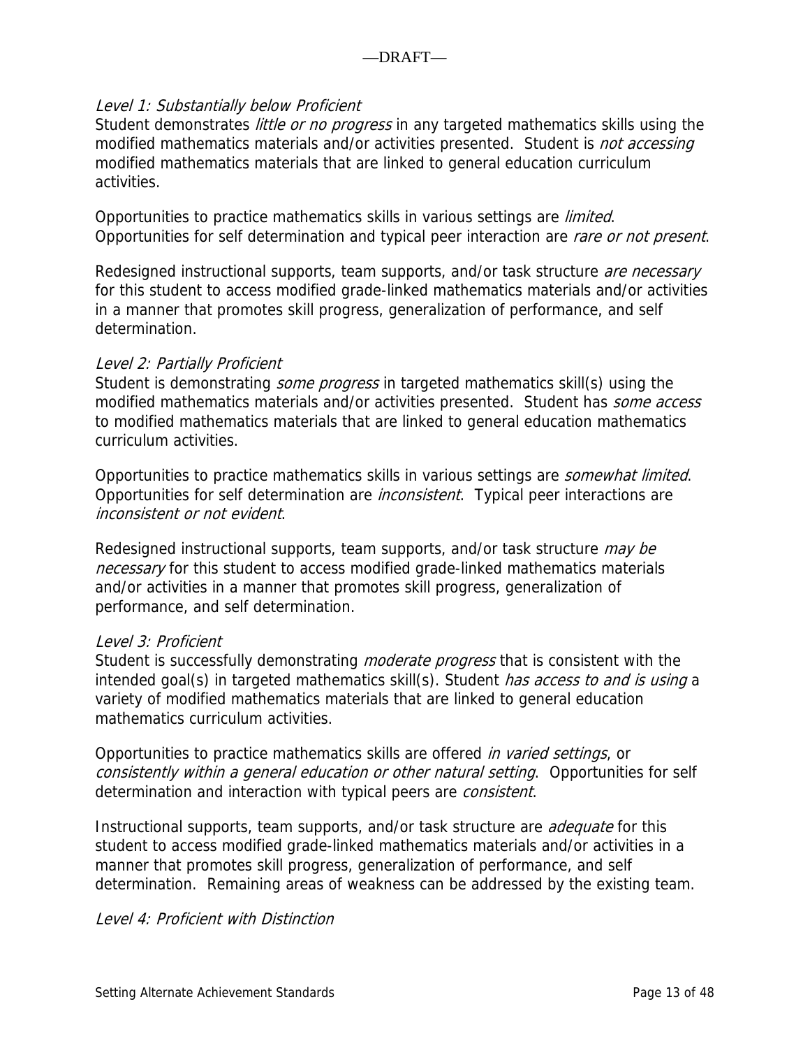*Level 1: Substantially below Proficient*
Student demonstrates *little or no progress* in any targeted mathematics skills using the modified mathematics materials and/or activities presented. Student is *not accessing* modified mathematics materials that are linked to general education curriculum activities.

Opportunities to practice mathematics skills in various settings are *limited*. Opportunities for self determination and typical peer interaction are *rare or not present*.

Redesigned instructional supports, team supports, and/or task structure *are necessary* for this student to access modified grade-linked mathematics materials and/or activities in a manner that promotes skill progress, generalization of performance, and self determination.

*Level 2: Partially Proficient*
Student is demonstrating *some progress* in targeted mathematics skill(s) using the modified mathematics materials and/or activities presented. Student has *some access* to modified mathematics materials that are linked to general education mathematics curriculum activities.

Opportunities to practice mathematics skills in various settings are *somewhat limited*. Opportunities for self determination are *inconsistent*. Typical peer interactions are *inconsistent or not evident*.

Redesigned instructional supports, team supports, and/or task structure *may be necessary* for this student to access modified grade-linked mathematics materials and/or activities in a manner that promotes skill progress, generalization of performance, and self determination.

*Level 3: Proficient*
Student is successfully demonstrating *moderate progress* that is consistent with the intended goal(s) in targeted mathematics skill(s). Student *has access to and is using* a variety of modified mathematics materials that are linked to general education mathematics curriculum activities.

Opportunities to practice mathematics skills are offered *in varied settings*, or *consistently within a general education or other natural setting*. Opportunities for self determination and interaction with typical peers are *consistent*.

Instructional supports, team supports, and/or task structure are *adequate* for this student to access modified grade-linked mathematics materials and/or activities in a manner that promotes skill progress, generalization of performance, and self determination. Remaining areas of weakness can be addressed by the existing team.

*Level 4: Proficient with Distinction*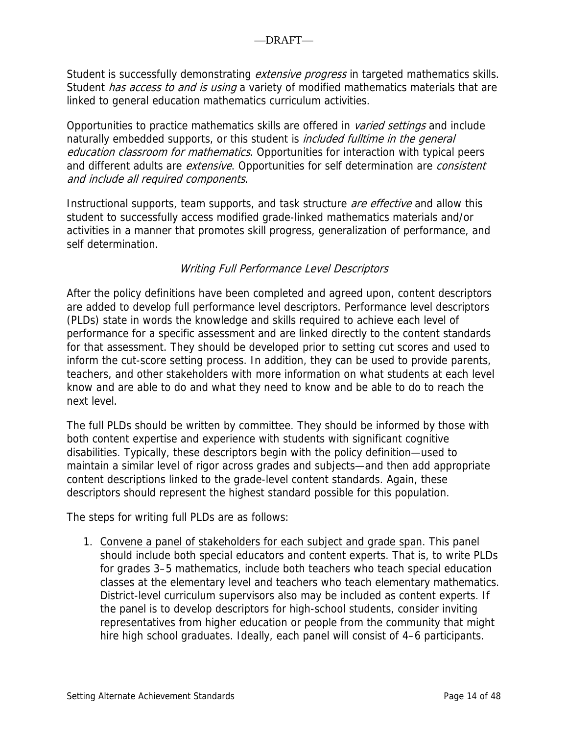Student is successfully demonstrating *extensive progress* in targeted mathematics skills. Student *has access to and is using* a variety of modified mathematics materials that are linked to general education mathematics curriculum activities.

Opportunities to practice mathematics skills are offered in *varied settings* and include naturally embedded supports, or this student is *included fulltime in the general education classroom for mathematics*. Opportunities for interaction with typical peers and different adults are *extensive*. Opportunities for self determination are *consistent and include all required components*.

Instructional supports, team supports, and task structure *are effective* and allow this student to successfully access modified grade-linked mathematics materials and/or activities in a manner that promotes skill progress, generalization of performance, and self determination.

### *Writing Full Performance Level Descriptors*

After the policy definitions have been completed and agreed upon, content descriptors are added to develop full performance level descriptors. Performance level descriptors (PLDs) state in words the knowledge and skills required to achieve each level of performance for a specific assessment and are linked directly to the content standards for that assessment. They should be developed prior to setting cut scores and used to inform the cut-score setting process. In addition, they can be used to provide parents, teachers, and other stakeholders with more information on what students at each level know and are able to do and what they need to know and be able to do to reach the next level.

The full PLDs should be written by committee. They should be informed by those with both content expertise and experience with students with significant cognitive disabilities. Typically, these descriptors begin with the policy definition—used to maintain a similar level of rigor across grades and subjects—and then add appropriate content descriptions linked to the grade-level content standards. Again, these descriptors should represent the highest standard possible for this population.

The steps for writing full PLDs are as follows:

1. <u>Convene a panel of stakeholders for each subject and grade span</u>. This panel should include both special educators and content experts. That is, to write PLDs for grades 3–5 mathematics, include both teachers who teach special education classes at the elementary level and teachers who teach elementary mathematics. District-level curriculum supervisors also may be included as content experts. If the panel is to develop descriptors for high-school students, consider inviting representatives from higher education or people from the community that might hire high school graduates. Ideally, each panel will consist of 4–6 participants.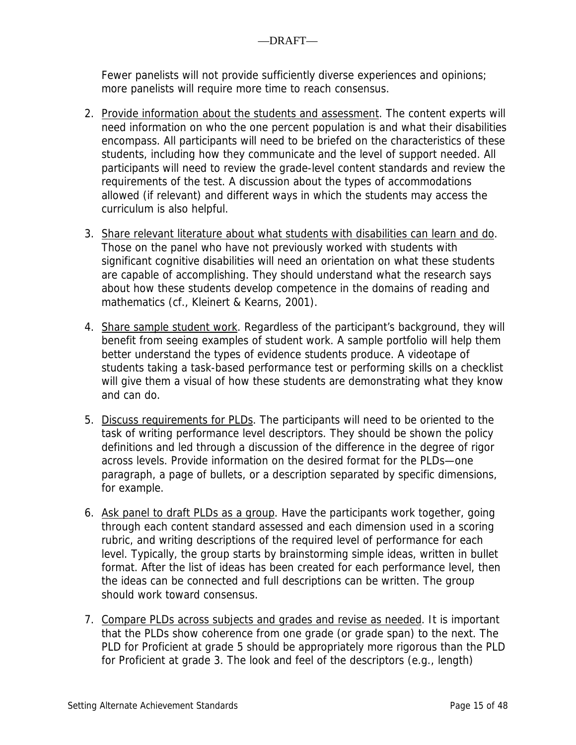Fewer panelists will not provide sufficiently diverse experiences and opinions; more panelists will require more time to reach consensus.

2. Provide information about the students and assessment. The content experts will need information on who the one percent population is and what their disabilities encompass. All participants will need to be briefed on the characteristics of these students, including how they communicate and the level of support needed. All participants will need to review the grade-level content standards and review the requirements of the test. A discussion about the types of accommodations allowed (if relevant) and different ways in which the students may access the curriculum is also helpful.

3. Share relevant literature about what students with disabilities can learn and do. Those on the panel who have not previously worked with students with significant cognitive disabilities will need an orientation on what these students are capable of accomplishing. They should understand what the research says about how these students develop competence in the domains of reading and mathematics (cf., Kleinert & Kearns, 2001).

4. Share sample student work. Regardless of the participant's background, they will benefit from seeing examples of student work. A sample portfolio will help them better understand the types of evidence students produce. A videotape of students taking a task-based performance test or performing skills on a checklist will give them a visual of how these students are demonstrating what they know and can do.

5. Discuss requirements for PLDs. The participants will need to be oriented to the task of writing performance level descriptors. They should be shown the policy definitions and led through a discussion of the difference in the degree of rigor across levels. Provide information on the desired format for the PLDs—one paragraph, a page of bullets, or a description separated by specific dimensions, for example.

6. Ask panel to draft PLDs as a group. Have the participants work together, going through each content standard assessed and each dimension used in a scoring rubric, and writing descriptions of the required level of performance for each level. Typically, the group starts by brainstorming simple ideas, written in bullet format. After the list of ideas has been created for each performance level, then the ideas can be connected and full descriptions can be written. The group should work toward consensus.

7. Compare PLDs across subjects and grades and revise as needed. It is important that the PLDs show coherence from one grade (or grade span) to the next. The PLD for Proficient at grade 5 should be appropriately more rigorous than the PLD for Proficient at grade 3. The look and feel of the descriptors (e.g., length)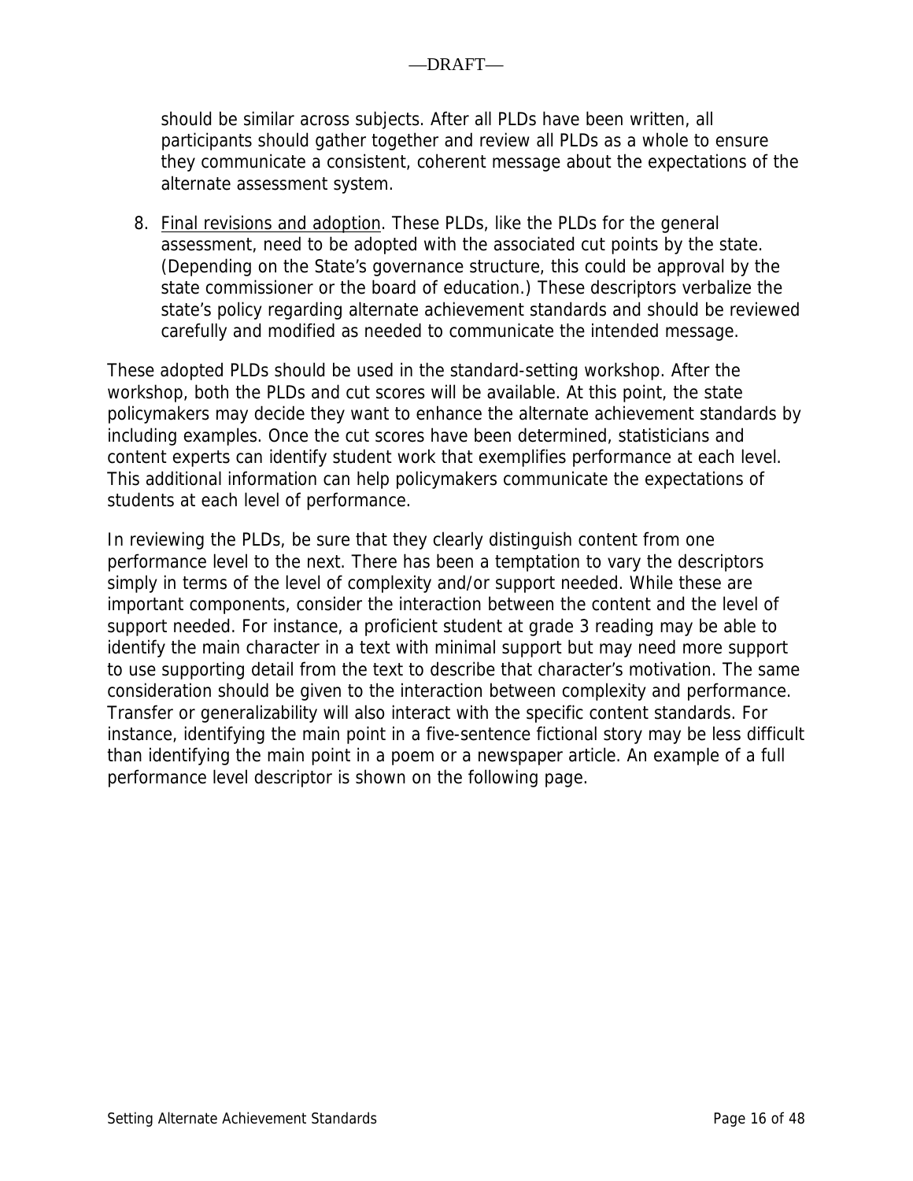should be similar across subjects. After all PLDs have been written, all participants should gather together and review all PLDs as a whole to ensure they communicate a consistent, coherent message about the expectations of the alternate assessment system.

8. Final revisions and adoption. These PLDs, like the PLDs for the general assessment, need to be adopted with the associated cut points by the state. (Depending on the State's governance structure, this could be approval by the state commissioner or the board of education.) These descriptors verbalize the state's policy regarding alternate achievement standards and should be reviewed carefully and modified as needed to communicate the intended message.

These adopted PLDs should be used in the standard-setting workshop. After the workshop, both the PLDs and cut scores will be available. At this point, the state policymakers may decide they want to enhance the alternate achievement standards by including examples. Once the cut scores have been determined, statisticians and content experts can identify student work that exemplifies performance at each level. This additional information can help policymakers communicate the expectations of students at each level of performance.

In reviewing the PLDs, be sure that they clearly distinguish content from one performance level to the next. There has been a temptation to vary the descriptors simply in terms of the level of complexity and/or support needed. While these are important components, consider the interaction between the content and the level of support needed. For instance, a proficient student at grade 3 reading may be able to identify the main character in a text with minimal support but may need more support to use supporting detail from the text to describe that character's motivation. The same consideration should be given to the interaction between complexity and performance. Transfer or generalizability will also interact with the specific content standards. For instance, identifying the main point in a five-sentence fictional story may be less difficult than identifying the main point in a poem or a newspaper article. An example of a full performance level descriptor is shown on the following page.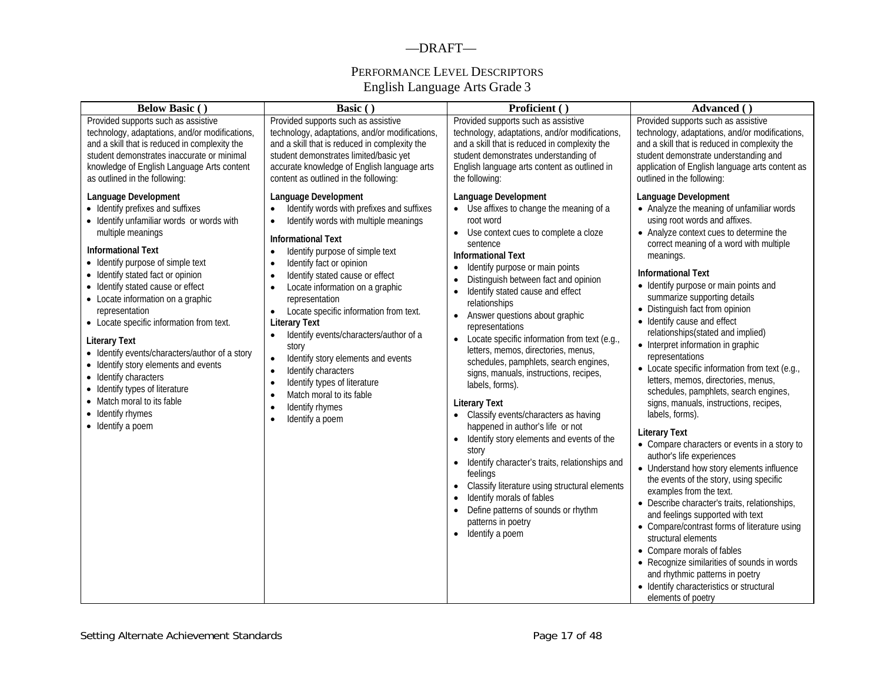—DRAFT—

PERFORMANCE LEVEL DESCRIPTORS
English Language Arts Grade 3

| Below Basic ( ) | Basic ( ) | Proficient ( ) | Advanced ( ) |
|---|---|---|---|
| Provided supports such as assistive technology, adaptations, and/or modifications, and a skill that is reduced in complexity the student demonstrates inaccurate or minimal knowledge of English Language Arts content as outlined in the following:<br><br>**Language Development**<br>• Identify prefixes and suffixes<br>• Identify unfamiliar words or words with multiple meanings<br><br>**Informational Text**<br>• Identify purpose of simple text<br>• Identify stated fact or opinion<br>• Identify stated cause or effect<br>• Locate information on a graphic representation<br>• Locate specific information from text.<br><br>**Literary Text**<br>• Identify events/characters/author of a story<br>• Identify story elements and events<br>• Identify characters<br>• Identify types of literature<br>• Match moral to its fable<br>• Identify rhymes<br>• Identify a poem | Provided supports such as assistive technology, adaptations, and/or modifications, and a skill that is reduced in complexity the student demonstrates limited/basic yet accurate knowledge of English language arts content as outlined in the following:<br><br>**Language Development**<br>• Identify words with prefixes and suffixes<br>• Identify words with multiple meanings<br><br>**Informational Text**<br>• Identify purpose of simple text<br>• Identify fact or opinion<br>• Identify stated cause or effect<br>• Locate information on a graphic representation<br>• Locate specific information from text.<br><br>**Literary Text**<br>• Identify events/characters/author of a story<br>• Identify story elements and events<br>• Identify characters<br>• Identify types of literature<br>• Match moral to its fable<br>• Identify rhymes<br>• Identify a poem | Provided supports such as assistive technology, adaptations, and/or modifications, and a skill that is reduced in complexity the student demonstrates understanding of English language arts content as outlined in the following:<br><br>**Language Development**<br>• Use affixes to change the meaning of a root word<br>• Use context cues to complete a cloze sentence<br><br>**Informational Text**<br>• Identify purpose or main points<br>• Distinguish between fact and opinion<br>• Identify stated cause and effect relationships<br>• Answer questions about graphic representations<br>• Locate specific information from text (e.g., letters, memos, directories, menus, schedules, pamphlets, search engines, signs, manuals, instructions, recipes, labels, forms).<br><br>**Literary Text**<br>• Classify events/characters as having happened in author's life or not<br>• Identify story elements and events of the story<br>• Identify character's traits, relationships and feelings<br>• Classify literature using structural elements<br>• Identify morals of fables<br>• Define patterns of sounds or rhythm patterns in poetry<br>• Identify a poem | Provided supports such as assistive technology, adaptations, and/or modifications, and a skill that is reduced in complexity the student demonstrate understanding and application of English language arts content as outlined in the following:<br><br>**Language Development**<br>• Analyze the meaning of unfamiliar words using root words and affixes.<br>• Analyze context cues to determine the correct meaning of a word with multiple meanings.<br><br>**Informational Text**<br>• Identify purpose or main points and summarize supporting details<br>• Distinguish fact from opinion<br>• Identify cause and effect relationships(stated and implied)<br>• Interpret information in graphic representations<br>• Locate specific information from text (e.g., letters, memos, directories, menus, schedules, pamphlets, search engines, signs, manuals, instructions, recipes, labels, forms).<br><br>**Literary Text**<br>• Compare characters or events in a story to author's life experiences<br>• Understand how story elements influence the events of the story, using specific examples from the text.<br>• Describe character's traits, relationships, and feelings supported with text<br>• Compare/contrast forms of literature using structural elements<br>• Compare morals of fables<br>• Recognize similarities of sounds in words and rhythmic patterns in poetry<br>• Identify characteristics or structural elements of poetry |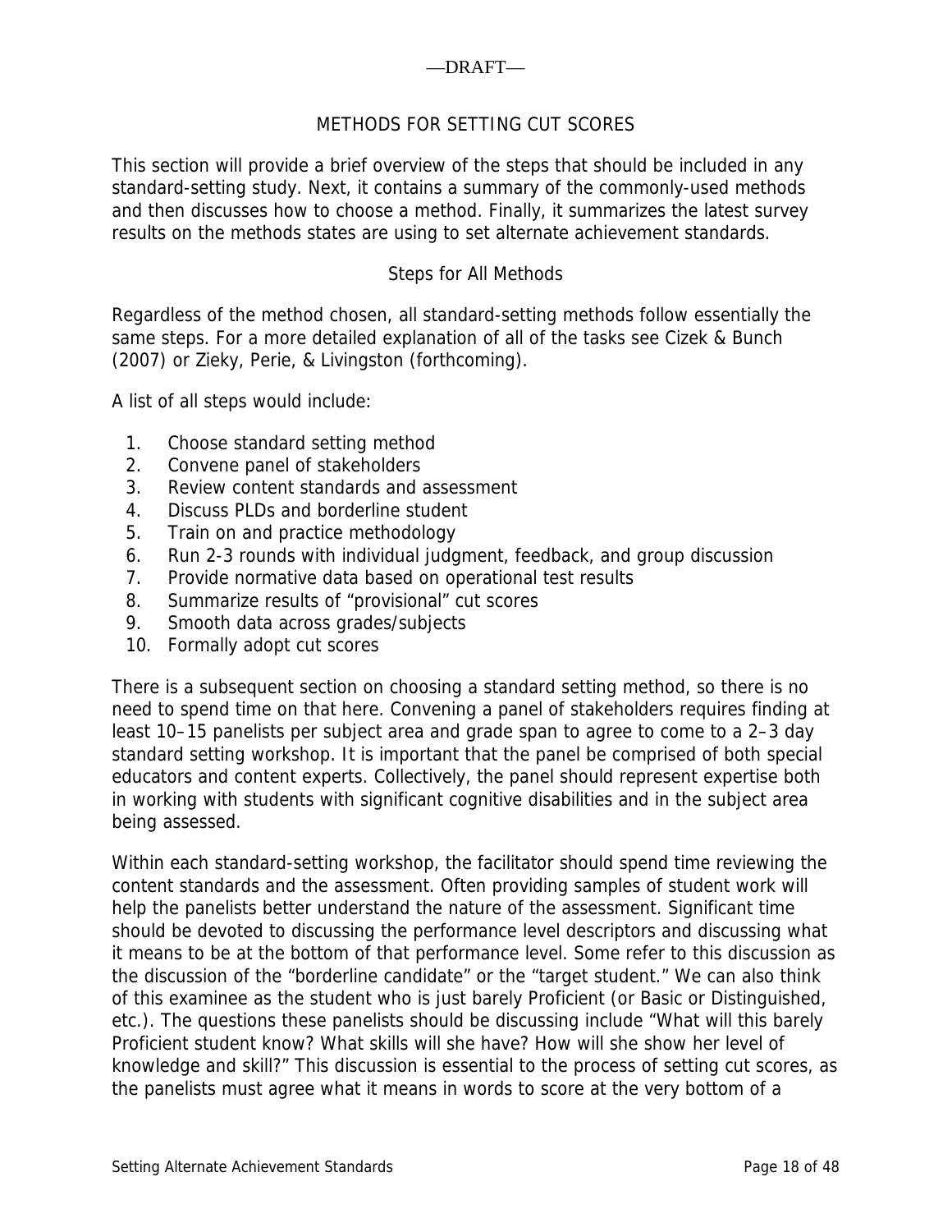# METHODS FOR SETTING CUT SCORES

This section will provide a brief overview of the steps that should be included in any standard-setting study. Next, it contains a summary of the commonly-used methods and then discusses how to choose a method. Finally, it summarizes the latest survey results on the methods states are using to set alternate achievement standards.

## Steps for All Methods

Regardless of the method chosen, all standard-setting methods follow essentially the same steps. For a more detailed explanation of all of the tasks see Cizek & Bunch (2007) or Zieky, Perie, & Livingston (forthcoming).

A list of all steps would include:

1. Choose standard setting method
2. Convene panel of stakeholders
3. Review content standards and assessment
4. Discuss PLDs and borderline student
5. Train on and practice methodology
6. Run 2-3 rounds with individual judgment, feedback, and group discussion
7. Provide normative data based on operational test results
8. Summarize results of "provisional" cut scores
9. Smooth data across grades/subjects
10. Formally adopt cut scores

There is a subsequent section on choosing a standard setting method, so there is no need to spend time on that here. Convening a panel of stakeholders requires finding at least 10–15 panelists per subject area and grade span to agree to come to a 2–3 day standard setting workshop. It is important that the panel be comprised of both special educators and content experts. Collectively, the panel should represent expertise both in working with students with significant cognitive disabilities and in the subject area being assessed.

Within each standard-setting workshop, the facilitator should spend time reviewing the content standards and the assessment. Often providing samples of student work will help the panelists better understand the nature of the assessment. Significant time should be devoted to discussing the performance level descriptors and discussing what it means to be at the bottom of that performance level. Some refer to this discussion as the discussion of the "borderline candidate" or the "target student." We can also think of this examinee as the student who is just barely Proficient (or Basic or Distinguished, etc.). The questions these panelists should be discussing include "What will this barely Proficient student know? What skills will she have? How will she show her level of knowledge and skill?" This discussion is essential to the process of setting cut scores, as the panelists must agree what it means in words to score at the very bottom of a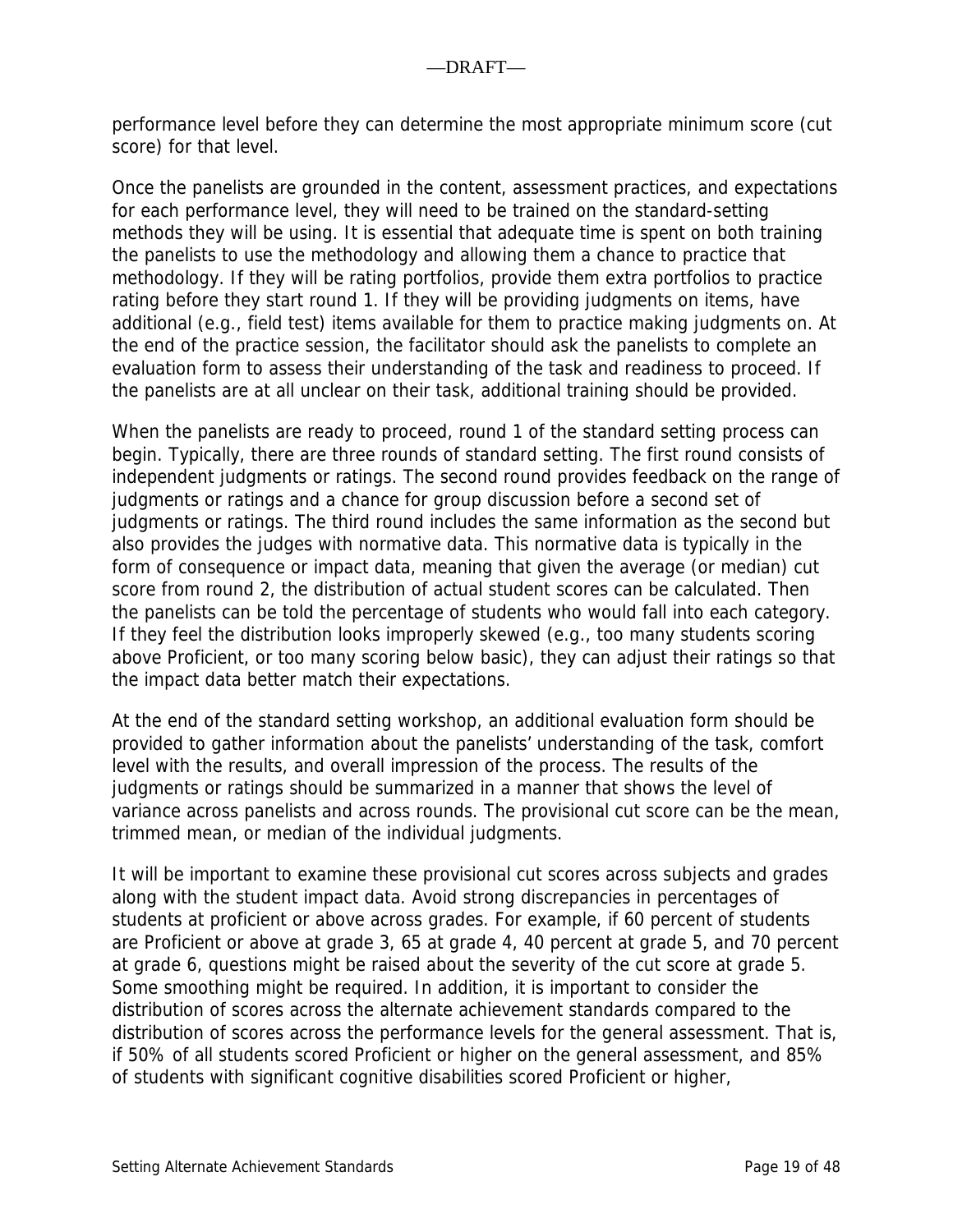performance level before they can determine the most appropriate minimum score (cut score) for that level.

Once the panelists are grounded in the content, assessment practices, and expectations for each performance level, they will need to be trained on the standard-setting methods they will be using. It is essential that adequate time is spent on both training the panelists to use the methodology and allowing them a chance to practice that methodology. If they will be rating portfolios, provide them extra portfolios to practice rating before they start round 1. If they will be providing judgments on items, have additional (e.g., field test) items available for them to practice making judgments on. At the end of the practice session, the facilitator should ask the panelists to complete an evaluation form to assess their understanding of the task and readiness to proceed. If the panelists are at all unclear on their task, additional training should be provided.

When the panelists are ready to proceed, round 1 of the standard setting process can begin. Typically, there are three rounds of standard setting. The first round consists of independent judgments or ratings. The second round provides feedback on the range of judgments or ratings and a chance for group discussion before a second set of judgments or ratings. The third round includes the same information as the second but also provides the judges with normative data. This normative data is typically in the form of consequence or impact data, meaning that given the average (or median) cut score from round 2, the distribution of actual student scores can be calculated. Then the panelists can be told the percentage of students who would fall into each category. If they feel the distribution looks improperly skewed (e.g., too many students scoring above Proficient, or too many scoring below basic), they can adjust their ratings so that the impact data better match their expectations.

At the end of the standard setting workshop, an additional evaluation form should be provided to gather information about the panelists' understanding of the task, comfort level with the results, and overall impression of the process. The results of the judgments or ratings should be summarized in a manner that shows the level of variance across panelists and across rounds. The provisional cut score can be the mean, trimmed mean, or median of the individual judgments.

It will be important to examine these provisional cut scores across subjects and grades along with the student impact data. Avoid strong discrepancies in percentages of students at proficient or above across grades. For example, if 60 percent of students are Proficient or above at grade 3, 65 at grade 4, 40 percent at grade 5, and 70 percent at grade 6, questions might be raised about the severity of the cut score at grade 5. Some smoothing might be required. In addition, it is important to consider the distribution of scores across the alternate achievement standards compared to the distribution of scores across the performance levels for the general assessment. That is, if 50% of all students scored Proficient or higher on the general assessment, and 85% of students with significant cognitive disabilities scored Proficient or higher,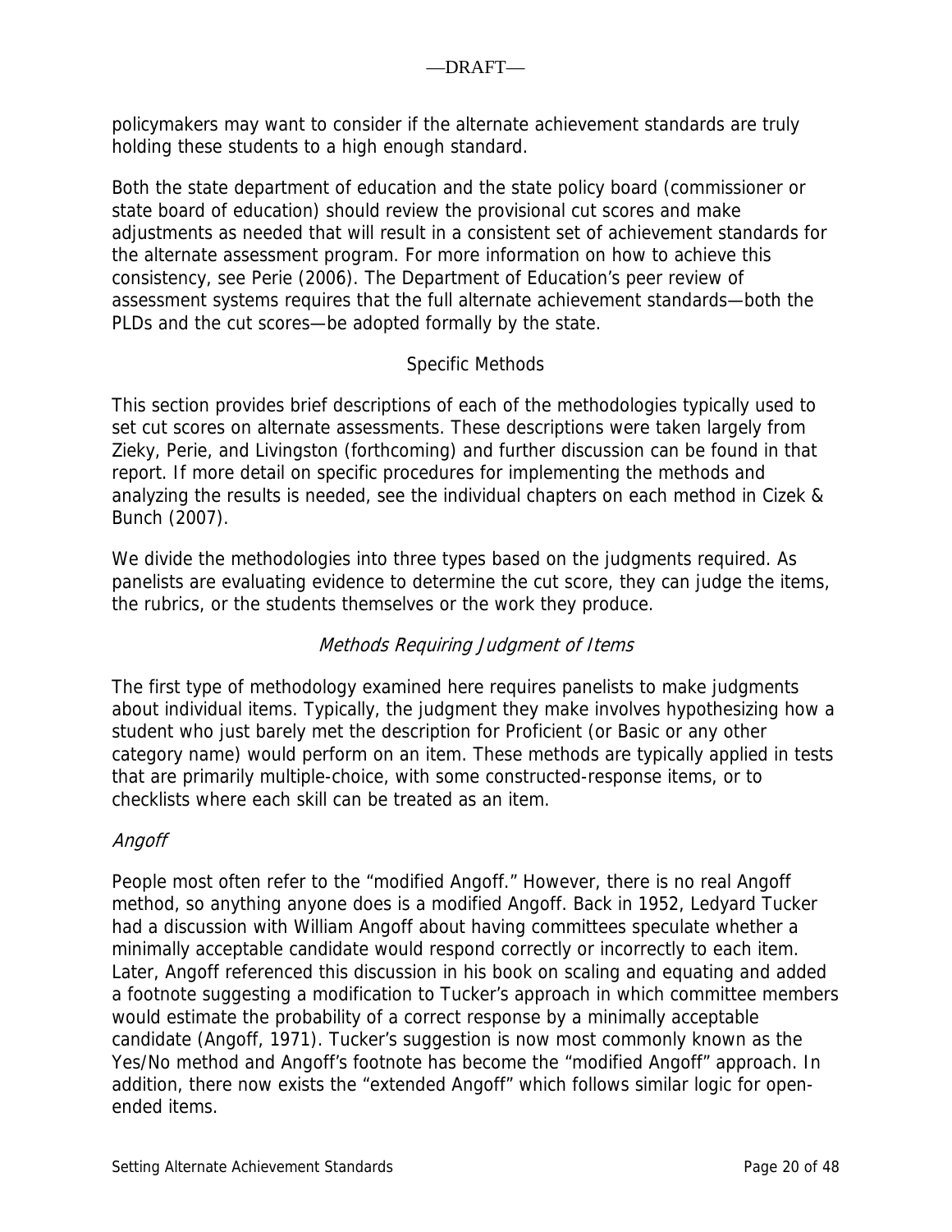policymakers may want to consider if the alternate achievement standards are truly holding these students to a high enough standard.

Both the state department of education and the state policy board (commissioner or state board of education) should review the provisional cut scores and make adjustments as needed that will result in a consistent set of achievement standards for the alternate assessment program. For more information on how to achieve this consistency, see Perie (2006). The Department of Education's peer review of assessment systems requires that the full alternate achievement standards—both the PLDs and the cut scores—be adopted formally by the state.

## Specific Methods

This section provides brief descriptions of each of the methodologies typically used to set cut scores on alternate assessments. These descriptions were taken largely from Zieky, Perie, and Livingston (forthcoming) and further discussion can be found in that report. If more detail on specific procedures for implementing the methods and analyzing the results is needed, see the individual chapters on each method in Cizek & Bunch (2007).

We divide the methodologies into three types based on the judgments required. As panelists are evaluating evidence to determine the cut score, they can judge the items, the rubrics, or the students themselves or the work they produce.

### *Methods Requiring Judgment of Items*

The first type of methodology examined here requires panelists to make judgments about individual items. Typically, the judgment they make involves hypothesizing how a student who just barely met the description for Proficient (or Basic or any other category name) would perform on an item. These methods are typically applied in tests that are primarily multiple-choice, with some constructed-response items, or to checklists where each skill can be treated as an item.

#### *Angoff*

People most often refer to the "modified Angoff." However, there is no real Angoff method, so anything anyone does is a modified Angoff. Back in 1952, Ledyard Tucker had a discussion with William Angoff about having committees speculate whether a minimally acceptable candidate would respond correctly or incorrectly to each item. Later, Angoff referenced this discussion in his book on scaling and equating and added a footnote suggesting a modification to Tucker's approach in which committee members would estimate the probability of a correct response by a minimally acceptable candidate (Angoff, 1971). Tucker's suggestion is now most commonly known as the Yes/No method and Angoff's footnote has become the "modified Angoff" approach. In addition, there now exists the "extended Angoff" which follows similar logic for open-ended items.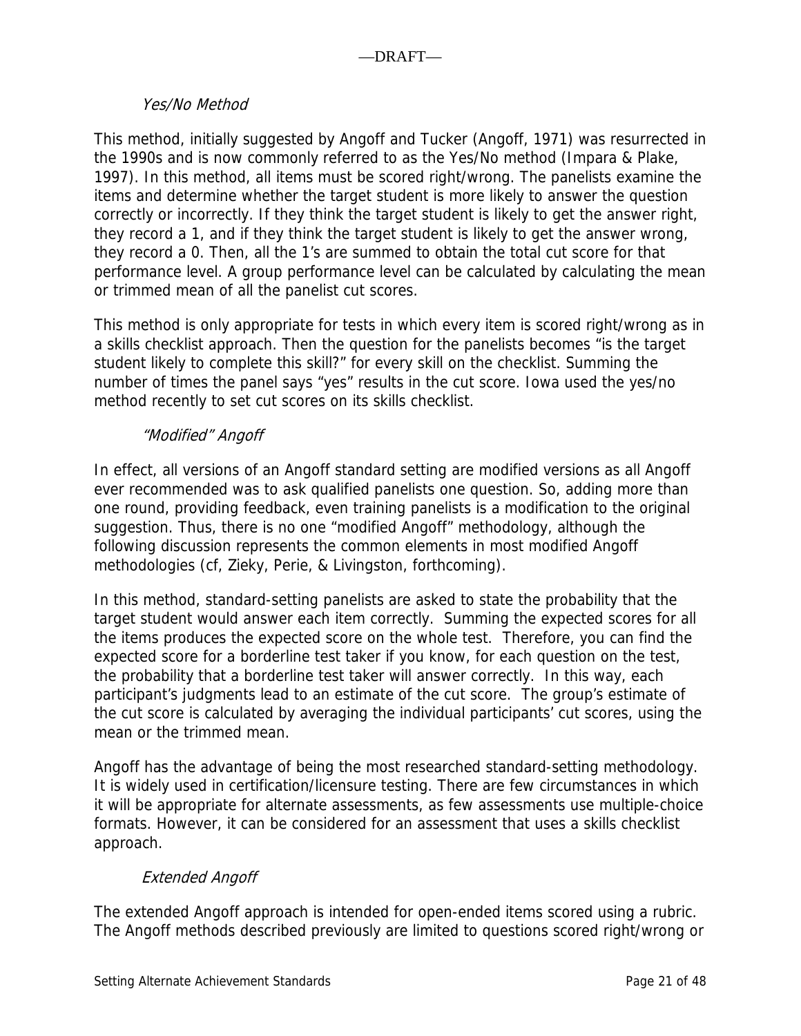### *Yes/No Method*

This method, initially suggested by Angoff and Tucker (Angoff, 1971) was resurrected in the 1990s and is now commonly referred to as the Yes/No method (Impara & Plake, 1997). In this method, all items must be scored right/wrong. The panelists examine the items and determine whether the target student is more likely to answer the question correctly or incorrectly. If they think the target student is likely to get the answer right, they record a 1, and if they think the target student is likely to get the answer wrong, they record a 0. Then, all the 1's are summed to obtain the total cut score for that performance level. A group performance level can be calculated by calculating the mean or trimmed mean of all the panelist cut scores.

This method is only appropriate for tests in which every item is scored right/wrong as in a skills checklist approach. Then the question for the panelists becomes "is the target student likely to complete this skill?" for every skill on the checklist. Summing the number of times the panel says "yes" results in the cut score. Iowa used the yes/no method recently to set cut scores on its skills checklist.

### *"Modified" Angoff*

In effect, all versions of an Angoff standard setting are modified versions as all Angoff ever recommended was to ask qualified panelists one question. So, adding more than one round, providing feedback, even training panelists is a modification to the original suggestion. Thus, there is no one "modified Angoff" methodology, although the following discussion represents the common elements in most modified Angoff methodologies (cf, Zieky, Perie, & Livingston, forthcoming).

In this method, standard-setting panelists are asked to state the probability that the target student would answer each item correctly. Summing the expected scores for all the items produces the expected score on the whole test. Therefore, you can find the expected score for a borderline test taker if you know, for each question on the test, the probability that a borderline test taker will answer correctly. In this way, each participant's judgments lead to an estimate of the cut score. The group's estimate of the cut score is calculated by averaging the individual participants' cut scores, using the mean or the trimmed mean.

Angoff has the advantage of being the most researched standard-setting methodology. It is widely used in certification/licensure testing. There are few circumstances in which it will be appropriate for alternate assessments, as few assessments use multiple-choice formats. However, it can be considered for an assessment that uses a skills checklist approach.

### *Extended Angoff*

The extended Angoff approach is intended for open-ended items scored using a rubric. The Angoff methods described previously are limited to questions scored right/wrong or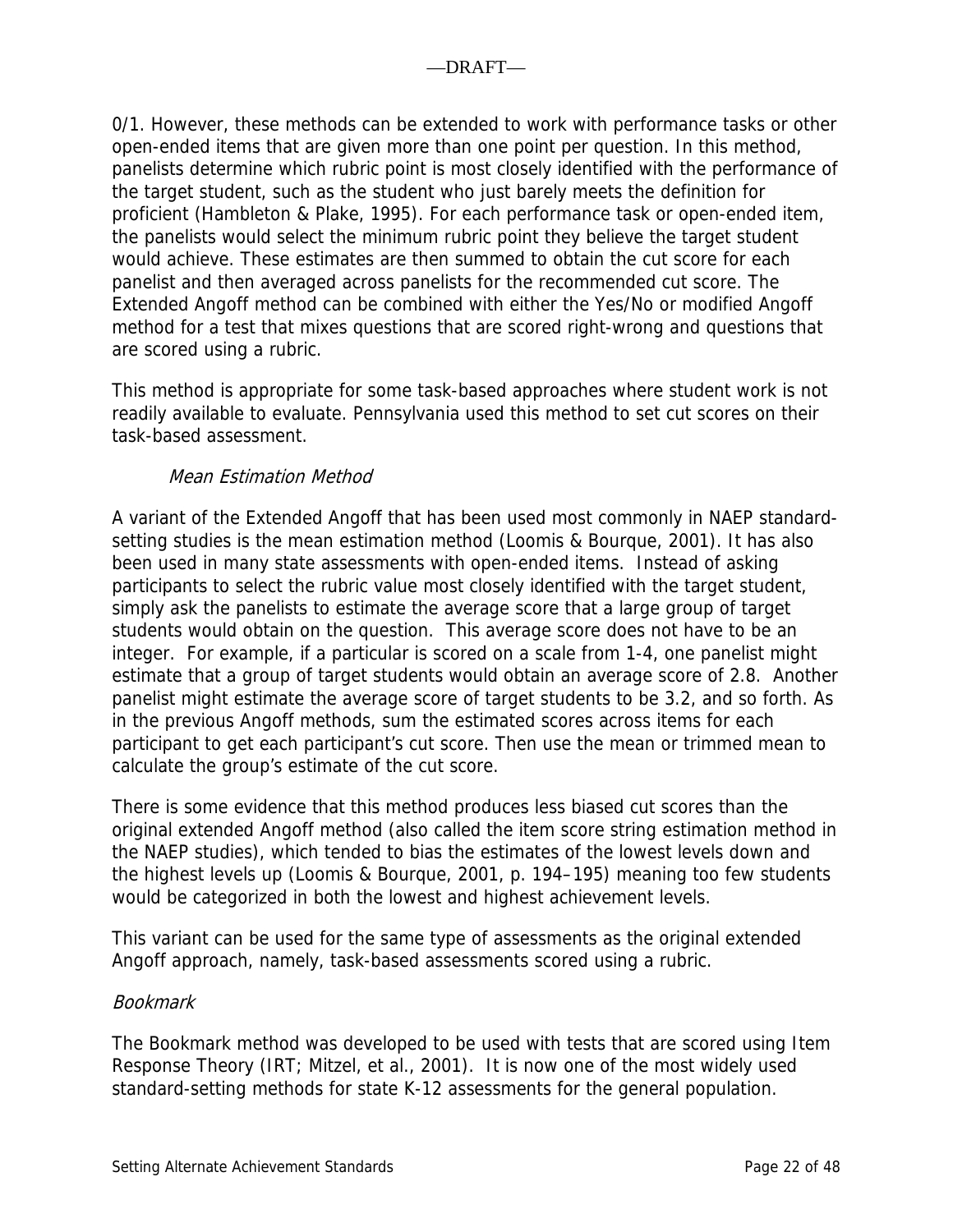0/1. However, these methods can be extended to work with performance tasks or other open-ended items that are given more than one point per question. In this method, panelists determine which rubric point is most closely identified with the performance of the target student, such as the student who just barely meets the definition for proficient (Hambleton & Plake, 1995). For each performance task or open-ended item, the panelists would select the minimum rubric point they believe the target student would achieve. These estimates are then summed to obtain the cut score for each panelist and then averaged across panelists for the recommended cut score. The Extended Angoff method can be combined with either the Yes/No or modified Angoff method for a test that mixes questions that are scored right-wrong and questions that are scored using a rubric.

This method is appropriate for some task-based approaches where student work is not readily available to evaluate. Pennsylvania used this method to set cut scores on their task-based assessment.

*Mean Estimation Method*

A variant of the Extended Angoff that has been used most commonly in NAEP standard-setting studies is the mean estimation method (Loomis & Bourque, 2001). It has also been used in many state assessments with open-ended items. Instead of asking participants to select the rubric value most closely identified with the target student, simply ask the panelists to estimate the average score that a large group of target students would obtain on the question. This average score does not have to be an integer. For example, if a particular is scored on a scale from 1-4, one panelist might estimate that a group of target students would obtain an average score of 2.8. Another panelist might estimate the average score of target students to be 3.2, and so forth. As in the previous Angoff methods, sum the estimated scores across items for each participant to get each participant's cut score. Then use the mean or trimmed mean to calculate the group's estimate of the cut score.

There is some evidence that this method produces less biased cut scores than the original extended Angoff method (also called the item score string estimation method in the NAEP studies), which tended to bias the estimates of the lowest levels down and the highest levels up (Loomis & Bourque, 2001, p. 194–195) meaning too few students would be categorized in both the lowest and highest achievement levels.

This variant can be used for the same type of assessments as the original extended Angoff approach, namely, task-based assessments scored using a rubric.

*Bookmark*

The Bookmark method was developed to be used with tests that are scored using Item Response Theory (IRT; Mitzel, et al., 2001). It is now one of the most widely used standard-setting methods for state K-12 assessments for the general population.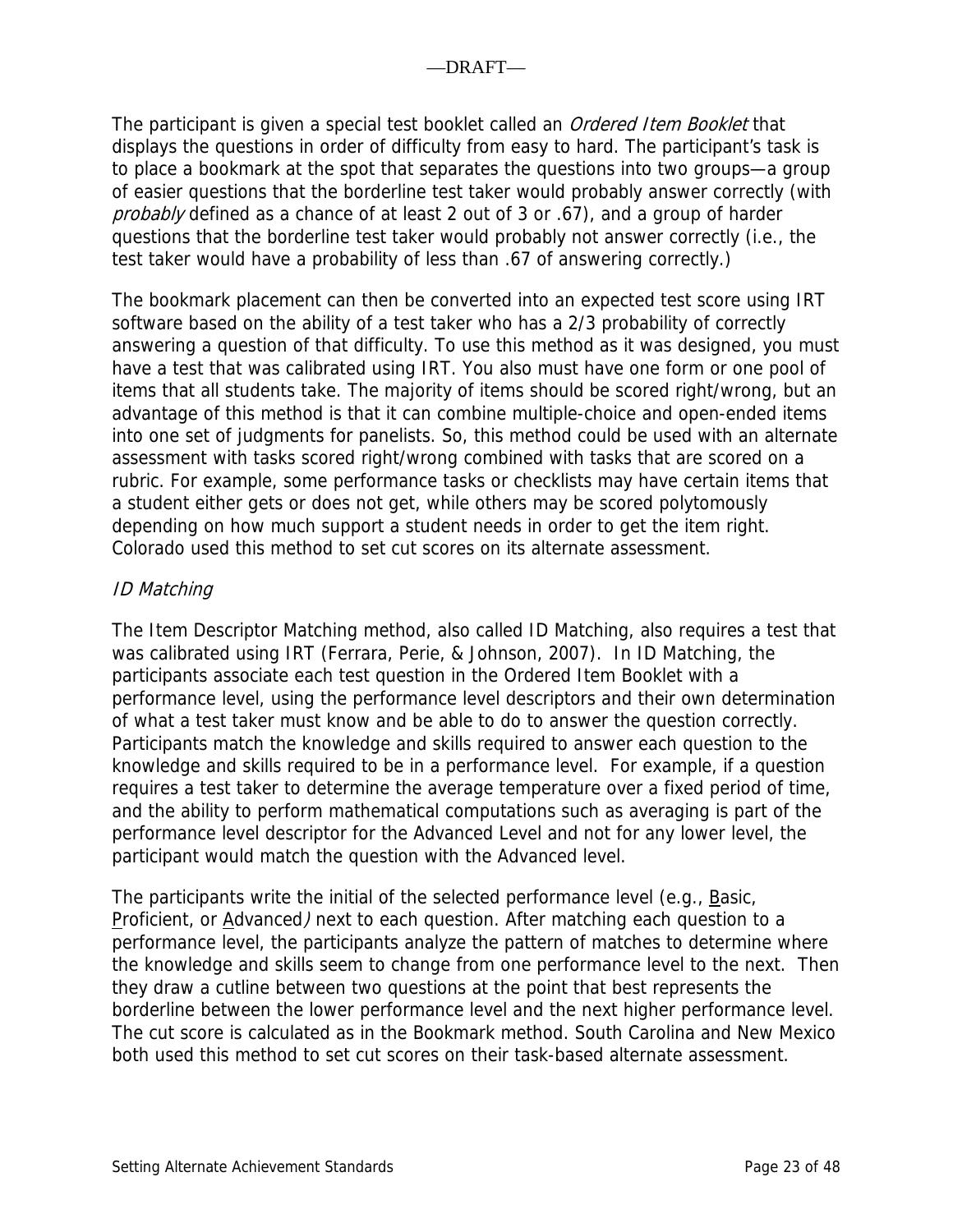The participant is given a special test booklet called an *Ordered Item Booklet* that displays the questions in order of difficulty from easy to hard. The participant's task is to place a bookmark at the spot that separates the questions into two groups—a group of easier questions that the borderline test taker would probably answer correctly (with *probably* defined as a chance of at least 2 out of 3 or .67), and a group of harder questions that the borderline test taker would probably not answer correctly (i.e., the test taker would have a probability of less than .67 of answering correctly.)

The bookmark placement can then be converted into an expected test score using IRT software based on the ability of a test taker who has a 2/3 probability of correctly answering a question of that difficulty. To use this method as it was designed, you must have a test that was calibrated using IRT. You also must have one form or one pool of items that all students take. The majority of items should be scored right/wrong, but an advantage of this method is that it can combine multiple-choice and open-ended items into one set of judgments for panelists. So, this method could be used with an alternate assessment with tasks scored right/wrong combined with tasks that are scored on a rubric. For example, some performance tasks or checklists may have certain items that a student either gets or does not get, while others may be scored polytomously depending on how much support a student needs in order to get the item right. Colorado used this method to set cut scores on its alternate assessment.

### *ID Matching*

The Item Descriptor Matching method, also called ID Matching, also requires a test that was calibrated using IRT (Ferrara, Perie, & Johnson, 2007). In ID Matching, the participants associate each test question in the Ordered Item Booklet with a performance level, using the performance level descriptors and their own determination of what a test taker must know and be able to do to answer the question correctly. Participants match the knowledge and skills required to answer each question to the knowledge and skills required to be in a performance level. For example, if a question requires a test taker to determine the average temperature over a fixed period of time, and the ability to perform mathematical computations such as averaging is part of the performance level descriptor for the Advanced Level and not for any lower level, the participant would match the question with the Advanced level.

The participants write the initial of the selected performance level (e.g., Basic, Proficient, or *Advanced)* next to each question. After matching each question to a performance level, the participants analyze the pattern of matches to determine where the knowledge and skills seem to change from one performance level to the next. Then they draw a cutline between two questions at the point that best represents the borderline between the lower performance level and the next higher performance level. The cut score is calculated as in the Bookmark method. South Carolina and New Mexico both used this method to set cut scores on their task-based alternate assessment.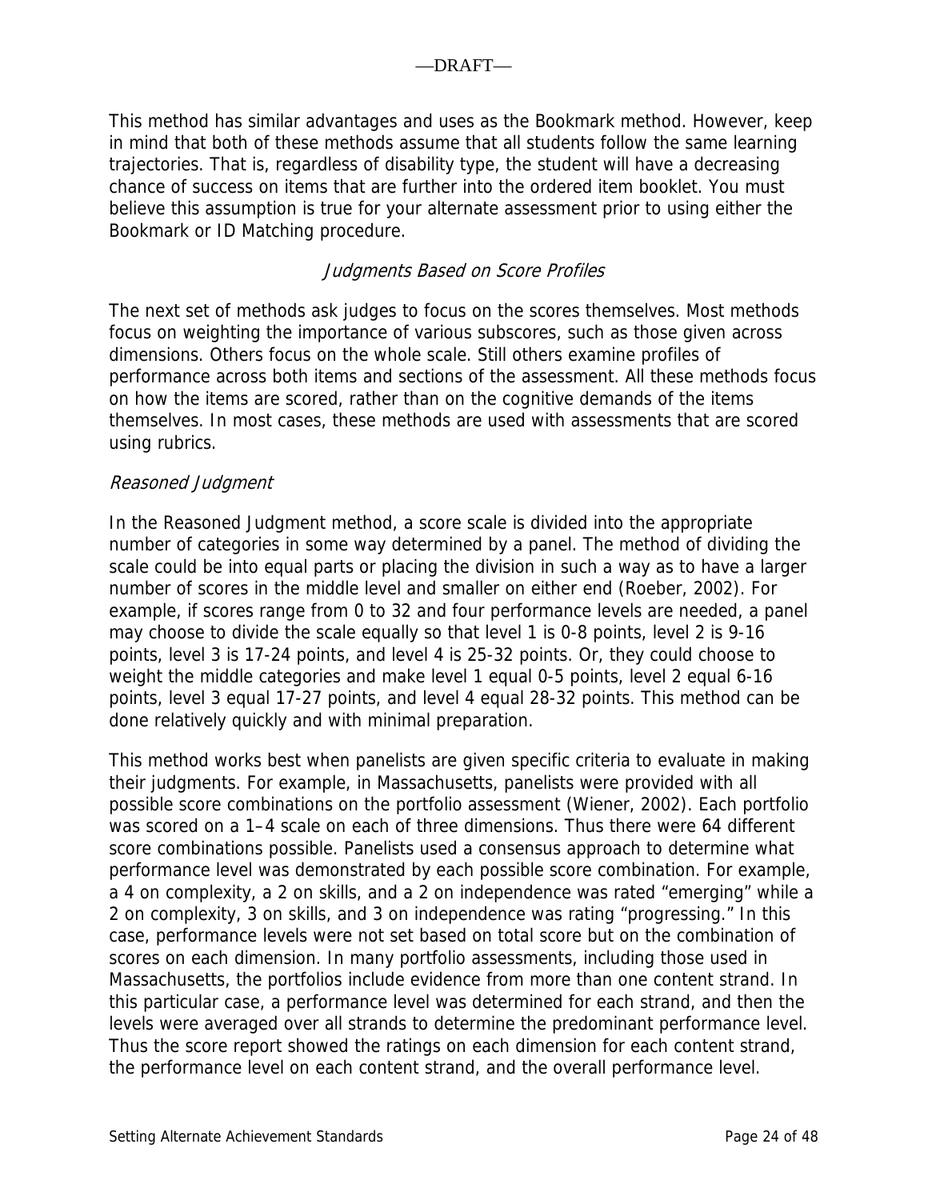This method has similar advantages and uses as the Bookmark method. However, keep in mind that both of these methods assume that all students follow the same learning trajectories. That is, regardless of disability type, the student will have a decreasing chance of success on items that are further into the ordered item booklet. You must believe this assumption is true for your alternate assessment prior to using either the Bookmark or ID Matching procedure.

### *Judgments Based on Score Profiles*

The next set of methods ask judges to focus on the scores themselves. Most methods focus on weighting the importance of various subscores, such as those given across dimensions. Others focus on the whole scale. Still others examine profiles of performance across both items and sections of the assessment. All these methods focus on how the items are scored, rather than on the cognitive demands of the items themselves. In most cases, these methods are used with assessments that are scored using rubrics.

#### *Reasoned Judgment*

In the Reasoned Judgment method, a score scale is divided into the appropriate number of categories in some way determined by a panel. The method of dividing the scale could be into equal parts or placing the division in such a way as to have a larger number of scores in the middle level and smaller on either end (Roeber, 2002). For example, if scores range from 0 to 32 and four performance levels are needed, a panel may choose to divide the scale equally so that level 1 is 0-8 points, level 2 is 9-16 points, level 3 is 17-24 points, and level 4 is 25-32 points. Or, they could choose to weight the middle categories and make level 1 equal 0-5 points, level 2 equal 6-16 points, level 3 equal 17-27 points, and level 4 equal 28-32 points. This method can be done relatively quickly and with minimal preparation.

This method works best when panelists are given specific criteria to evaluate in making their judgments. For example, in Massachusetts, panelists were provided with all possible score combinations on the portfolio assessment (Wiener, 2002). Each portfolio was scored on a 1–4 scale on each of three dimensions. Thus there were 64 different score combinations possible. Panelists used a consensus approach to determine what performance level was demonstrated by each possible score combination. For example, a 4 on complexity, a 2 on skills, and a 2 on independence was rated "emerging" while a 2 on complexity, 3 on skills, and 3 on independence was rating "progressing." In this case, performance levels were not set based on total score but on the combination of scores on each dimension. In many portfolio assessments, including those used in Massachusetts, the portfolios include evidence from more than one content strand. In this particular case, a performance level was determined for each strand, and then the levels were averaged over all strands to determine the predominant performance level. Thus the score report showed the ratings on each dimension for each content strand, the performance level on each content strand, and the overall performance level.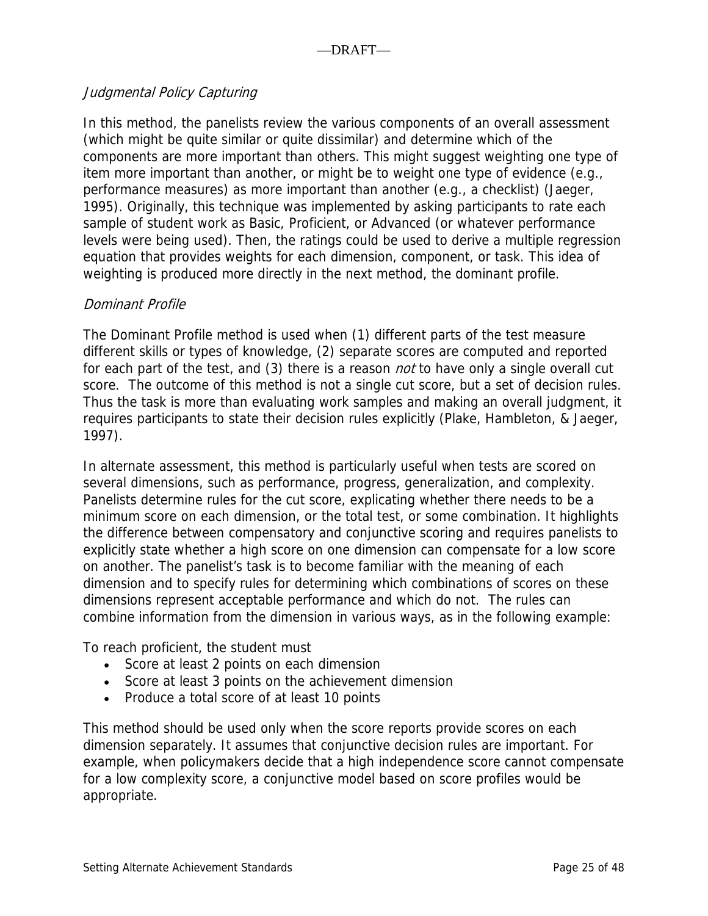### *Judgmental Policy Capturing*

In this method, the panelists review the various components of an overall assessment (which might be quite similar or quite dissimilar) and determine which of the components are more important than others. This might suggest weighting one type of item more important than another, or might be to weight one type of evidence (e.g., performance measures) as more important than another (e.g., a checklist) (Jaeger, 1995). Originally, this technique was implemented by asking participants to rate each sample of student work as Basic, Proficient, or Advanced (or whatever performance levels were being used). Then, the ratings could be used to derive a multiple regression equation that provides weights for each dimension, component, or task. This idea of weighting is produced more directly in the next method, the dominant profile.

### *Dominant Profile*

The Dominant Profile method is used when (1) different parts of the test measure different skills or types of knowledge, (2) separate scores are computed and reported for each part of the test, and (3) there is a reason *not* to have only a single overall cut score. The outcome of this method is not a single cut score, but a set of decision rules. Thus the task is more than evaluating work samples and making an overall judgment, it requires participants to state their decision rules explicitly (Plake, Hambleton, & Jaeger, 1997).

In alternate assessment, this method is particularly useful when tests are scored on several dimensions, such as performance, progress, generalization, and complexity. Panelists determine rules for the cut score, explicating whether there needs to be a minimum score on each dimension, or the total test, or some combination. It highlights the difference between compensatory and conjunctive scoring and requires panelists to explicitly state whether a high score on one dimension can compensate for a low score on another. The panelist's task is to become familiar with the meaning of each dimension and to specify rules for determining which combinations of scores on these dimensions represent acceptable performance and which do not. The rules can combine information from the dimension in various ways, as in the following example:

To reach proficient, the student must

- Score at least 2 points on each dimension
- Score at least 3 points on the achievement dimension
- Produce a total score of at least 10 points

This method should be used only when the score reports provide scores on each dimension separately. It assumes that conjunctive decision rules are important. For example, when policymakers decide that a high independence score cannot compensate for a low complexity score, a conjunctive model based on score profiles would be appropriate.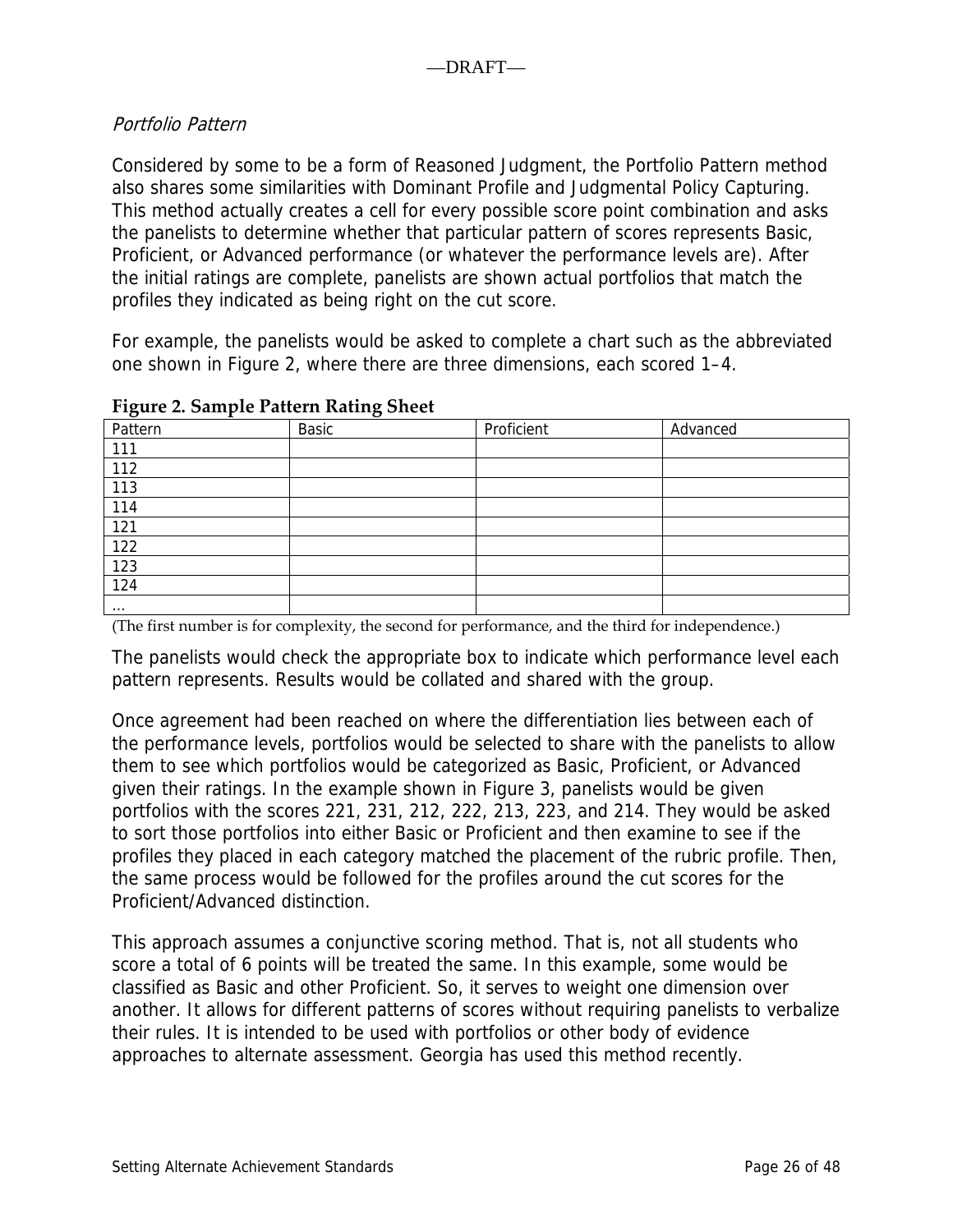### *Portfolio Pattern*

Considered by some to be a form of Reasoned Judgment, the Portfolio Pattern method also shares some similarities with Dominant Profile and Judgmental Policy Capturing. This method actually creates a cell for every possible score point combination and asks the panelists to determine whether that particular pattern of scores represents Basic, Proficient, or Advanced performance (or whatever the performance levels are). After the initial ratings are complete, panelists are shown actual portfolios that match the profiles they indicated as being right on the cut score.

For example, the panelists would be asked to complete a chart such as the abbreviated one shown in Figure 2, where there are three dimensions, each scored 1–4.

**Figure 2. Sample Pattern Rating Sheet**

| Pattern | Basic | Proficient | Advanced |
|---|---|---|---|
| 111 | | | |
| 112 | | | |
| 113 | | | |
| 114 | | | |
| 121 | | | |
| 122 | | | |
| 123 | | | |
| 124 | | | |
| … | | | |

(The first number is for complexity, the second for performance, and the third for independence.)

The panelists would check the appropriate box to indicate which performance level each pattern represents. Results would be collated and shared with the group.

Once agreement had been reached on where the differentiation lies between each of the performance levels, portfolios would be selected to share with the panelists to allow them to see which portfolios would be categorized as Basic, Proficient, or Advanced given their ratings. In the example shown in Figure 3, panelists would be given portfolios with the scores 221, 231, 212, 222, 213, 223, and 214. They would be asked to sort those portfolios into either Basic or Proficient and then examine to see if the profiles they placed in each category matched the placement of the rubric profile. Then, the same process would be followed for the profiles around the cut scores for the Proficient/Advanced distinction.

This approach assumes a conjunctive scoring method. That is, not all students who score a total of 6 points will be treated the same. In this example, some would be classified as Basic and other Proficient. So, it serves to weight one dimension over another. It allows for different patterns of scores without requiring panelists to verbalize their rules. It is intended to be used with portfolios or other body of evidence approaches to alternate assessment. Georgia has used this method recently.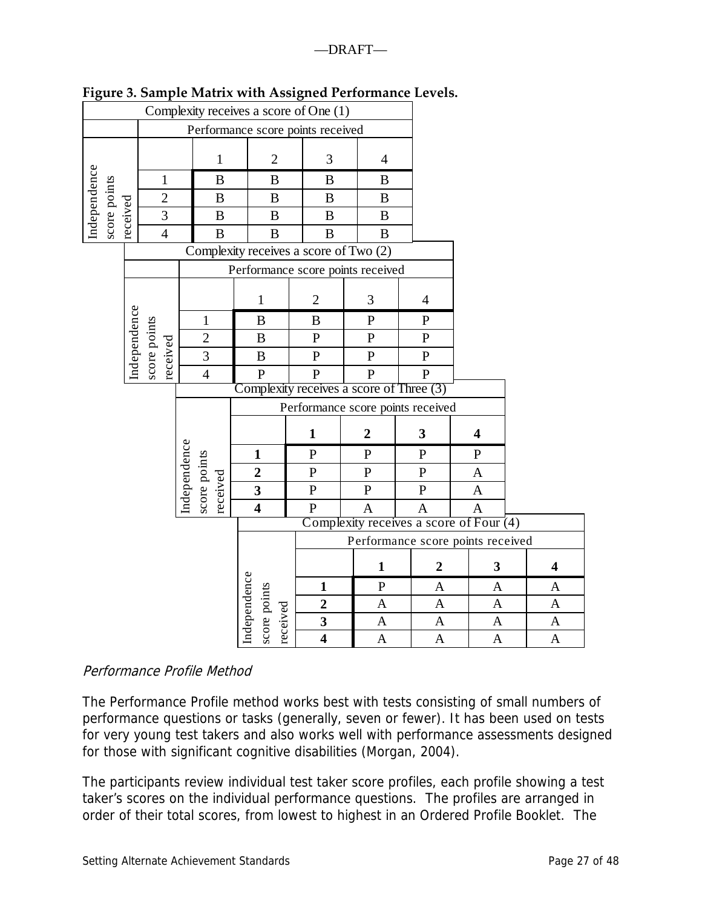**Figure 3. Sample Matrix with Assigned Performance Levels.**

| Complexity receives a score of One (1) | | | | |
|---|---|---|---|---|
| | Performance score points received | | | |
| Independence score points received | 1 | 2 | 3 | 4 |
| 1 | B | B | B | B |
| 2 | B | B | B | B |
| 3 | B | B | B | B |
| 4 | B | B | B | B |

| Complexity receives a score of Two (2) | | | | |
|---|---|---|---|---|
| | Performance score points received | | | |
| Independence score points received | 1 | 2 | 3 | 4 |
| 1 | B | B | P | P |
| 2 | B | P | P | P |
| 3 | B | P | P | P |
| 4 | P | P | P | P |

| Complexity receives a score of Three (3) | | | | |
|---|---|---|---|---|
| | Performance score points received | | | |
| Independence score points received | **1** | **2** | **3** | **4** |
| **1** | P | P | P | P |
| **2** | P | P | P | A |
| **3** | P | P | P | A |
| **4** | P | A | A | A |

| Complexity receives a score of Four (4) | | | | |
|---|---|---|---|---|
| | Performance score points received | | | |
| Independence score points received | **1** | **2** | **3** | **4** |
| **1** | P | A | A | A |
| **2** | A | A | A | A |
| **3** | A | A | A | A |
| **4** | A | A | A | A |

### *Performance Profile Method*

The Performance Profile method works best with tests consisting of small numbers of performance questions or tasks (generally, seven or fewer). It has been used on tests for very young test takers and also works well with performance assessments designed for those with significant cognitive disabilities (Morgan, 2004).

The participants review individual test taker score profiles, each profile showing a test taker's scores on the individual performance questions. The profiles are arranged in order of their total scores, from lowest to highest in an Ordered Profile Booklet. The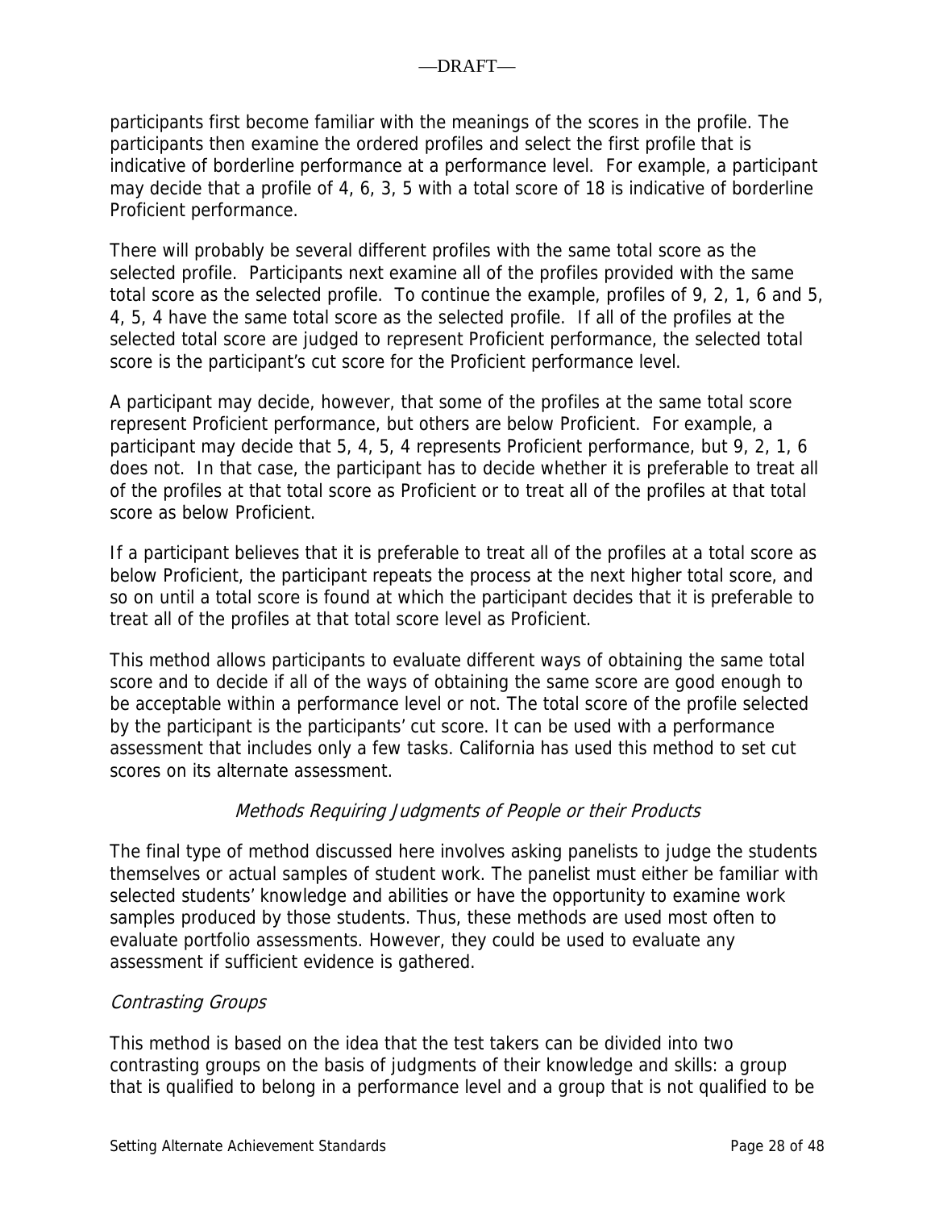participants first become familiar with the meanings of the scores in the profile. The participants then examine the ordered profiles and select the first profile that is indicative of borderline performance at a performance level. For example, a participant may decide that a profile of 4, 6, 3, 5 with a total score of 18 is indicative of borderline Proficient performance.

There will probably be several different profiles with the same total score as the selected profile. Participants next examine all of the profiles provided with the same total score as the selected profile. To continue the example, profiles of 9, 2, 1, 6 and 5, 4, 5, 4 have the same total score as the selected profile. If all of the profiles at the selected total score are judged to represent Proficient performance, the selected total score is the participant's cut score for the Proficient performance level.

A participant may decide, however, that some of the profiles at the same total score represent Proficient performance, but others are below Proficient. For example, a participant may decide that 5, 4, 5, 4 represents Proficient performance, but 9, 2, 1, 6 does not. In that case, the participant has to decide whether it is preferable to treat all of the profiles at that total score as Proficient or to treat all of the profiles at that total score as below Proficient.

If a participant believes that it is preferable to treat all of the profiles at a total score as below Proficient, the participant repeats the process at the next higher total score, and so on until a total score is found at which the participant decides that it is preferable to treat all of the profiles at that total score level as Proficient.

This method allows participants to evaluate different ways of obtaining the same total score and to decide if all of the ways of obtaining the same score are good enough to be acceptable within a performance level or not. The total score of the profile selected by the participant is the participants' cut score. It can be used with a performance assessment that includes only a few tasks. California has used this method to set cut scores on its alternate assessment.

### *Methods Requiring Judgments of People or their Products*

The final type of method discussed here involves asking panelists to judge the students themselves or actual samples of student work. The panelist must either be familiar with selected students' knowledge and abilities or have the opportunity to examine work samples produced by those students. Thus, these methods are used most often to evaluate portfolio assessments. However, they could be used to evaluate any assessment if sufficient evidence is gathered.

#### *Contrasting Groups*

This method is based on the idea that the test takers can be divided into two contrasting groups on the basis of judgments of their knowledge and skills: a group that is qualified to belong in a performance level and a group that is not qualified to be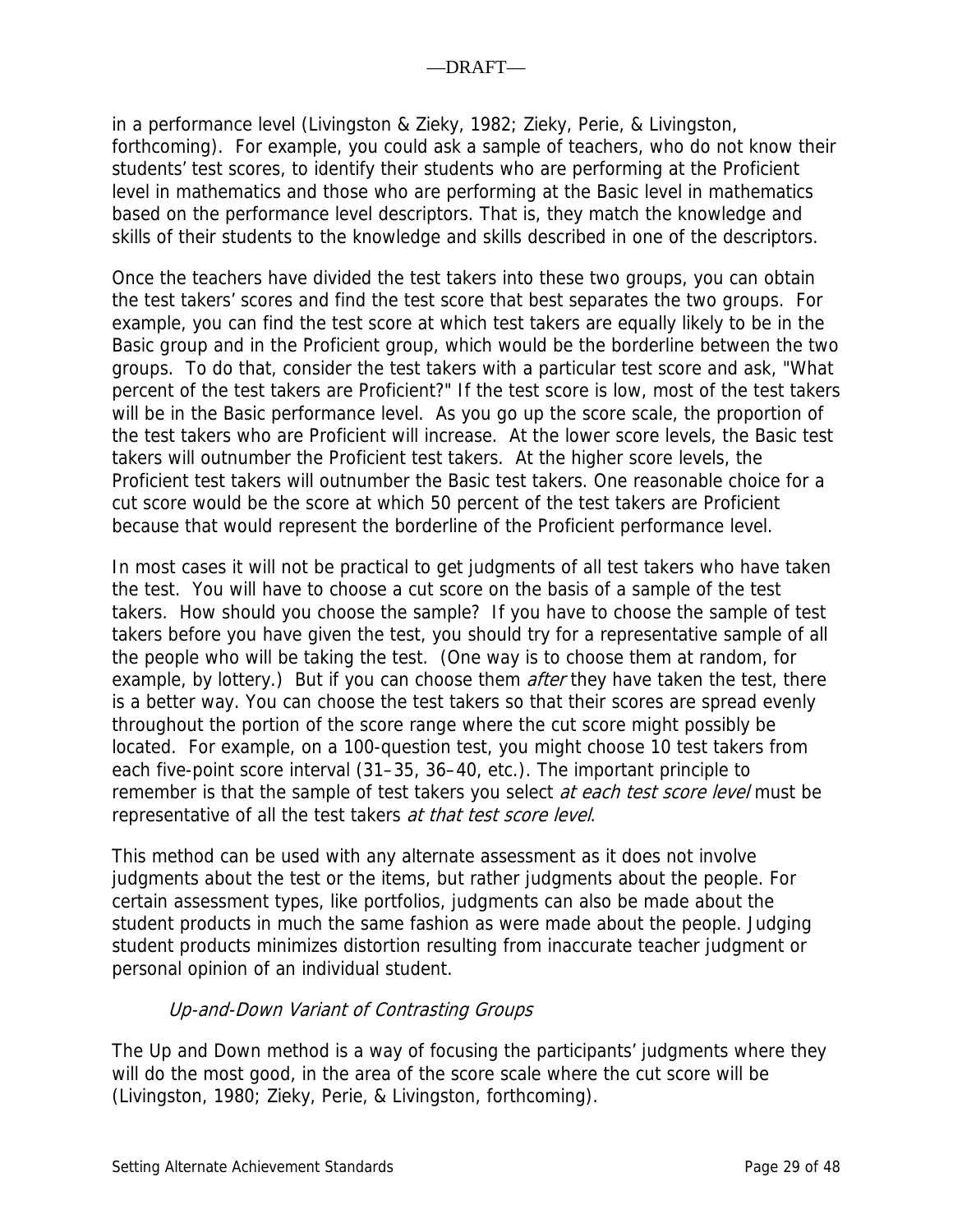in a performance level (Livingston & Zieky, 1982; Zieky, Perie, & Livingston, forthcoming). For example, you could ask a sample of teachers, who do not know their students' test scores, to identify their students who are performing at the Proficient level in mathematics and those who are performing at the Basic level in mathematics based on the performance level descriptors. That is, they match the knowledge and skills of their students to the knowledge and skills described in one of the descriptors.

Once the teachers have divided the test takers into these two groups, you can obtain the test takers' scores and find the test score that best separates the two groups. For example, you can find the test score at which test takers are equally likely to be in the Basic group and in the Proficient group, which would be the borderline between the two groups. To do that, consider the test takers with a particular test score and ask, "What percent of the test takers are Proficient?" If the test score is low, most of the test takers will be in the Basic performance level. As you go up the score scale, the proportion of the test takers who are Proficient will increase. At the lower score levels, the Basic test takers will outnumber the Proficient test takers. At the higher score levels, the Proficient test takers will outnumber the Basic test takers. One reasonable choice for a cut score would be the score at which 50 percent of the test takers are Proficient because that would represent the borderline of the Proficient performance level.

In most cases it will not be practical to get judgments of all test takers who have taken the test. You will have to choose a cut score on the basis of a sample of the test takers. How should you choose the sample? If you have to choose the sample of test takers before you have given the test, you should try for a representative sample of all the people who will be taking the test. (One way is to choose them at random, for example, by lottery.) But if you can choose them *after* they have taken the test, there is a better way. You can choose the test takers so that their scores are spread evenly throughout the portion of the score range where the cut score might possibly be located. For example, on a 100-question test, you might choose 10 test takers from each five-point score interval (31–35, 36–40, etc.). The important principle to remember is that the sample of test takers you select *at each test score level* must be representative of all the test takers *at that test score level*.

This method can be used with any alternate assessment as it does not involve judgments about the test or the items, but rather judgments about the people. For certain assessment types, like portfolios, judgments can also be made about the student products in much the same fashion as were made about the people. Judging student products minimizes distortion resulting from inaccurate teacher judgment or personal opinion of an individual student.

#### *Up-and-Down Variant of Contrasting Groups*

The Up and Down method is a way of focusing the participants' judgments where they will do the most good, in the area of the score scale where the cut score will be (Livingston, 1980; Zieky, Perie, & Livingston, forthcoming).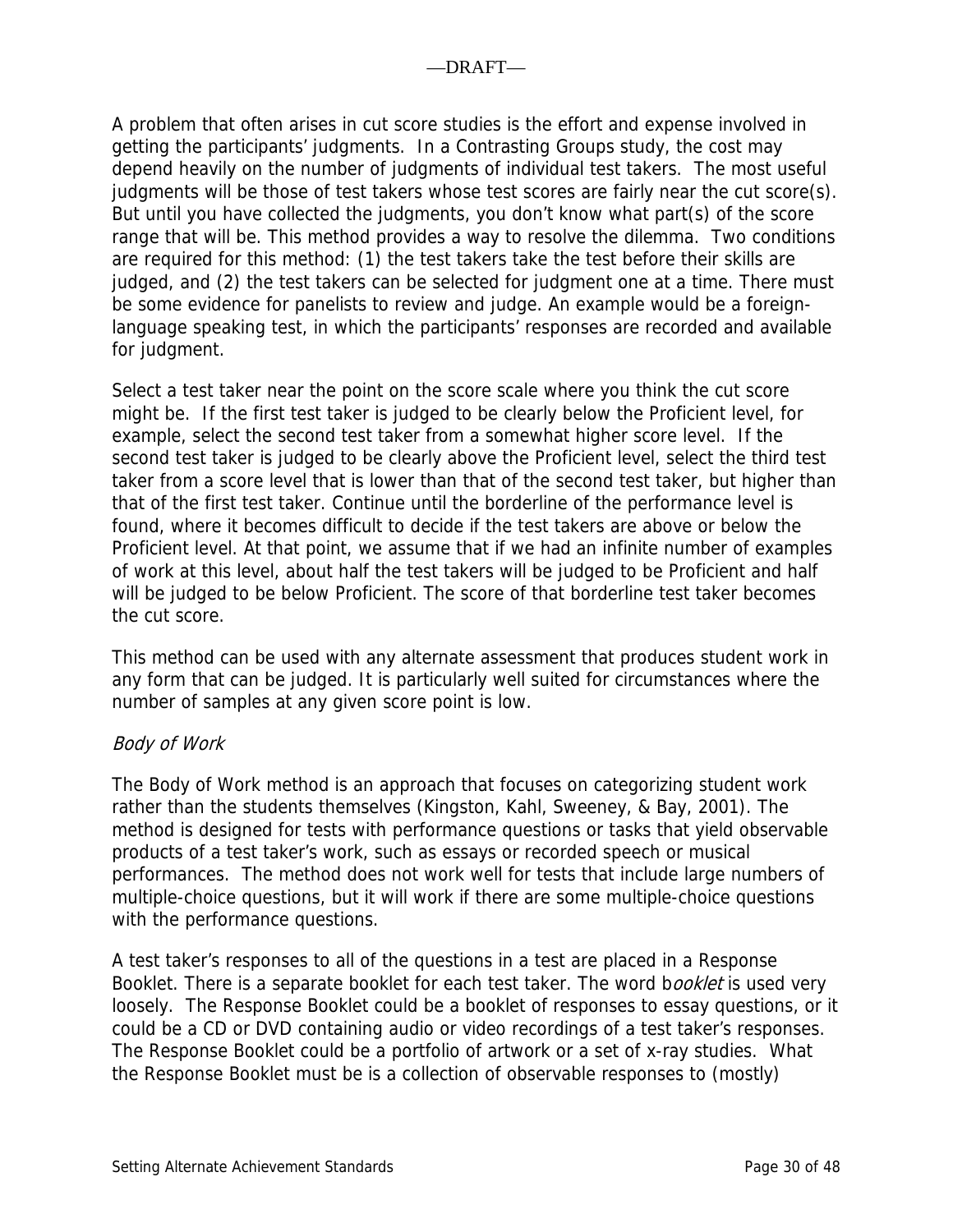A problem that often arises in cut score studies is the effort and expense involved in getting the participants' judgments. In a Contrasting Groups study, the cost may depend heavily on the number of judgments of individual test takers. The most useful judgments will be those of test takers whose test scores are fairly near the cut score(s). But until you have collected the judgments, you don't know what part(s) of the score range that will be. This method provides a way to resolve the dilemma. Two conditions are required for this method: (1) the test takers take the test before their skills are judged, and (2) the test takers can be selected for judgment one at a time. There must be some evidence for panelists to review and judge. An example would be a foreign-language speaking test, in which the participants' responses are recorded and available for judgment.

Select a test taker near the point on the score scale where you think the cut score might be. If the first test taker is judged to be clearly below the Proficient level, for example, select the second test taker from a somewhat higher score level. If the second test taker is judged to be clearly above the Proficient level, select the third test taker from a score level that is lower than that of the second test taker, but higher than that of the first test taker. Continue until the borderline of the performance level is found, where it becomes difficult to decide if the test takers are above or below the Proficient level. At that point, we assume that if we had an infinite number of examples of work at this level, about half the test takers will be judged to be Proficient and half will be judged to be below Proficient. The score of that borderline test taker becomes the cut score.

This method can be used with any alternate assessment that produces student work in any form that can be judged. It is particularly well suited for circumstances where the number of samples at any given score point is low.

### *Body of Work*

The Body of Work method is an approach that focuses on categorizing student work rather than the students themselves (Kingston, Kahl, Sweeney, & Bay, 2001). The method is designed for tests with performance questions or tasks that yield observable products of a test taker's work, such as essays or recorded speech or musical performances. The method does not work well for tests that include large numbers of multiple-choice questions, but it will work if there are some multiple-choice questions with the performance questions.

A test taker's responses to all of the questions in a test are placed in a Response Booklet. There is a separate booklet for each test taker. The word b*ooklet* is used very loosely. The Response Booklet could be a booklet of responses to essay questions, or it could be a CD or DVD containing audio or video recordings of a test taker's responses. The Response Booklet could be a portfolio of artwork or a set of x-ray studies. What the Response Booklet must be is a collection of observable responses to (mostly)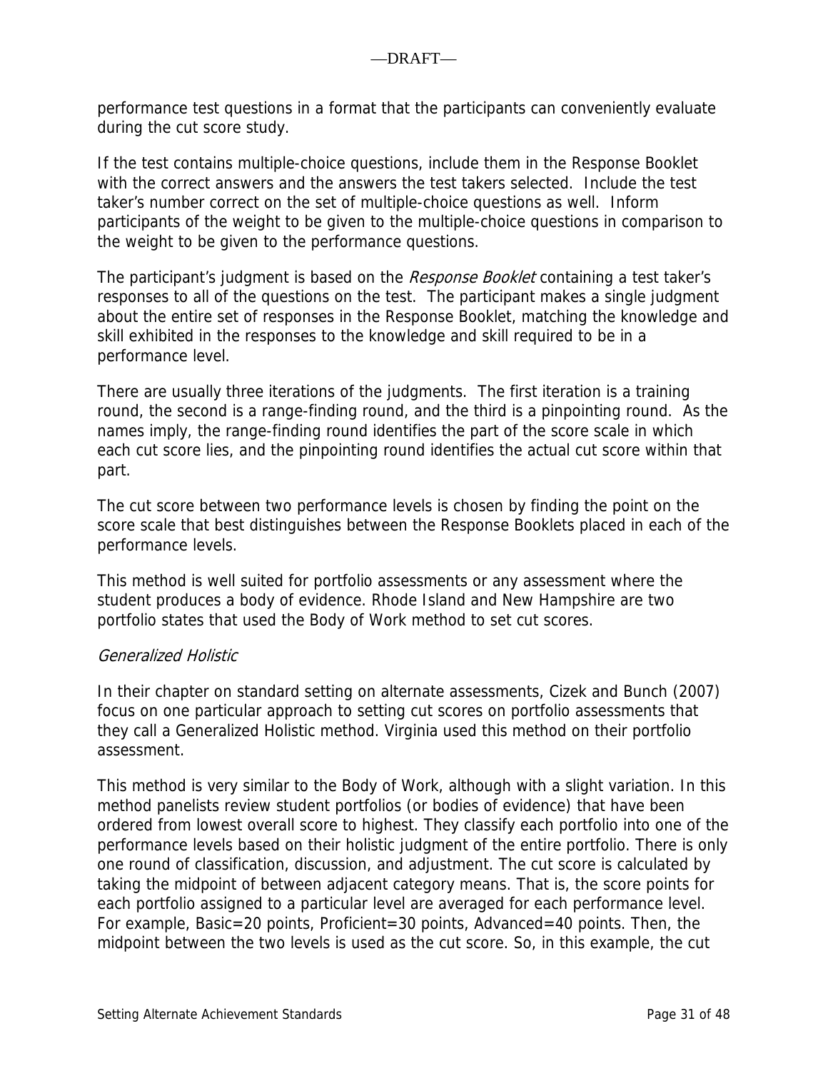performance test questions in a format that the participants can conveniently evaluate during the cut score study.

If the test contains multiple-choice questions, include them in the Response Booklet with the correct answers and the answers the test takers selected. Include the test taker's number correct on the set of multiple-choice questions as well. Inform participants of the weight to be given to the multiple-choice questions in comparison to the weight to be given to the performance questions.

The participant's judgment is based on the *Response Booklet* containing a test taker's responses to all of the questions on the test. The participant makes a single judgment about the entire set of responses in the Response Booklet, matching the knowledge and skill exhibited in the responses to the knowledge and skill required to be in a performance level.

There are usually three iterations of the judgments. The first iteration is a training round, the second is a range-finding round, and the third is a pinpointing round. As the names imply, the range-finding round identifies the part of the score scale in which each cut score lies, and the pinpointing round identifies the actual cut score within that part.

The cut score between two performance levels is chosen by finding the point on the score scale that best distinguishes between the Response Booklets placed in each of the performance levels.

This method is well suited for portfolio assessments or any assessment where the student produces a body of evidence. Rhode Island and New Hampshire are two portfolio states that used the Body of Work method to set cut scores.

*Generalized Holistic*

In their chapter on standard setting on alternate assessments, Cizek and Bunch (2007) focus on one particular approach to setting cut scores on portfolio assessments that they call a Generalized Holistic method. Virginia used this method on their portfolio assessment.

This method is very similar to the Body of Work, although with a slight variation. In this method panelists review student portfolios (or bodies of evidence) that have been ordered from lowest overall score to highest. They classify each portfolio into one of the performance levels based on their holistic judgment of the entire portfolio. There is only one round of classification, discussion, and adjustment. The cut score is calculated by taking the midpoint of between adjacent category means. That is, the score points for each portfolio assigned to a particular level are averaged for each performance level. For example, Basic=20 points, Proficient=30 points, Advanced=40 points. Then, the midpoint between the two levels is used as the cut score. So, in this example, the cut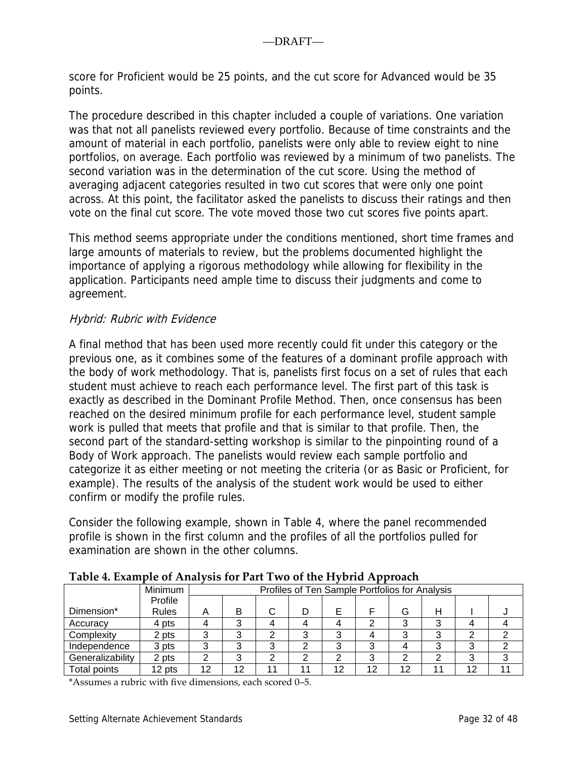score for Proficient would be 25 points, and the cut score for Advanced would be 35 points.

The procedure described in this chapter included a couple of variations. One variation was that not all panelists reviewed every portfolio. Because of time constraints and the amount of material in each portfolio, panelists were only able to review eight to nine portfolios, on average. Each portfolio was reviewed by a minimum of two panelists. The second variation was in the determination of the cut score. Using the method of averaging adjacent categories resulted in two cut scores that were only one point across. At this point, the facilitator asked the panelists to discuss their ratings and then vote on the final cut score. The vote moved those two cut scores five points apart.

This method seems appropriate under the conditions mentioned, short time frames and large amounts of materials to review, but the problems documented highlight the importance of applying a rigorous methodology while allowing for flexibility in the application. Participants need ample time to discuss their judgments and come to agreement.

### *Hybrid: Rubric with Evidence*

A final method that has been used more recently could fit under this category or the previous one, as it combines some of the features of a dominant profile approach with the body of work methodology. That is, panelists first focus on a set of rules that each student must achieve to reach each performance level. The first part of this task is exactly as described in the Dominant Profile Method. Then, once consensus has been reached on the desired minimum profile for each performance level, student sample work is pulled that meets that profile and that is similar to that profile. Then, the second part of the standard-setting workshop is similar to the pinpointing round of a Body of Work approach. The panelists would review each sample portfolio and categorize it as either meeting or not meeting the criteria (or as Basic or Proficient, for example). The results of the analysis of the student work would be used to either confirm or modify the profile rules.

Consider the following example, shown in Table 4, where the panel recommended profile is shown in the first column and the profiles of all the portfolios pulled for examination are shown in the other columns.

**Table 4. Example of Analysis for Part Two of the Hybrid Approach**

| Dimension* | Minimum Profile Rules | Profiles of Ten Sample Portfolios for Analysis | | | | | | | | | |
|---|---|---|---|---|---|---|---|---|---|---|---|
| | | A | B | C | D | E | F | G | H | I | J |
| Accuracy | 4 pts | 4 | 3 | 4 | 4 | 4 | 2 | 3 | 3 | 4 | 4 |
| Complexity | 2 pts | 3 | 3 | 2 | 3 | 3 | 4 | 3 | 3 | 2 | 2 |
| Independence | 3 pts | 3 | 3 | 3 | 2 | 3 | 3 | 4 | 3 | 3 | 2 |
| Generalizability | 2 pts | 2 | 3 | 2 | 2 | 2 | 3 | 2 | 2 | 3 | 3 |
| Total points | 12 pts | 12 | 12 | 11 | 11 | 12 | 12 | 12 | 11 | 12 | 11 |

*Assumes a rubric with five dimensions, each scored 0–5.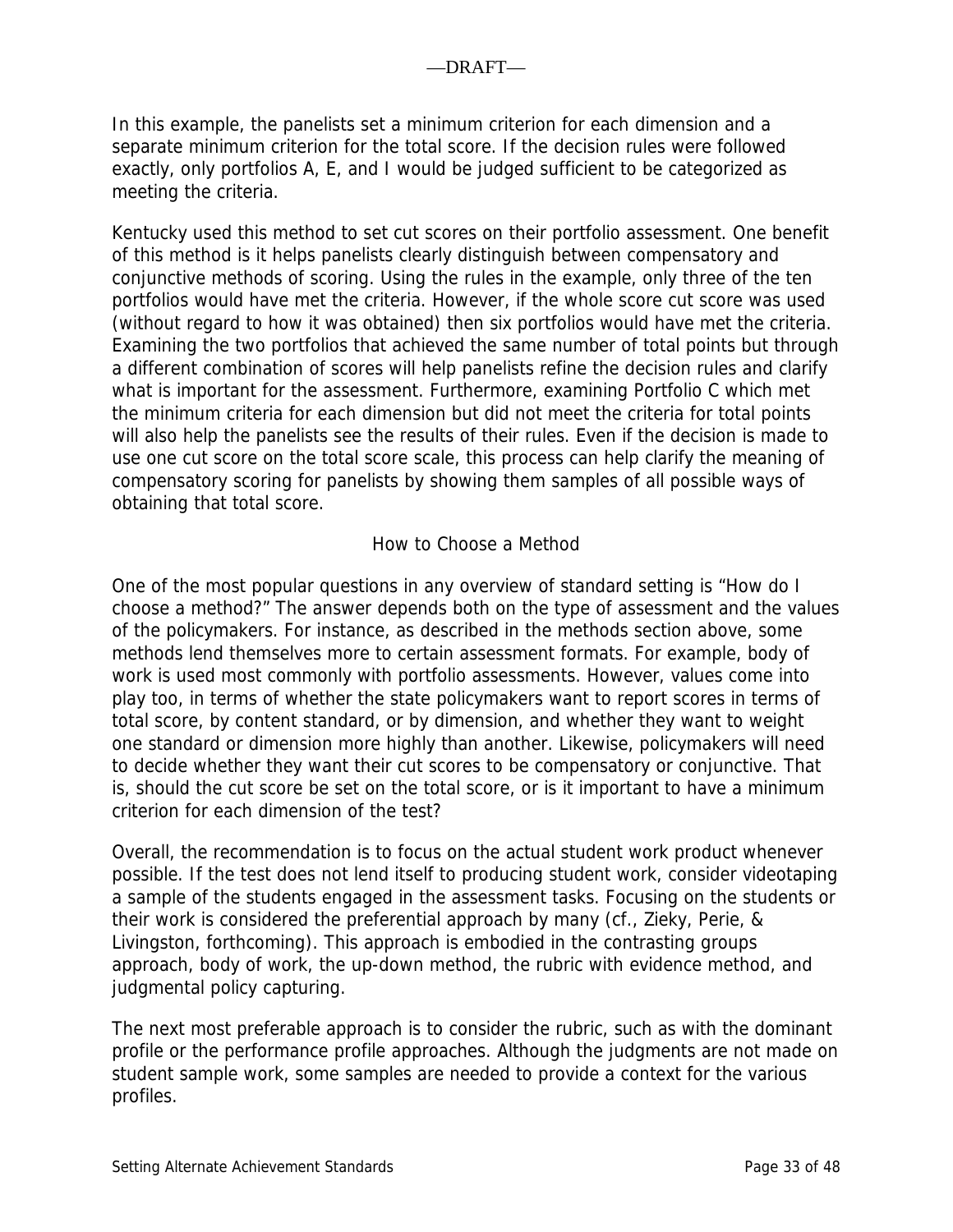In this example, the panelists set a minimum criterion for each dimension and a separate minimum criterion for the total score. If the decision rules were followed exactly, only portfolios A, E, and I would be judged sufficient to be categorized as meeting the criteria.

Kentucky used this method to set cut scores on their portfolio assessment. One benefit of this method is it helps panelists clearly distinguish between compensatory and conjunctive methods of scoring. Using the rules in the example, only three of the ten portfolios would have met the criteria. However, if the whole score cut score was used (without regard to how it was obtained) then six portfolios would have met the criteria. Examining the two portfolios that achieved the same number of total points but through a different combination of scores will help panelists refine the decision rules and clarify what is important for the assessment. Furthermore, examining Portfolio C which met the minimum criteria for each dimension but did not meet the criteria for total points will also help the panelists see the results of their rules. Even if the decision is made to use one cut score on the total score scale, this process can help clarify the meaning of compensatory scoring for panelists by showing them samples of all possible ways of obtaining that total score.

## How to Choose a Method

One of the most popular questions in any overview of standard setting is "How do I choose a method?" The answer depends both on the type of assessment and the values of the policymakers. For instance, as described in the methods section above, some methods lend themselves more to certain assessment formats. For example, body of work is used most commonly with portfolio assessments. However, values come into play too, in terms of whether the state policymakers want to report scores in terms of total score, by content standard, or by dimension, and whether they want to weight one standard or dimension more highly than another. Likewise, policymakers will need to decide whether they want their cut scores to be compensatory or conjunctive. That is, should the cut score be set on the total score, or is it important to have a minimum criterion for each dimension of the test?

Overall, the recommendation is to focus on the actual student work product whenever possible. If the test does not lend itself to producing student work, consider videotaping a sample of the students engaged in the assessment tasks. Focusing on the students or their work is considered the preferential approach by many (cf., Zieky, Perie, & Livingston, forthcoming). This approach is embodied in the contrasting groups approach, body of work, the up-down method, the rubric with evidence method, and judgmental policy capturing.

The next most preferable approach is to consider the rubric, such as with the dominant profile or the performance profile approaches. Although the judgments are not made on student sample work, some samples are needed to provide a context for the various profiles.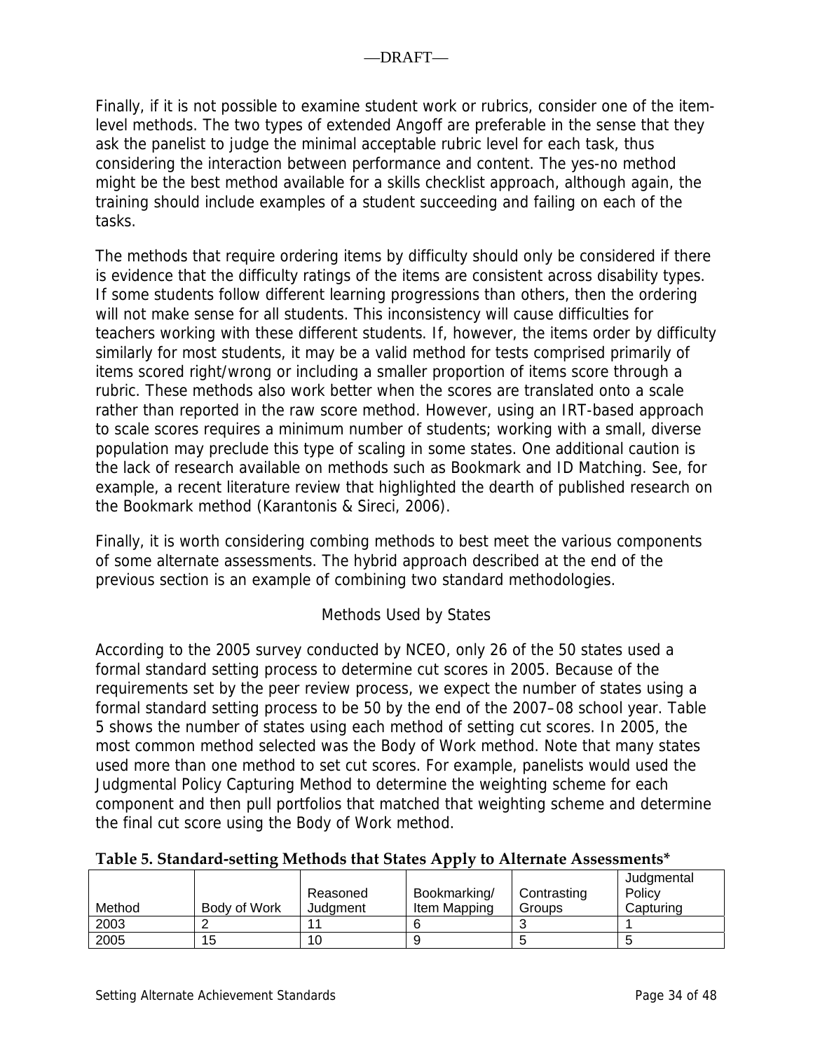Finally, if it is not possible to examine student work or rubrics, consider one of the item-level methods. The two types of extended Angoff are preferable in the sense that they ask the panelist to judge the minimal acceptable rubric level for each task, thus considering the interaction between performance and content. The yes-no method might be the best method available for a skills checklist approach, although again, the training should include examples of a student succeeding and failing on each of the tasks.

The methods that require ordering items by difficulty should only be considered if there is evidence that the difficulty ratings of the items are consistent across disability types. If some students follow different learning progressions than others, then the ordering will not make sense for all students. This inconsistency will cause difficulties for teachers working with these different students. If, however, the items order by difficulty similarly for most students, it may be a valid method for tests comprised primarily of items scored right/wrong or including a smaller proportion of items score through a rubric. These methods also work better when the scores are translated onto a scale rather than reported in the raw score method. However, using an IRT-based approach to scale scores requires a minimum number of students; working with a small, diverse population may preclude this type of scaling in some states. One additional caution is the lack of research available on methods such as Bookmark and ID Matching. See, for example, a recent literature review that highlighted the dearth of published research on the Bookmark method (Karantonis & Sireci, 2006).

Finally, it is worth considering combing methods to best meet the various components of some alternate assessments. The hybrid approach described at the end of the previous section is an example of combining two standard methodologies.

## Methods Used by States

According to the 2005 survey conducted by NCEO, only 26 of the 50 states used a formal standard setting process to determine cut scores in 2005. Because of the requirements set by the peer review process, we expect the number of states using a formal standard setting process to be 50 by the end of the 2007–08 school year. Table 5 shows the number of states using each method of setting cut scores. In 2005, the most common method selected was the Body of Work method. Note that many states used more than one method to set cut scores. For example, panelists would used the Judgmental Policy Capturing Method to determine the weighting scheme for each component and then pull portfolios that matched that weighting scheme and determine the final cut score using the Body of Work method.

**Table 5. Standard-setting Methods that States Apply to Alternate Assessments***

| Method | Body of Work | Reasoned Judgment | Bookmarking/ Item Mapping | Contrasting Groups | Judgmental Policy Capturing |
|---|---|---|---|---|---|
| 2003 | 2 | 11 | 6 | 3 | 1 |
| 2005 | 15 | 10 | 9 | 5 | 5 |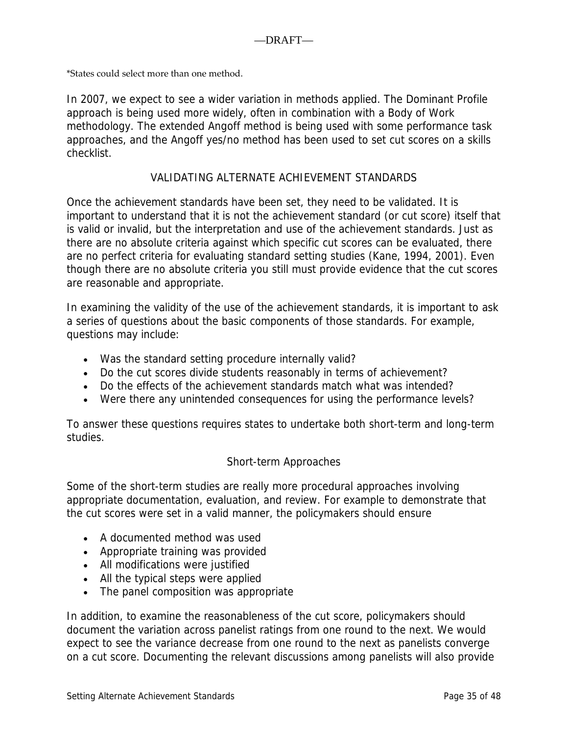*States could select more than one method.

In 2007, we expect to see a wider variation in methods applied. The Dominant Profile approach is being used more widely, often in combination with a Body of Work methodology. The extended Angoff method is being used with some performance task approaches, and the Angoff yes/no method has been used to set cut scores on a skills checklist.

## VALIDATING ALTERNATE ACHIEVEMENT STANDARDS

Once the achievement standards have been set, they need to be validated. It is important to understand that it is not the achievement standard (or cut score) itself that is valid or invalid, but the interpretation and use of the achievement standards. Just as there are no absolute criteria against which specific cut scores can be evaluated, there are no perfect criteria for evaluating standard setting studies (Kane, 1994, 2001). Even though there are no absolute criteria you still must provide evidence that the cut scores are reasonable and appropriate.

In examining the validity of the use of the achievement standards, it is important to ask a series of questions about the basic components of those standards. For example, questions may include:

- Was the standard setting procedure internally valid?
- Do the cut scores divide students reasonably in terms of achievement?
- Do the effects of the achievement standards match what was intended?
- Were there any unintended consequences for using the performance levels?

To answer these questions requires states to undertake both short-term and long-term studies.

### Short-term Approaches

Some of the short-term studies are really more procedural approaches involving appropriate documentation, evaluation, and review. For example to demonstrate that the cut scores were set in a valid manner, the policymakers should ensure

- A documented method was used
- Appropriate training was provided
- All modifications were justified
- All the typical steps were applied
- The panel composition was appropriate

In addition, to examine the reasonableness of the cut score, policymakers should document the variation across panelist ratings from one round to the next. We would expect to see the variance decrease from one round to the next as panelists converge on a cut score. Documenting the relevant discussions among panelists will also provide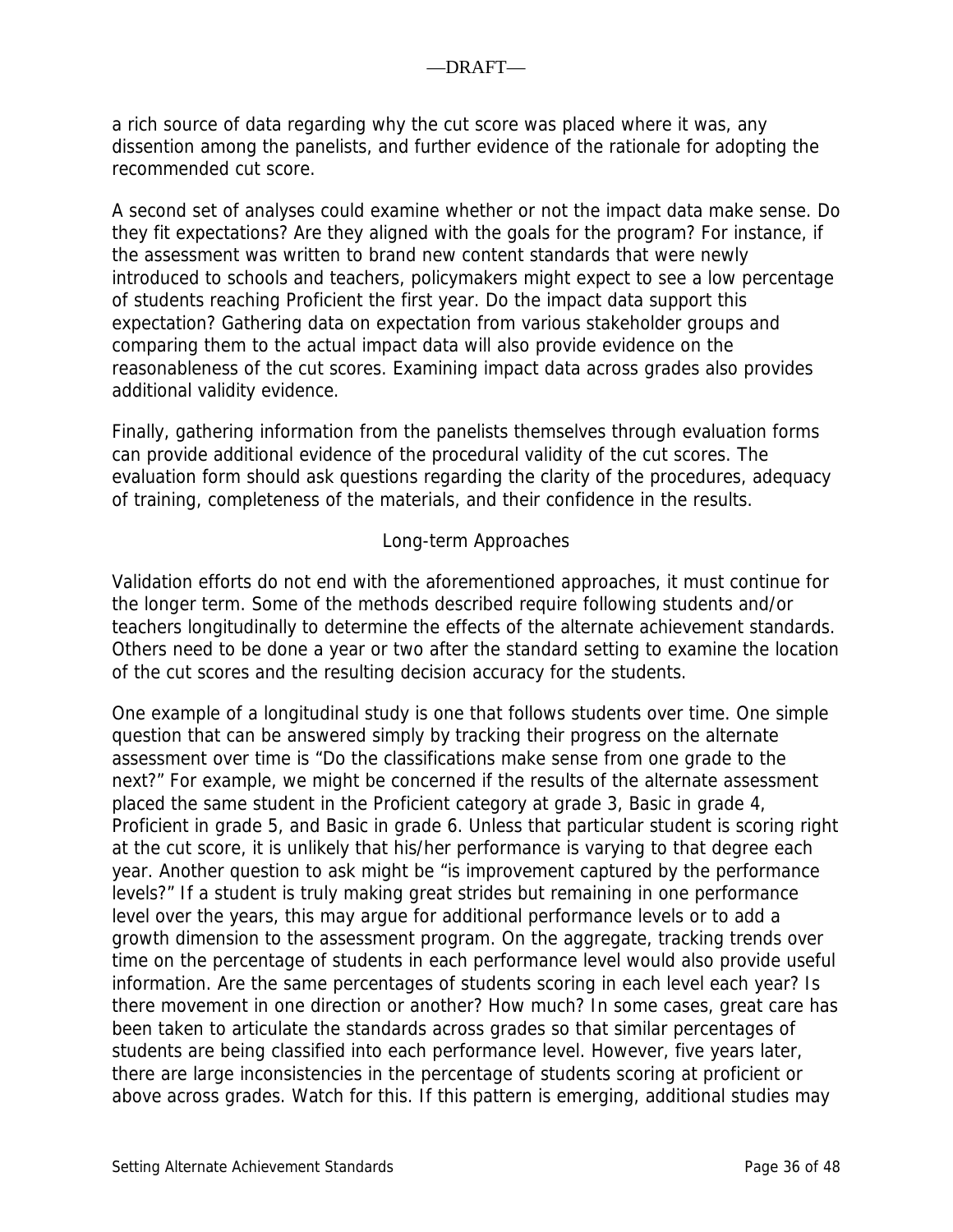a rich source of data regarding why the cut score was placed where it was, any dissention among the panelists, and further evidence of the rationale for adopting the recommended cut score.

A second set of analyses could examine whether or not the impact data make sense. Do they fit expectations? Are they aligned with the goals for the program? For instance, if the assessment was written to brand new content standards that were newly introduced to schools and teachers, policymakers might expect to see a low percentage of students reaching Proficient the first year. Do the impact data support this expectation? Gathering data on expectation from various stakeholder groups and comparing them to the actual impact data will also provide evidence on the reasonableness of the cut scores. Examining impact data across grades also provides additional validity evidence.

Finally, gathering information from the panelists themselves through evaluation forms can provide additional evidence of the procedural validity of the cut scores. The evaluation form should ask questions regarding the clarity of the procedures, adequacy of training, completeness of the materials, and their confidence in the results.

### Long-term Approaches

Validation efforts do not end with the aforementioned approaches, it must continue for the longer term. Some of the methods described require following students and/or teachers longitudinally to determine the effects of the alternate achievement standards. Others need to be done a year or two after the standard setting to examine the location of the cut scores and the resulting decision accuracy for the students.

One example of a longitudinal study is one that follows students over time. One simple question that can be answered simply by tracking their progress on the alternate assessment over time is "Do the classifications make sense from one grade to the next?" For example, we might be concerned if the results of the alternate assessment placed the same student in the Proficient category at grade 3, Basic in grade 4, Proficient in grade 5, and Basic in grade 6. Unless that particular student is scoring right at the cut score, it is unlikely that his/her performance is varying to that degree each year. Another question to ask might be "is improvement captured by the performance levels?" If a student is truly making great strides but remaining in one performance level over the years, this may argue for additional performance levels or to add a growth dimension to the assessment program. On the aggregate, tracking trends over time on the percentage of students in each performance level would also provide useful information. Are the same percentages of students scoring in each level each year? Is there movement in one direction or another? How much? In some cases, great care has been taken to articulate the standards across grades so that similar percentages of students are being classified into each performance level. However, five years later, there are large inconsistencies in the percentage of students scoring at proficient or above across grades. Watch for this. If this pattern is emerging, additional studies may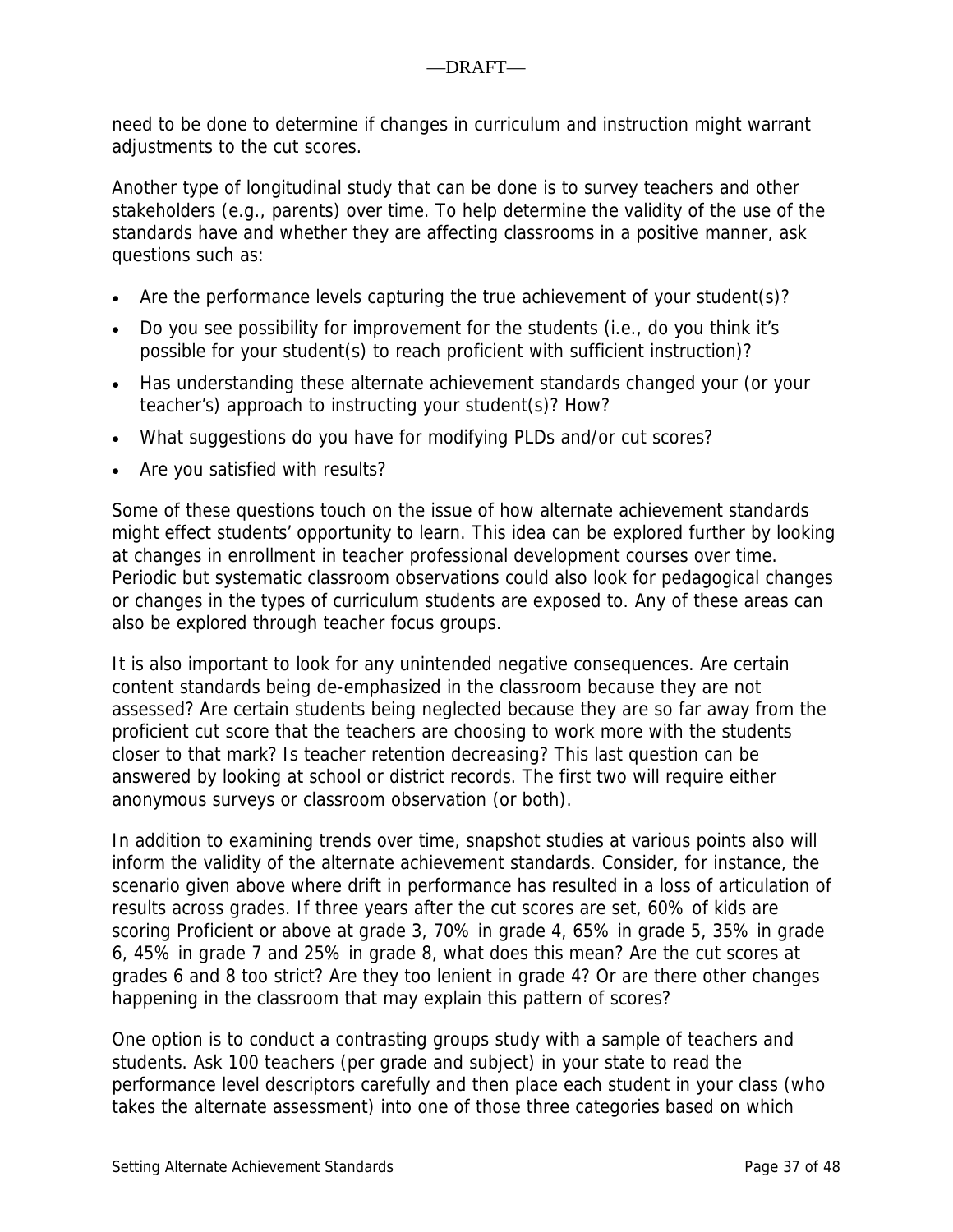need to be done to determine if changes in curriculum and instruction might warrant adjustments to the cut scores.

Another type of longitudinal study that can be done is to survey teachers and other stakeholders (e.g., parents) over time. To help determine the validity of the use of the standards have and whether they are affecting classrooms in a positive manner, ask questions such as:

- Are the performance levels capturing the true achievement of your student(s)?
- Do you see possibility for improvement for the students (i.e., do you think it's possible for your student(s) to reach proficient with sufficient instruction)?
- Has understanding these alternate achievement standards changed your (or your teacher's) approach to instructing your student(s)? How?
- What suggestions do you have for modifying PLDs and/or cut scores?
- Are you satisfied with results?

Some of these questions touch on the issue of how alternate achievement standards might effect students' opportunity to learn. This idea can be explored further by looking at changes in enrollment in teacher professional development courses over time. Periodic but systematic classroom observations could also look for pedagogical changes or changes in the types of curriculum students are exposed to. Any of these areas can also be explored through teacher focus groups.

It is also important to look for any unintended negative consequences. Are certain content standards being de-emphasized in the classroom because they are not assessed? Are certain students being neglected because they are so far away from the proficient cut score that the teachers are choosing to work more with the students closer to that mark? Is teacher retention decreasing? This last question can be answered by looking at school or district records. The first two will require either anonymous surveys or classroom observation (or both).

In addition to examining trends over time, snapshot studies at various points also will inform the validity of the alternate achievement standards. Consider, for instance, the scenario given above where drift in performance has resulted in a loss of articulation of results across grades. If three years after the cut scores are set, 60% of kids are scoring Proficient or above at grade 3, 70% in grade 4, 65% in grade 5, 35% in grade 6, 45% in grade 7 and 25% in grade 8, what does this mean? Are the cut scores at grades 6 and 8 too strict? Are they too lenient in grade 4? Or are there other changes happening in the classroom that may explain this pattern of scores?

One option is to conduct a contrasting groups study with a sample of teachers and students. Ask 100 teachers (per grade and subject) in your state to read the performance level descriptors carefully and then place each student in your class (who takes the alternate assessment) into one of those three categories based on which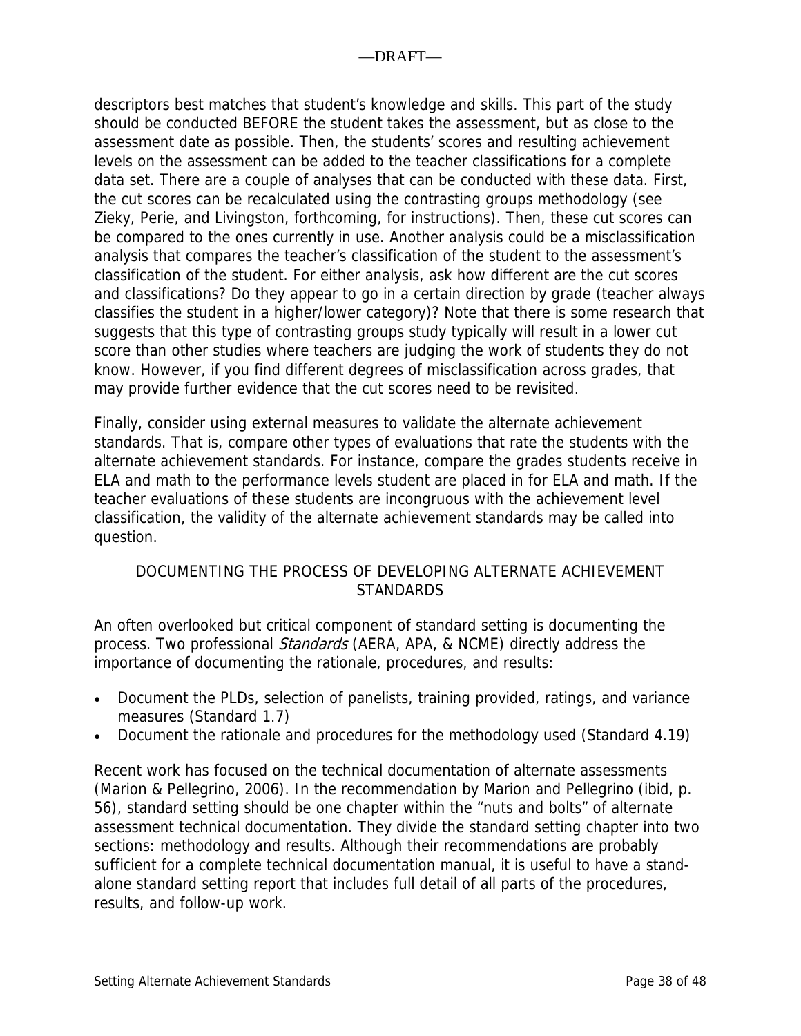descriptors best matches that student's knowledge and skills. This part of the study should be conducted BEFORE the student takes the assessment, but as close to the assessment date as possible. Then, the students' scores and resulting achievement levels on the assessment can be added to the teacher classifications for a complete data set. There are a couple of analyses that can be conducted with these data. First, the cut scores can be recalculated using the contrasting groups methodology (see Zieky, Perie, and Livingston, forthcoming, for instructions). Then, these cut scores can be compared to the ones currently in use. Another analysis could be a misclassification analysis that compares the teacher's classification of the student to the assessment's classification of the student. For either analysis, ask how different are the cut scores and classifications? Do they appear to go in a certain direction by grade (teacher always classifies the student in a higher/lower category)? Note that there is some research that suggests that this type of contrasting groups study typically will result in a lower cut score than other studies where teachers are judging the work of students they do not know. However, if you find different degrees of misclassification across grades, that may provide further evidence that the cut scores need to be revisited.

Finally, consider using external measures to validate the alternate achievement standards. That is, compare other types of evaluations that rate the students with the alternate achievement standards. For instance, compare the grades students receive in ELA and math to the performance levels student are placed in for ELA and math. If the teacher evaluations of these students are incongruous with the achievement level classification, the validity of the alternate achievement standards may be called into question.

## DOCUMENTING THE PROCESS OF DEVELOPING ALTERNATE ACHIEVEMENT STANDARDS

An often overlooked but critical component of standard setting is documenting the process. Two professional *Standards* (AERA, APA, & NCME) directly address the importance of documenting the rationale, procedures, and results:

- Document the PLDs, selection of panelists, training provided, ratings, and variance measures (Standard 1.7)
- Document the rationale and procedures for the methodology used (Standard 4.19)

Recent work has focused on the technical documentation of alternate assessments (Marion & Pellegrino, 2006). In the recommendation by Marion and Pellegrino (ibid, p. 56), standard setting should be one chapter within the "nuts and bolts" of alternate assessment technical documentation. They divide the standard setting chapter into two sections: methodology and results. Although their recommendations are probably sufficient for a complete technical documentation manual, it is useful to have a stand-alone standard setting report that includes full detail of all parts of the procedures, results, and follow-up work.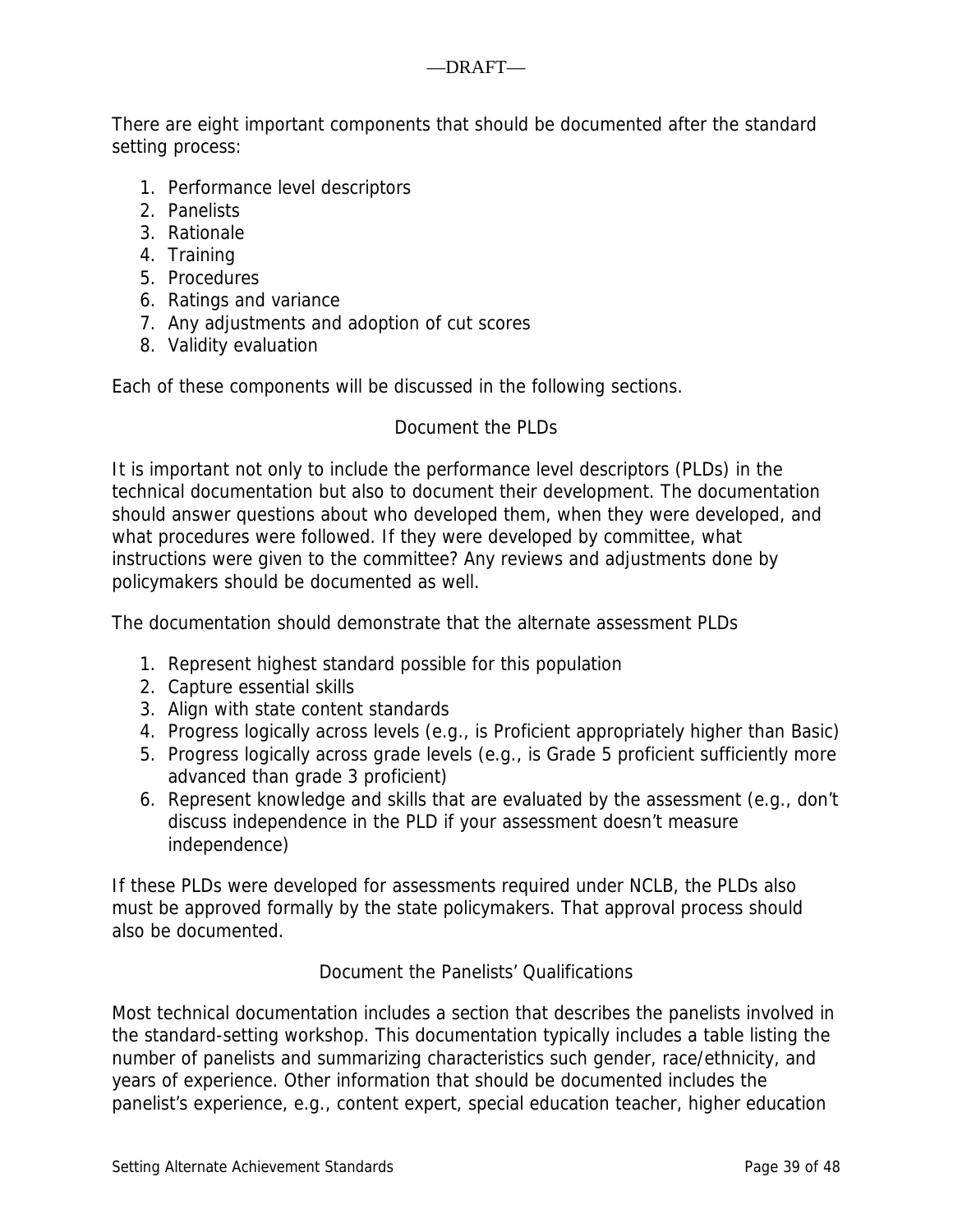There are eight important components that should be documented after the standard setting process:

1. Performance level descriptors
2. Panelists
3. Rationale
4. Training
5. Procedures
6. Ratings and variance
7. Any adjustments and adoption of cut scores
8. Validity evaluation

Each of these components will be discussed in the following sections.

### Document the PLDs

It is important not only to include the performance level descriptors (PLDs) in the technical documentation but also to document their development. The documentation should answer questions about who developed them, when they were developed, and what procedures were followed. If they were developed by committee, what instructions were given to the committee? Any reviews and adjustments done by policymakers should be documented as well.

The documentation should demonstrate that the alternate assessment PLDs

1. Represent highest standard possible for this population
2. Capture essential skills
3. Align with state content standards
4. Progress logically across levels (e.g., is Proficient appropriately higher than Basic)
5. Progress logically across grade levels (e.g., is Grade 5 proficient sufficiently more advanced than grade 3 proficient)
6. Represent knowledge and skills that are evaluated by the assessment (e.g., don't discuss independence in the PLD if your assessment doesn't measure independence)

If these PLDs were developed for assessments required under NCLB, the PLDs also must be approved formally by the state policymakers. That approval process should also be documented.

### Document the Panelists' Qualifications

Most technical documentation includes a section that describes the panelists involved in the standard-setting workshop. This documentation typically includes a table listing the number of panelists and summarizing characteristics such gender, race/ethnicity, and years of experience. Other information that should be documented includes the panelist's experience, e.g., content expert, special education teacher, higher education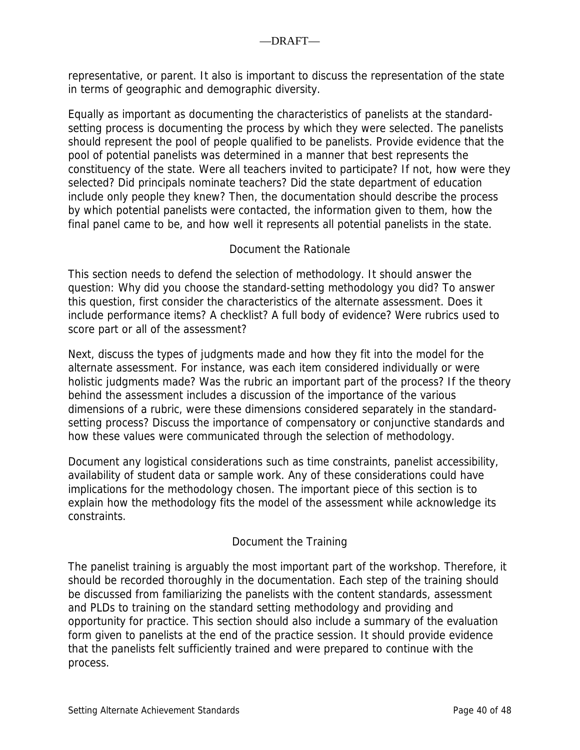representative, or parent. It also is important to discuss the representation of the state in terms of geographic and demographic diversity.

Equally as important as documenting the characteristics of panelists at the standard-setting process is documenting the process by which they were selected. The panelists should represent the pool of people qualified to be panelists. Provide evidence that the pool of potential panelists was determined in a manner that best represents the constituency of the state. Were all teachers invited to participate? If not, how were they selected? Did principals nominate teachers? Did the state department of education include only people they knew? Then, the documentation should describe the process by which potential panelists were contacted, the information given to them, how the final panel came to be, and how well it represents all potential panelists in the state.

### Document the Rationale

This section needs to defend the selection of methodology. It should answer the question: Why did you choose the standard-setting methodology you did? To answer this question, first consider the characteristics of the alternate assessment. Does it include performance items? A checklist? A full body of evidence? Were rubrics used to score part or all of the assessment?

Next, discuss the types of judgments made and how they fit into the model for the alternate assessment. For instance, was each item considered individually or were holistic judgments made? Was the rubric an important part of the process? If the theory behind the assessment includes a discussion of the importance of the various dimensions of a rubric, were these dimensions considered separately in the standard-setting process? Discuss the importance of compensatory or conjunctive standards and how these values were communicated through the selection of methodology.

Document any logistical considerations such as time constraints, panelist accessibility, availability of student data or sample work. Any of these considerations could have implications for the methodology chosen. The important piece of this section is to explain how the methodology fits the model of the assessment while acknowledge its constraints.

### Document the Training

The panelist training is arguably the most important part of the workshop. Therefore, it should be recorded thoroughly in the documentation. Each step of the training should be discussed from familiarizing the panelists with the content standards, assessment and PLDs to training on the standard setting methodology and providing and opportunity for practice. This section should also include a summary of the evaluation form given to panelists at the end of the practice session. It should provide evidence that the panelists felt sufficiently trained and were prepared to continue with the process.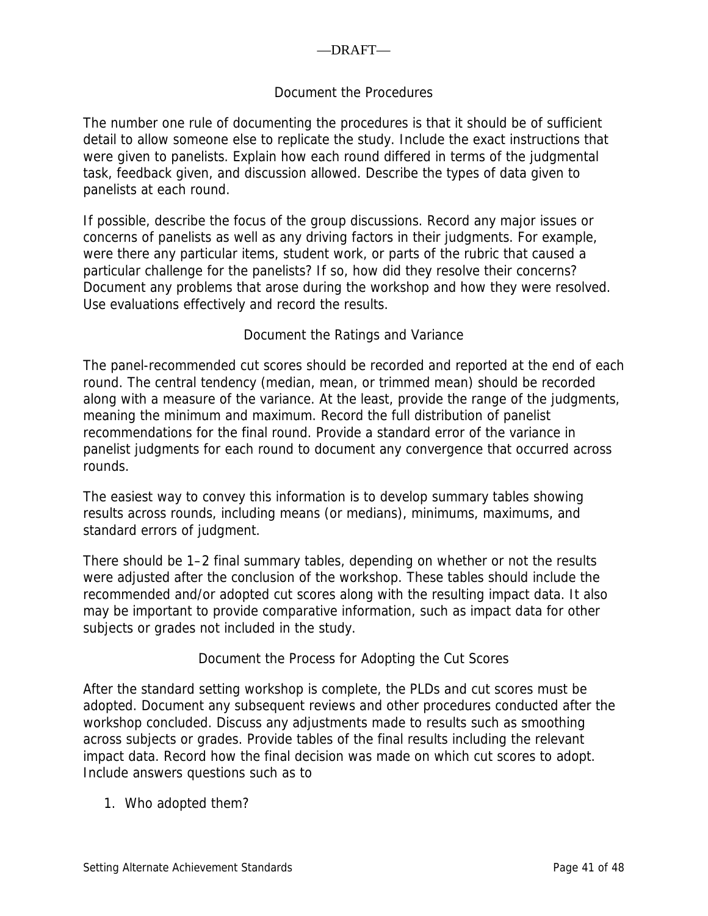—DRAFT—

## Document the Procedures

The number one rule of documenting the procedures is that it should be of sufficient detail to allow someone else to replicate the study. Include the exact instructions that were given to panelists. Explain how each round differed in terms of the judgmental task, feedback given, and discussion allowed. Describe the types of data given to panelists at each round.

If possible, describe the focus of the group discussions. Record any major issues or concerns of panelists as well as any driving factors in their judgments. For example, were there any particular items, student work, or parts of the rubric that caused a particular challenge for the panelists? If so, how did they resolve their concerns? Document any problems that arose during the workshop and how they were resolved. Use evaluations effectively and record the results.

## Document the Ratings and Variance

The panel-recommended cut scores should be recorded and reported at the end of each round. The central tendency (median, mean, or trimmed mean) should be recorded along with a measure of the variance. At the least, provide the range of the judgments, meaning the minimum and maximum. Record the full distribution of panelist recommendations for the final round. Provide a standard error of the variance in panelist judgments for each round to document any convergence that occurred across rounds.

The easiest way to convey this information is to develop summary tables showing results across rounds, including means (or medians), minimums, maximums, and standard errors of judgment.

There should be 1–2 final summary tables, depending on whether or not the results were adjusted after the conclusion of the workshop. These tables should include the recommended and/or adopted cut scores along with the resulting impact data. It also may be important to provide comparative information, such as impact data for other subjects or grades not included in the study.

## Document the Process for Adopting the Cut Scores

After the standard setting workshop is complete, the PLDs and cut scores must be adopted. Document any subsequent reviews and other procedures conducted after the workshop concluded. Discuss any adjustments made to results such as smoothing across subjects or grades. Provide tables of the final results including the relevant impact data. Record how the final decision was made on which cut scores to adopt. Include answers questions such as to

1. Who adopted them?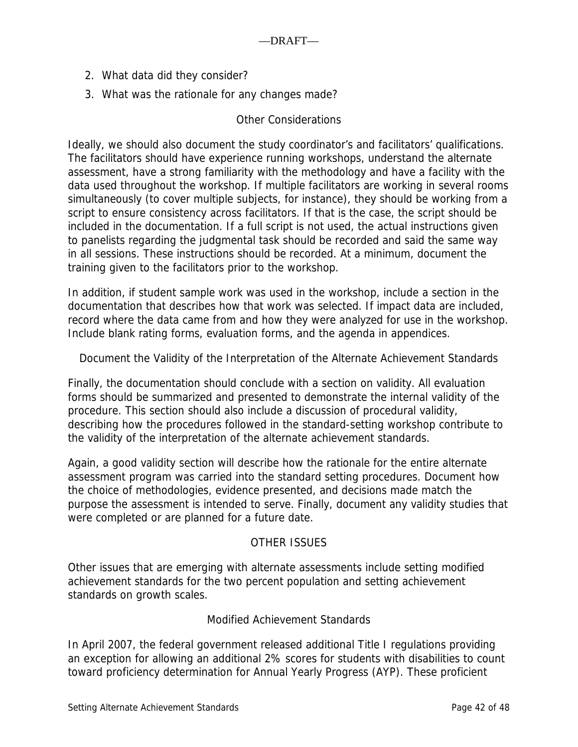2. What data did they consider?
3. What was the rationale for any changes made?

### Other Considerations

Ideally, we should also document the study coordinator's and facilitators' qualifications. The facilitators should have experience running workshops, understand the alternate assessment, have a strong familiarity with the methodology and have a facility with the data used throughout the workshop. If multiple facilitators are working in several rooms simultaneously (to cover multiple subjects, for instance), they should be working from a script to ensure consistency across facilitators. If that is the case, the script should be included in the documentation. If a full script is not used, the actual instructions given to panelists regarding the judgmental task should be recorded and said the same way in all sessions. These instructions should be recorded. At a minimum, document the training given to the facilitators prior to the workshop.

In addition, if student sample work was used in the workshop, include a section in the documentation that describes how that work was selected. If impact data are included, record where the data came from and how they were analyzed for use in the workshop. Include blank rating forms, evaluation forms, and the agenda in appendices.

### Document the Validity of the Interpretation of the Alternate Achievement Standards

Finally, the documentation should conclude with a section on validity. All evaluation forms should be summarized and presented to demonstrate the internal validity of the procedure. This section should also include a discussion of procedural validity, describing how the procedures followed in the standard-setting workshop contribute to the validity of the interpretation of the alternate achievement standards.

Again, a good validity section will describe how the rationale for the entire alternate assessment program was carried into the standard setting procedures. Document how the choice of methodologies, evidence presented, and decisions made match the purpose the assessment is intended to serve. Finally, document any validity studies that were completed or are planned for a future date.

## OTHER ISSUES

Other issues that are emerging with alternate assessments include setting modified achievement standards for the two percent population and setting achievement standards on growth scales.

### Modified Achievement Standards

In April 2007, the federal government released additional Title I regulations providing an exception for allowing an additional 2% scores for students with disabilities to count toward proficiency determination for Annual Yearly Progress (AYP). These proficient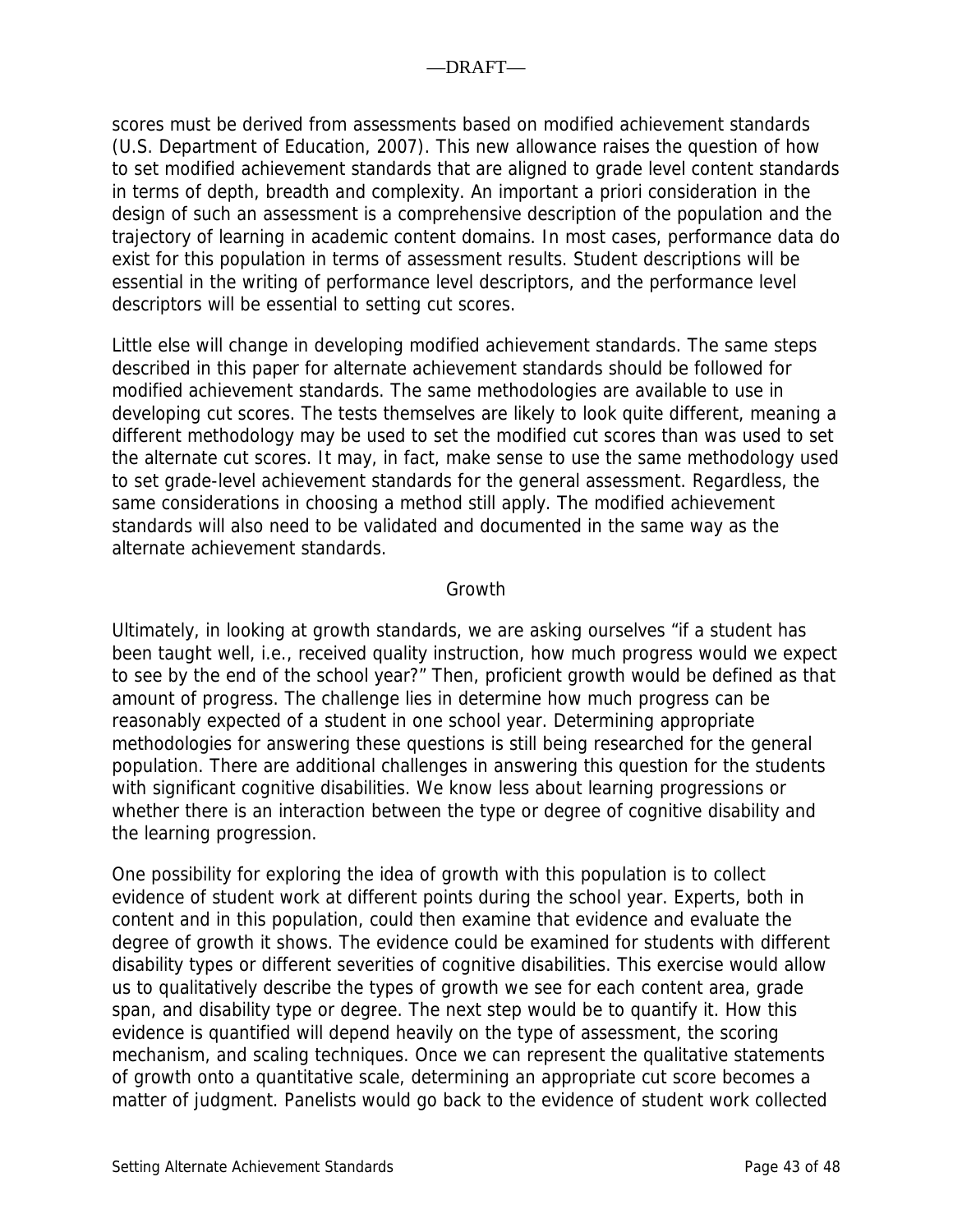scores must be derived from assessments based on modified achievement standards (U.S. Department of Education, 2007). This new allowance raises the question of how to set modified achievement standards that are aligned to grade level content standards in terms of depth, breadth and complexity. An important a priori consideration in the design of such an assessment is a comprehensive description of the population and the trajectory of learning in academic content domains. In most cases, performance data do exist for this population in terms of assessment results. Student descriptions will be essential in the writing of performance level descriptors, and the performance level descriptors will be essential to setting cut scores.

Little else will change in developing modified achievement standards. The same steps described in this paper for alternate achievement standards should be followed for modified achievement standards. The same methodologies are available to use in developing cut scores. The tests themselves are likely to look quite different, meaning a different methodology may be used to set the modified cut scores than was used to set the alternate cut scores. It may, in fact, make sense to use the same methodology used to set grade-level achievement standards for the general assessment. Regardless, the same considerations in choosing a method still apply. The modified achievement standards will also need to be validated and documented in the same way as the alternate achievement standards.

## Growth

Ultimately, in looking at growth standards, we are asking ourselves "if a student has been taught well, i.e., received quality instruction, how much progress would we expect to see by the end of the school year?" Then, proficient growth would be defined as that amount of progress. The challenge lies in determine how much progress can be reasonably expected of a student in one school year. Determining appropriate methodologies for answering these questions is still being researched for the general population. There are additional challenges in answering this question for the students with significant cognitive disabilities. We know less about learning progressions or whether there is an interaction between the type or degree of cognitive disability and the learning progression.

One possibility for exploring the idea of growth with this population is to collect evidence of student work at different points during the school year. Experts, both in content and in this population, could then examine that evidence and evaluate the degree of growth it shows. The evidence could be examined for students with different disability types or different severities of cognitive disabilities. This exercise would allow us to qualitatively describe the types of growth we see for each content area, grade span, and disability type or degree. The next step would be to quantify it. How this evidence is quantified will depend heavily on the type of assessment, the scoring mechanism, and scaling techniques. Once we can represent the qualitative statements of growth onto a quantitative scale, determining an appropriate cut score becomes a matter of judgment. Panelists would go back to the evidence of student work collected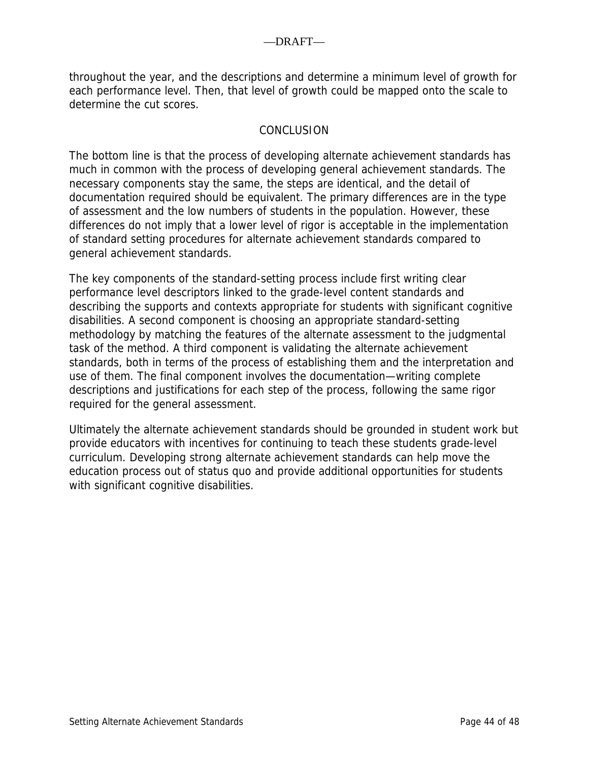throughout the year, and the descriptions and determine a minimum level of growth for each performance level. Then, that level of growth could be mapped onto the scale to determine the cut scores.

## CONCLUSION

The bottom line is that the process of developing alternate achievement standards has much in common with the process of developing general achievement standards. The necessary components stay the same, the steps are identical, and the detail of documentation required should be equivalent. The primary differences are in the type of assessment and the low numbers of students in the population. However, these differences do not imply that a lower level of rigor is acceptable in the implementation of standard setting procedures for alternate achievement standards compared to general achievement standards.

The key components of the standard-setting process include first writing clear performance level descriptors linked to the grade-level content standards and describing the supports and contexts appropriate for students with significant cognitive disabilities. A second component is choosing an appropriate standard-setting methodology by matching the features of the alternate assessment to the judgmental task of the method. A third component is validating the alternate achievement standards, both in terms of the process of establishing them and the interpretation and use of them. The final component involves the documentation—writing complete descriptions and justifications for each step of the process, following the same rigor required for the general assessment.

Ultimately the alternate achievement standards should be grounded in student work but provide educators with incentives for continuing to teach these students grade-level curriculum. Developing strong alternate achievement standards can help move the education process out of status quo and provide additional opportunities for students with significant cognitive disabilities.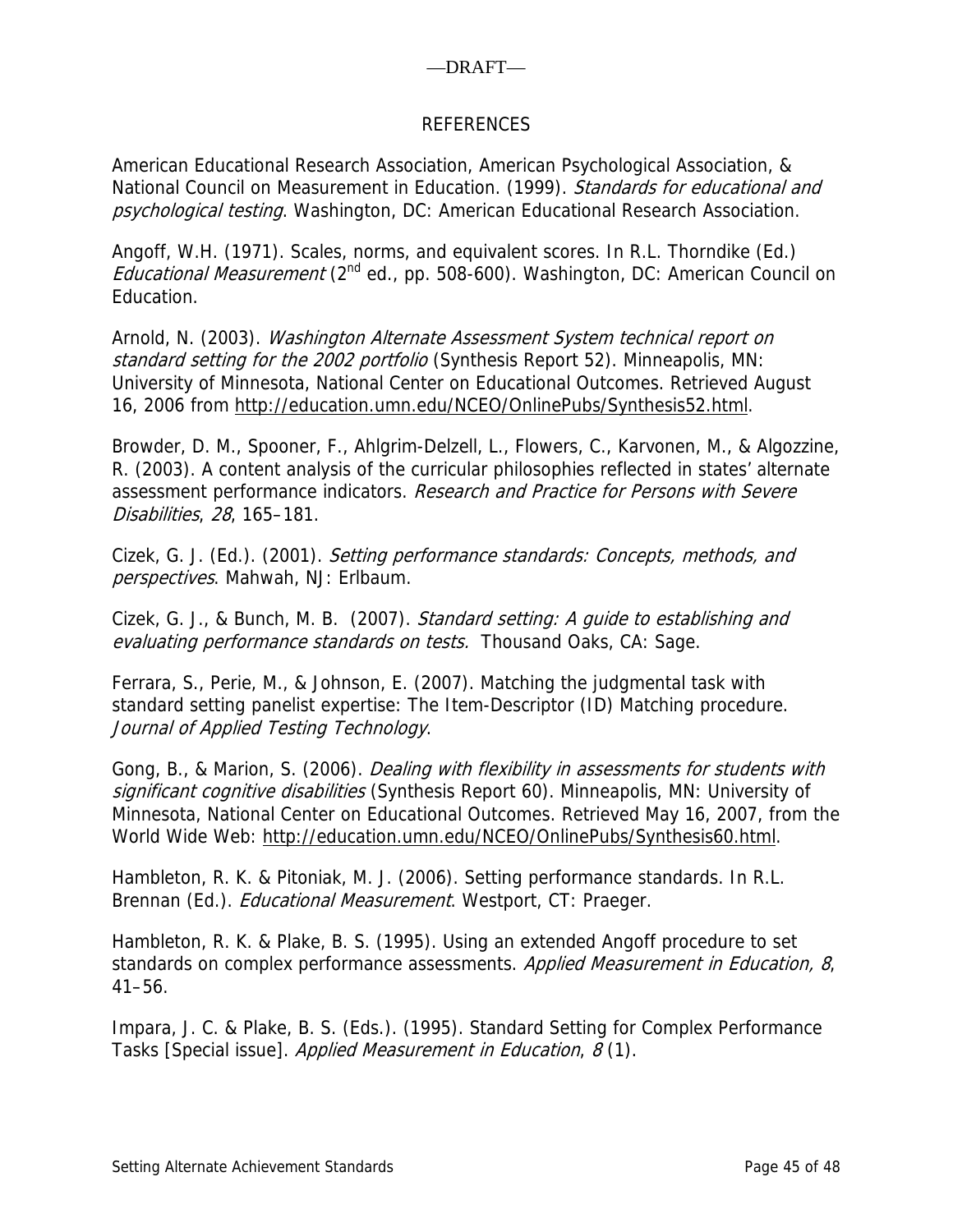## REFERENCES

American Educational Research Association, American Psychological Association, & National Council on Measurement in Education. (1999). *Standards for educational and psychological testing*. Washington, DC: American Educational Research Association.

Angoff, W.H. (1971). Scales, norms, and equivalent scores. In R.L. Thorndike (Ed.) *Educational Measurement* (2nd ed., pp. 508-600). Washington, DC: American Council on Education.

Arnold, N. (2003). *Washington Alternate Assessment System technical report on standard setting for the 2002 portfolio* (Synthesis Report 52). Minneapolis, MN: University of Minnesota, National Center on Educational Outcomes. Retrieved August 16, 2006 from http://education.umn.edu/NCEO/OnlinePubs/Synthesis52.html.

Browder, D. M., Spooner, F., Ahlgrim-Delzell, L., Flowers, C., Karvonen, M., & Algozzine, R. (2003). A content analysis of the curricular philosophies reflected in states' alternate assessment performance indicators. *Research and Practice for Persons with Severe Disabilities*, *28*, 165–181.

Cizek, G. J. (Ed.). (2001). *Setting performance standards: Concepts, methods, and perspectives*. Mahwah, NJ: Erlbaum.

Cizek, G. J., & Bunch, M. B. (2007). *Standard setting: A guide to establishing and evaluating performance standards on tests.* Thousand Oaks, CA: Sage.

Ferrara, S., Perie, M., & Johnson, E. (2007). Matching the judgmental task with standard setting panelist expertise: The Item-Descriptor (ID) Matching procedure. *Journal of Applied Testing Technology*.

Gong, B., & Marion, S. (2006). *Dealing with flexibility in assessments for students with significant cognitive disabilities* (Synthesis Report 60). Minneapolis, MN: University of Minnesota, National Center on Educational Outcomes. Retrieved May 16, 2007, from the World Wide Web: http://education.umn.edu/NCEO/OnlinePubs/Synthesis60.html.

Hambleton, R. K. & Pitoniak, M. J. (2006). Setting performance standards. In R.L. Brennan (Ed.). *Educational Measurement*. Westport, CT: Praeger.

Hambleton, R. K. & Plake, B. S. (1995). Using an extended Angoff procedure to set standards on complex performance assessments. *Applied Measurement in Education, 8*, 41–56.

Impara, J. C. & Plake, B. S. (Eds.). (1995). Standard Setting for Complex Performance Tasks [Special issue]. *Applied Measurement in Education*, *8* (1).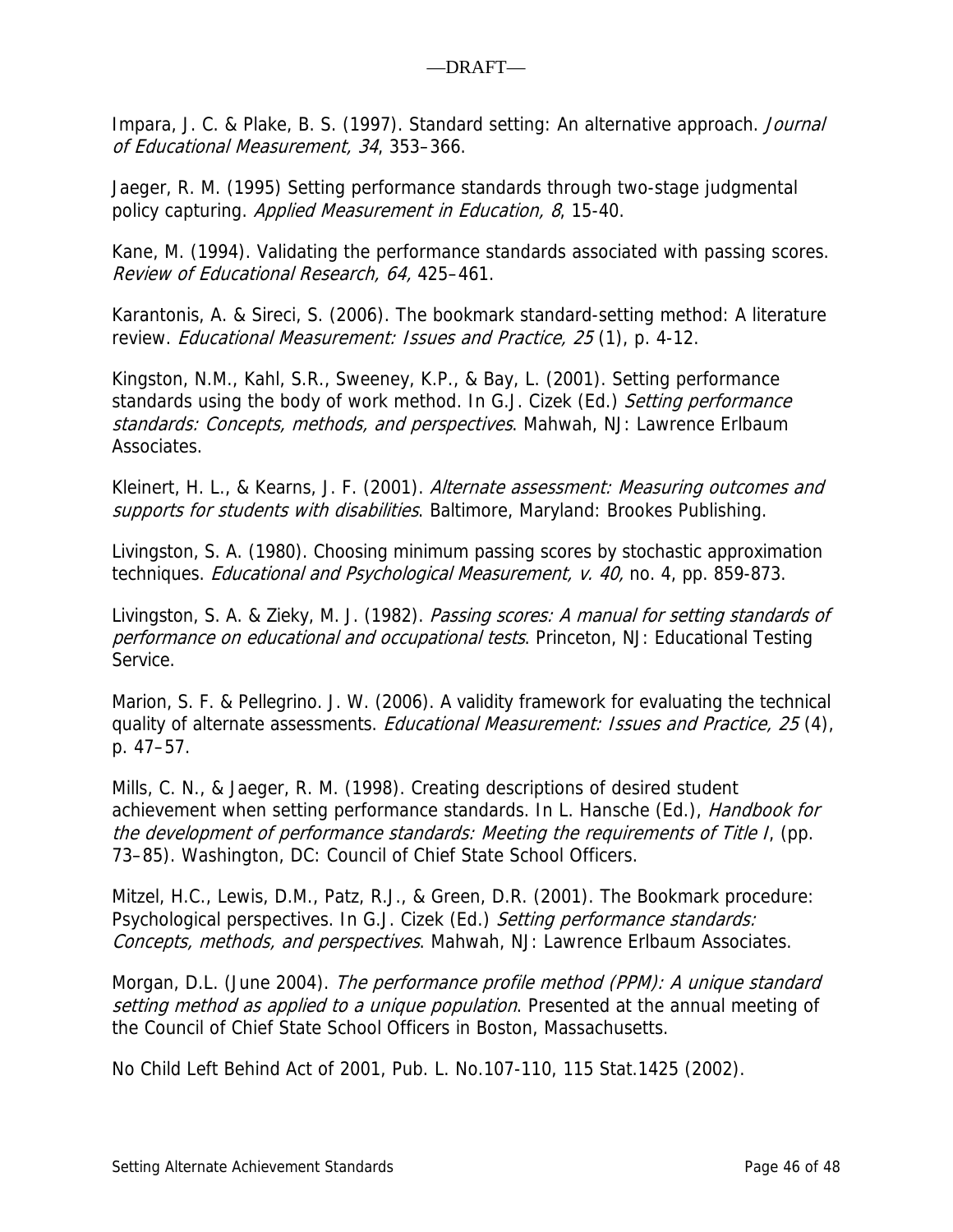Impara, J. C. & Plake, B. S. (1997). Standard setting: An alternative approach. *Journal of Educational Measurement, 34*, 353–366.

Jaeger, R. M. (1995) Setting performance standards through two-stage judgmental policy capturing. *Applied Measurement in Education, 8*, 15-40.

Kane, M. (1994). Validating the performance standards associated with passing scores. *Review of Educational Research, 64,* 425–461.

Karantonis, A. & Sireci, S. (2006). The bookmark standard-setting method: A literature review. *Educational Measurement: Issues and Practice, 25* (1), p. 4-12.

Kingston, N.M., Kahl, S.R., Sweeney, K.P., & Bay, L. (2001). Setting performance standards using the body of work method. In G.J. Cizek (Ed.) *Setting performance standards: Concepts, methods, and perspectives*. Mahwah, NJ: Lawrence Erlbaum Associates.

Kleinert, H. L., & Kearns, J. F. (2001). *Alternate assessment: Measuring outcomes and supports for students with disabilities*. Baltimore, Maryland: Brookes Publishing.

Livingston, S. A. (1980). Choosing minimum passing scores by stochastic approximation techniques. *Educational and Psychological Measurement, v. 40,* no. 4, pp. 859-873.

Livingston, S. A. & Zieky, M. J. (1982). *Passing scores: A manual for setting standards of performance on educational and occupational tests*. Princeton, NJ: Educational Testing Service.

Marion, S. F. & Pellegrino. J. W. (2006). A validity framework for evaluating the technical quality of alternate assessments. *Educational Measurement: Issues and Practice, 25* (4), p. 47–57.

Mills, C. N., & Jaeger, R. M. (1998). Creating descriptions of desired student achievement when setting performance standards. In L. Hansche (Ed.), *Handbook for the development of performance standards: Meeting the requirements of Title I*, (pp. 73–85). Washington, DC: Council of Chief State School Officers.

Mitzel, H.C., Lewis, D.M., Patz, R.J., & Green, D.R. (2001). The Bookmark procedure: Psychological perspectives. In G.J. Cizek (Ed.) *Setting performance standards: Concepts, methods, and perspectives*. Mahwah, NJ: Lawrence Erlbaum Associates.

Morgan, D.L. (June 2004). *The performance profile method (PPM): A unique standard setting method as applied to a unique population*. Presented at the annual meeting of the Council of Chief State School Officers in Boston, Massachusetts.

No Child Left Behind Act of 2001, Pub. L. No.107-110, 115 Stat.1425 (2002).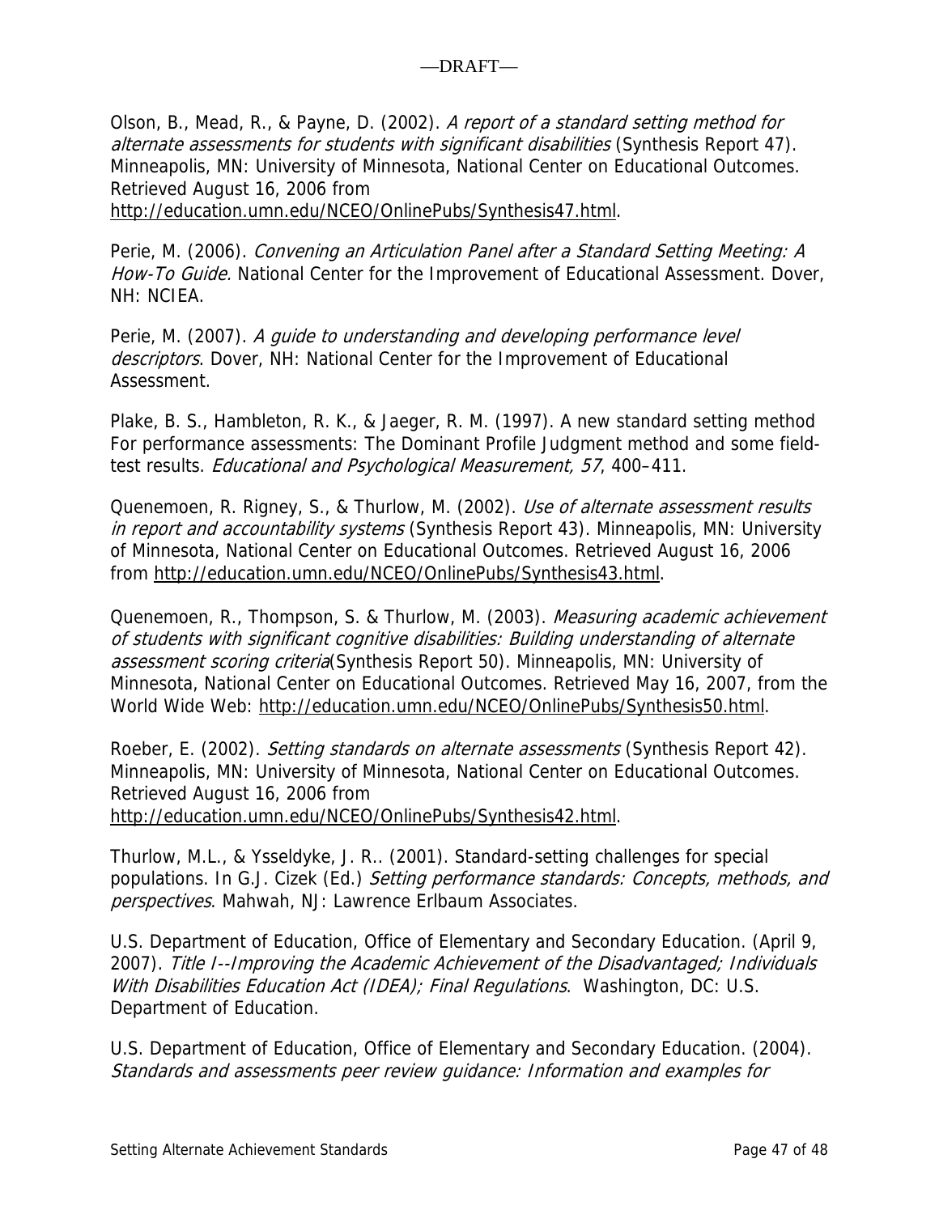Olson, B., Mead, R., & Payne, D. (2002). *A report of a standard setting method for alternate assessments for students with significant disabilities* (Synthesis Report 47). Minneapolis, MN: University of Minnesota, National Center on Educational Outcomes. Retrieved August 16, 2006 from http://education.umn.edu/NCEO/OnlinePubs/Synthesis47.html.

Perie, M. (2006). *Convening an Articulation Panel after a Standard Setting Meeting: A How-To Guide.* National Center for the Improvement of Educational Assessment. Dover, NH: NCIEA.

Perie, M. (2007). *A guide to understanding and developing performance level descriptors*. Dover, NH: National Center for the Improvement of Educational Assessment.

Plake, B. S., Hambleton, R. K., & Jaeger, R. M. (1997). A new standard setting method For performance assessments: The Dominant Profile Judgment method and some field-test results. *Educational and Psychological Measurement, 57*, 400–411.

Quenemoen, R. Rigney, S., & Thurlow, M. (2002). *Use of alternate assessment results in report and accountability systems* (Synthesis Report 43). Minneapolis, MN: University of Minnesota, National Center on Educational Outcomes. Retrieved August 16, 2006 from http://education.umn.edu/NCEO/OnlinePubs/Synthesis43.html.

Quenemoen, R., Thompson, S. & Thurlow, M. (2003). *Measuring academic achievement of students with significant cognitive disabilities: Building understanding of alternate assessment scoring criteria*(Synthesis Report 50). Minneapolis, MN: University of Minnesota, National Center on Educational Outcomes. Retrieved May 16, 2007, from the World Wide Web: http://education.umn.edu/NCEO/OnlinePubs/Synthesis50.html.

Roeber, E. (2002). *Setting standards on alternate assessments* (Synthesis Report 42). Minneapolis, MN: University of Minnesota, National Center on Educational Outcomes. Retrieved August 16, 2006 from http://education.umn.edu/NCEO/OnlinePubs/Synthesis42.html.

Thurlow, M.L., & Ysseldyke, J. R.. (2001). Standard-setting challenges for special populations. In G.J. Cizek (Ed.) *Setting performance standards: Concepts, methods, and perspectives*. Mahwah, NJ: Lawrence Erlbaum Associates.

U.S. Department of Education, Office of Elementary and Secondary Education. (April 9, 2007). *Title I--Improving the Academic Achievement of the Disadvantaged; Individuals With Disabilities Education Act (IDEA); Final Regulations*. Washington, DC: U.S. Department of Education.

U.S. Department of Education, Office of Elementary and Secondary Education. (2004). *Standards and assessments peer review guidance: Information and examples for*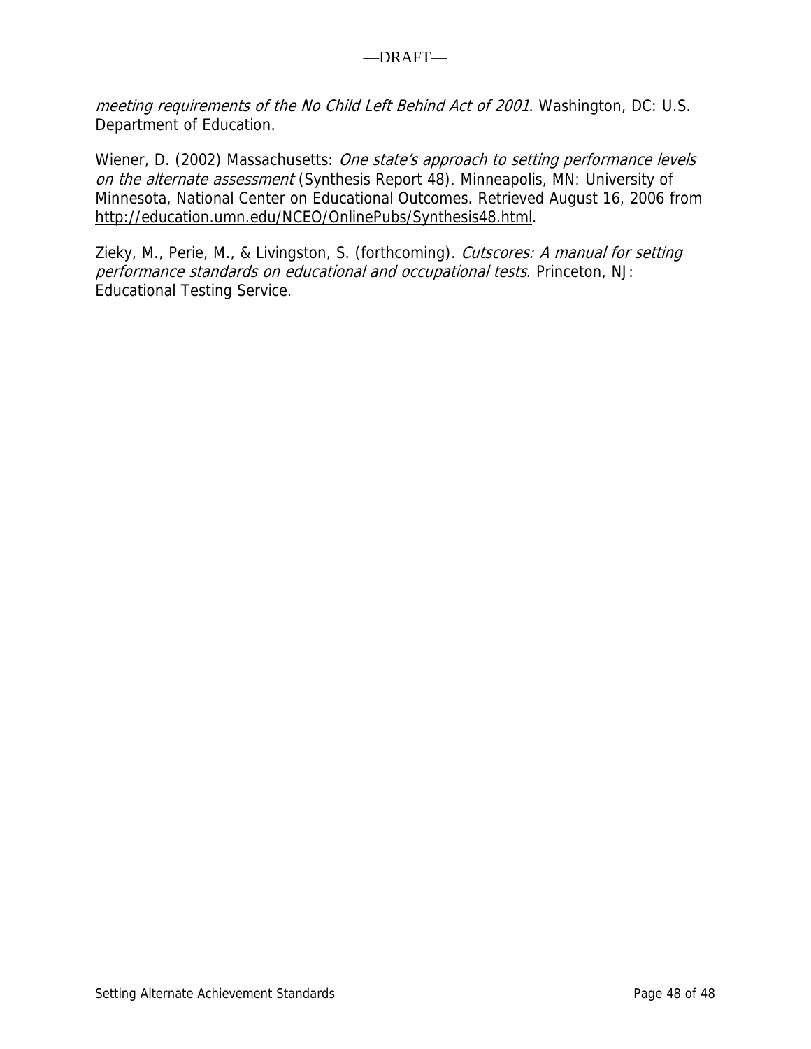*meeting requirements of the No Child Left Behind Act of 2001*. Washington, DC: U.S. Department of Education.

Wiener, D. (2002) Massachusetts: *One state's approach to setting performance levels on the alternate assessment* (Synthesis Report 48). Minneapolis, MN: University of Minnesota, National Center on Educational Outcomes. Retrieved August 16, 2006 from http://education.umn.edu/NCEO/OnlinePubs/Synthesis48.html.

Zieky, M., Perie, M., & Livingston, S. (forthcoming). *Cutscores: A manual for setting performance standards on educational and occupational tests*. Princeton, NJ: Educational Testing Service.